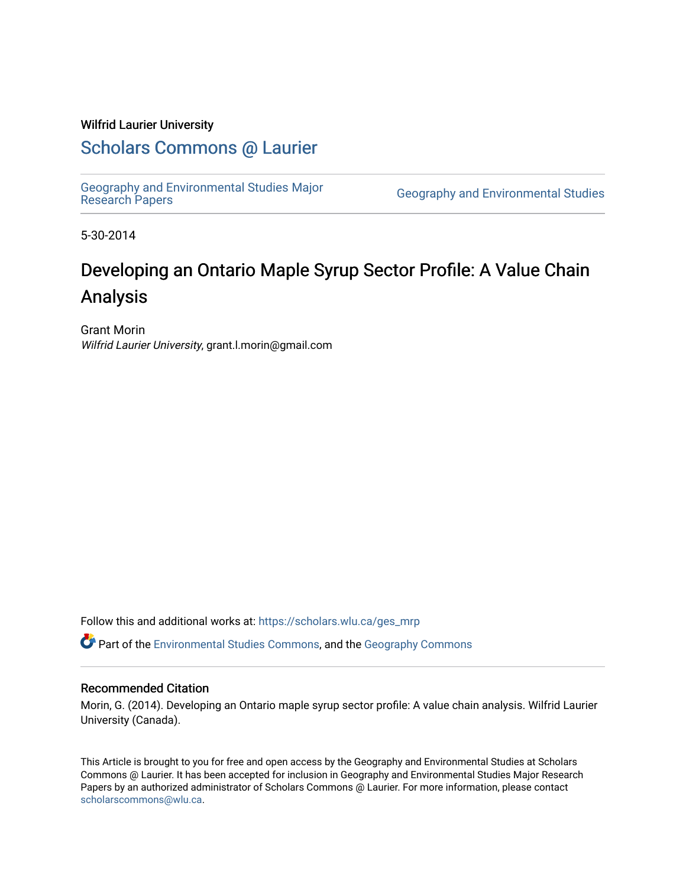Wilfrid Laurier University

## Scholars Commons @ Laurier

Geography and Environmental Studies Major Research Papers

Geography and Environmental Studies

5-30-2014

# Developing an Ontario Maple Syrup Sector Profile: A Value Chain Analysis

Grant Morin
*Wilfrid Laurier University*, grant.l.morin@gmail.com

Follow this and additional works at: https://scholars.wlu.ca/ges_mrp

Part of the Environmental Studies Commons, and the Geography Commons

### Recommended Citation

Morin, G. (2014). Developing an Ontario maple syrup sector profile: A value chain analysis. Wilfrid Laurier University (Canada).

This Article is brought to you for free and open access by the Geography and Environmental Studies at Scholars Commons @ Laurier. It has been accepted for inclusion in Geography and Environmental Studies Major Research Papers by an authorized administrator of Scholars Commons @ Laurier. For more information, please contact scholarscommons@wlu.ca.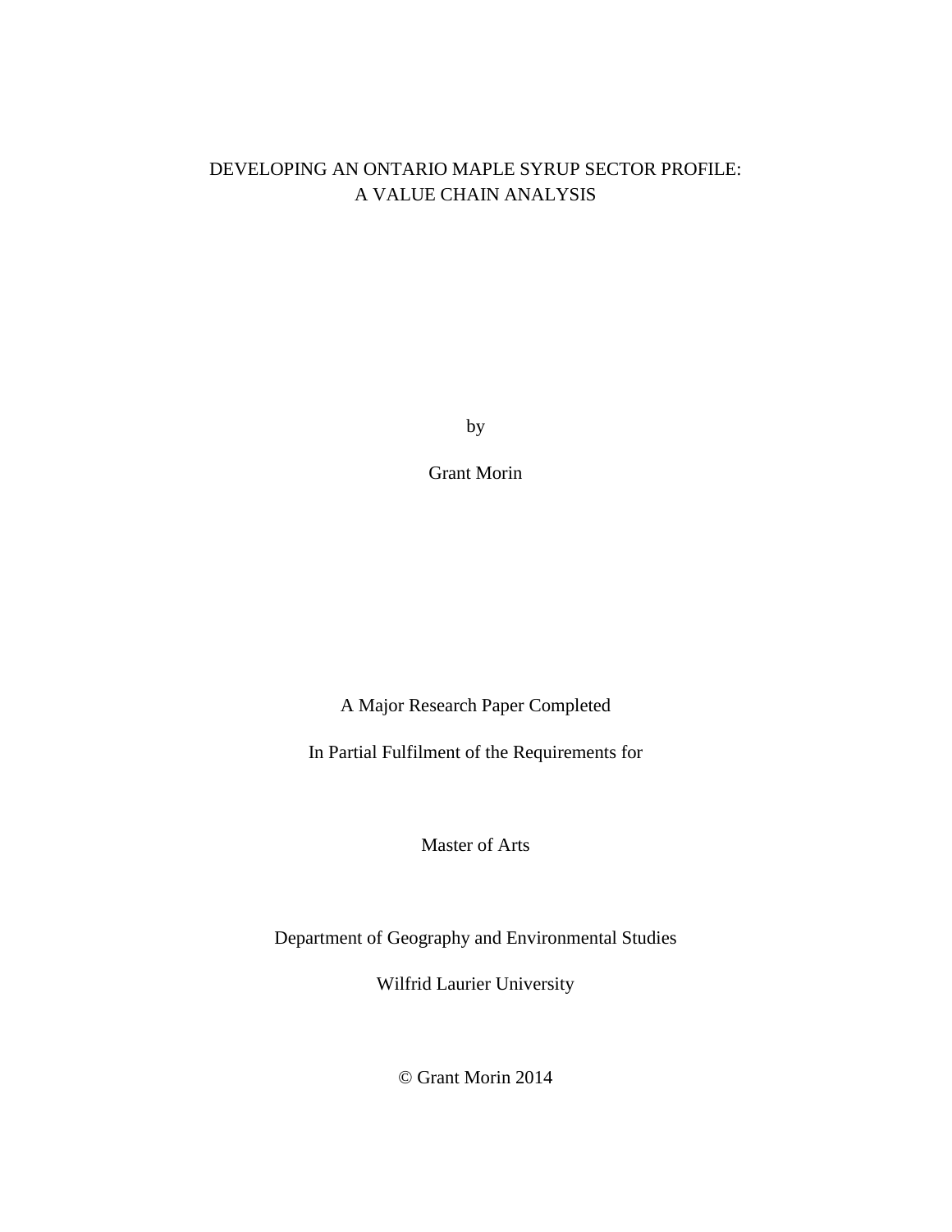# DEVELOPING AN ONTARIO MAPLE SYRUP SECTOR PROFILE: A VALUE CHAIN ANALYSIS

by

Grant Morin

A Major Research Paper Completed

In Partial Fulfilment of the Requirements for

Master of Arts

Department of Geography and Environmental Studies

Wilfrid Laurier University

© Grant Morin 2014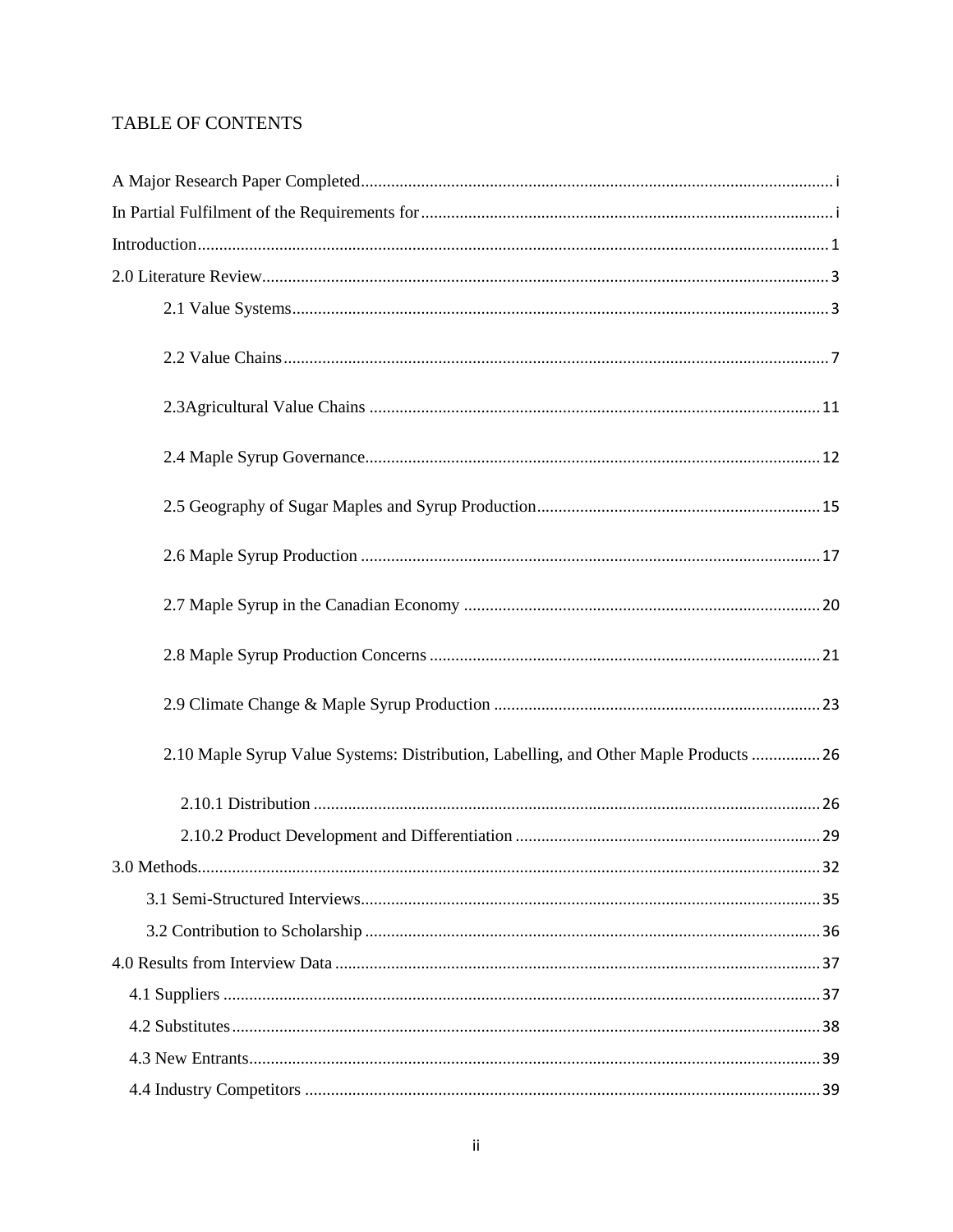# TABLE OF CONTENTS

A Major Research Paper Completed .......... i

In Partial Fulfilment of the Requirements for .......... i

Introduction .......... 1

2.0 Literature Review .......... 3

- 2.1 Value Systems .......... 3
- 2.2 Value Chains .......... 7
- 2.3Agricultural Value Chains .......... 11
- 2.4 Maple Syrup Governance .......... 12
- 2.5 Geography of Sugar Maples and Syrup Production .......... 15
- 2.6 Maple Syrup Production .......... 17
- 2.7 Maple Syrup in the Canadian Economy .......... 20
- 2.8 Maple Syrup Production Concerns .......... 21
- 2.9 Climate Change & Maple Syrup Production .......... 23
- 2.10 Maple Syrup Value Systems: Distribution, Labelling, and Other Maple Products .......... 26
  - 2.10.1 Distribution .......... 26
  - 2.10.2 Product Development and Differentiation .......... 29

3.0 Methods .......... 32

- 3.1 Semi-Structured Interviews .......... 35
- 3.2 Contribution to Scholarship .......... 36

4.0 Results from Interview Data .......... 37

- 4.1 Suppliers .......... 37
- 4.2 Substitutes .......... 38
- 4.3 New Entrants .......... 39
- 4.4 Industry Competitors .......... 39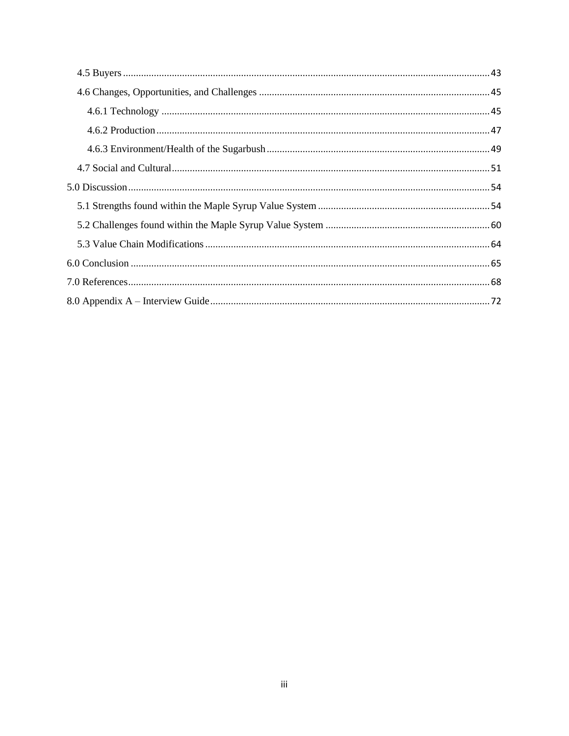4.5 Buyers ........................................................................................................................................ 43

4.6 Changes, Opportunities, and Challenges .......................................................................................... 45

4.6.1 Technology ................................................................................................................................ 45

4.6.2 Production .................................................................................................................................. 47

4.6.3 Environment/Health of the Sugarbush ...................................................................................... 49

4.7 Social and Cultural ........................................................................................................................... 51

5.0 Discussion ............................................................................................................................................ 54

5.1 Strengths found within the Maple Syrup Value System ................................................................... 54

5.2 Challenges found within the Maple Syrup Value System ................................................................. 60

5.3 Value Chain Modifications ............................................................................................................... 64

6.0 Conclusion ........................................................................................................................................... 65

7.0 References ............................................................................................................................................ 68

8.0 Appendix A – Interview Guide ............................................................................................................ 72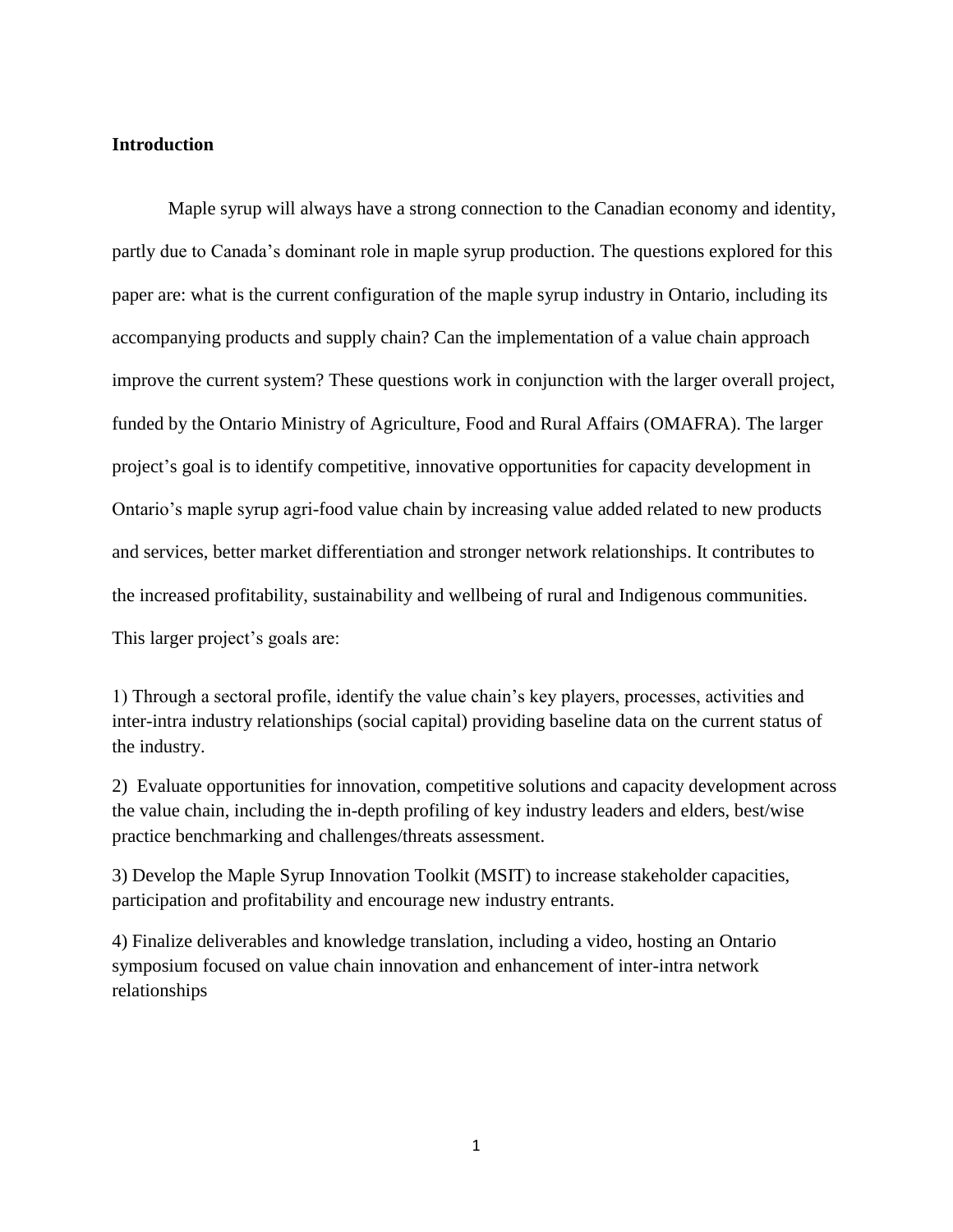## Introduction

Maple syrup will always have a strong connection to the Canadian economy and identity, partly due to Canada's dominant role in maple syrup production. The questions explored for this paper are: what is the current configuration of the maple syrup industry in Ontario, including its accompanying products and supply chain? Can the implementation of a value chain approach improve the current system? These questions work in conjunction with the larger overall project, funded by the Ontario Ministry of Agriculture, Food and Rural Affairs (OMAFRA). The larger project's goal is to identify competitive, innovative opportunities for capacity development in Ontario's maple syrup agri-food value chain by increasing value added related to new products and services, better market differentiation and stronger network relationships. It contributes to the increased profitability, sustainability and wellbeing of rural and Indigenous communities. This larger project's goals are:

1) Through a sectoral profile, identify the value chain's key players, processes, activities and inter-intra industry relationships (social capital) providing baseline data on the current status of the industry.

2) Evaluate opportunities for innovation, competitive solutions and capacity development across the value chain, including the in-depth profiling of key industry leaders and elders, best/wise practice benchmarking and challenges/threats assessment.

3) Develop the Maple Syrup Innovation Toolkit (MSIT) to increase stakeholder capacities, participation and profitability and encourage new industry entrants.

4) Finalize deliverables and knowledge translation, including a video, hosting an Ontario symposium focused on value chain innovation and enhancement of inter-intra network relationships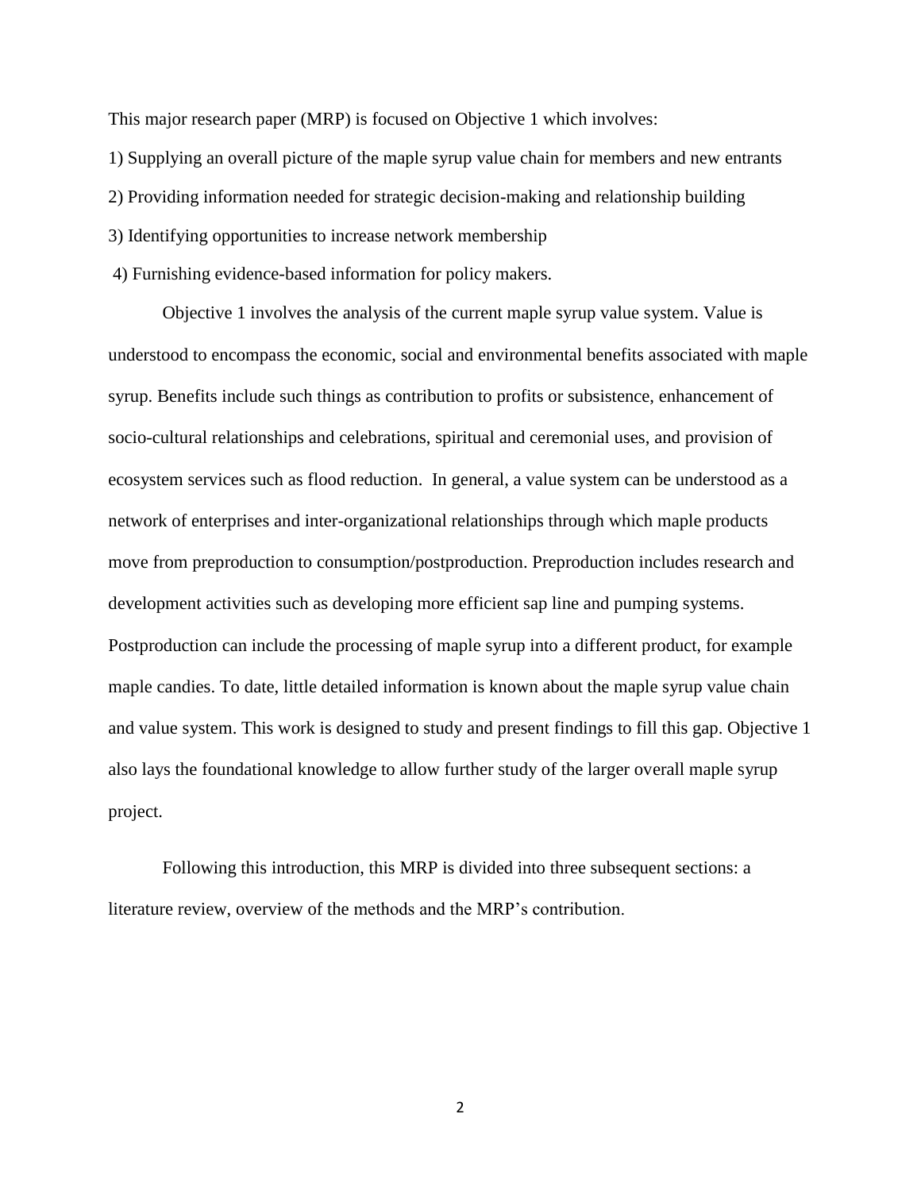This major research paper (MRP) is focused on Objective 1 which involves:

1) Supplying an overall picture of the maple syrup value chain for members and new entrants
2) Providing information needed for strategic decision-making and relationship building
3) Identifying opportunities to increase network membership
4) Furnishing evidence-based information for policy makers.

Objective 1 involves the analysis of the current maple syrup value system. Value is understood to encompass the economic, social and environmental benefits associated with maple syrup. Benefits include such things as contribution to profits or subsistence, enhancement of socio-cultural relationships and celebrations, spiritual and ceremonial uses, and provision of ecosystem services such as flood reduction. In general, a value system can be understood as a network of enterprises and inter-organizational relationships through which maple products move from preproduction to consumption/postproduction. Preproduction includes research and development activities such as developing more efficient sap line and pumping systems. Postproduction can include the processing of maple syrup into a different product, for example maple candies. To date, little detailed information is known about the maple syrup value chain and value system. This work is designed to study and present findings to fill this gap. Objective 1 also lays the foundational knowledge to allow further study of the larger overall maple syrup project.

Following this introduction, this MRP is divided into three subsequent sections: a literature review, overview of the methods and the MRP's contribution.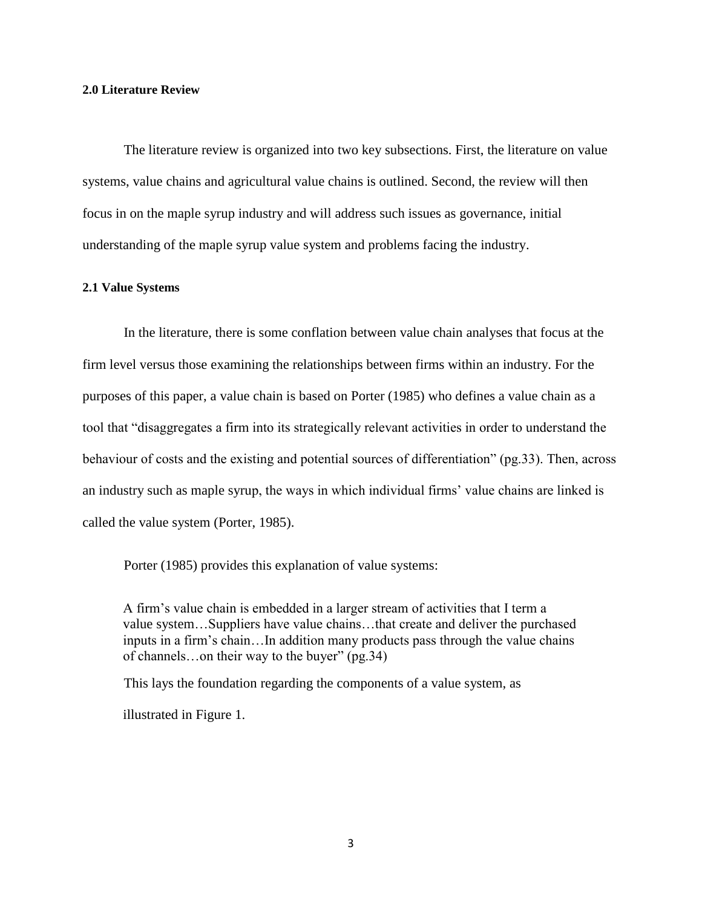## 2.0 Literature Review

The literature review is organized into two key subsections. First, the literature on value systems, value chains and agricultural value chains is outlined. Second, the review will then focus in on the maple syrup industry and will address such issues as governance, initial understanding of the maple syrup value system and problems facing the industry.

### 2.1 Value Systems

In the literature, there is some conflation between value chain analyses that focus at the firm level versus those examining the relationships between firms within an industry. For the purposes of this paper, a value chain is based on Porter (1985) who defines a value chain as a tool that "disaggregates a firm into its strategically relevant activities in order to understand the behaviour of costs and the existing and potential sources of differentiation" (pg.33). Then, across an industry such as maple syrup, the ways in which individual firms' value chains are linked is called the value system (Porter, 1985).

Porter (1985) provides this explanation of value systems:

> A firm's value chain is embedded in a larger stream of activities that I term a value system…Suppliers have value chains…that create and deliver the purchased inputs in a firm's chain…In addition many products pass through the value chains of channels…on their way to the buyer" (pg.34)

This lays the foundation regarding the components of a value system, as illustrated in Figure 1.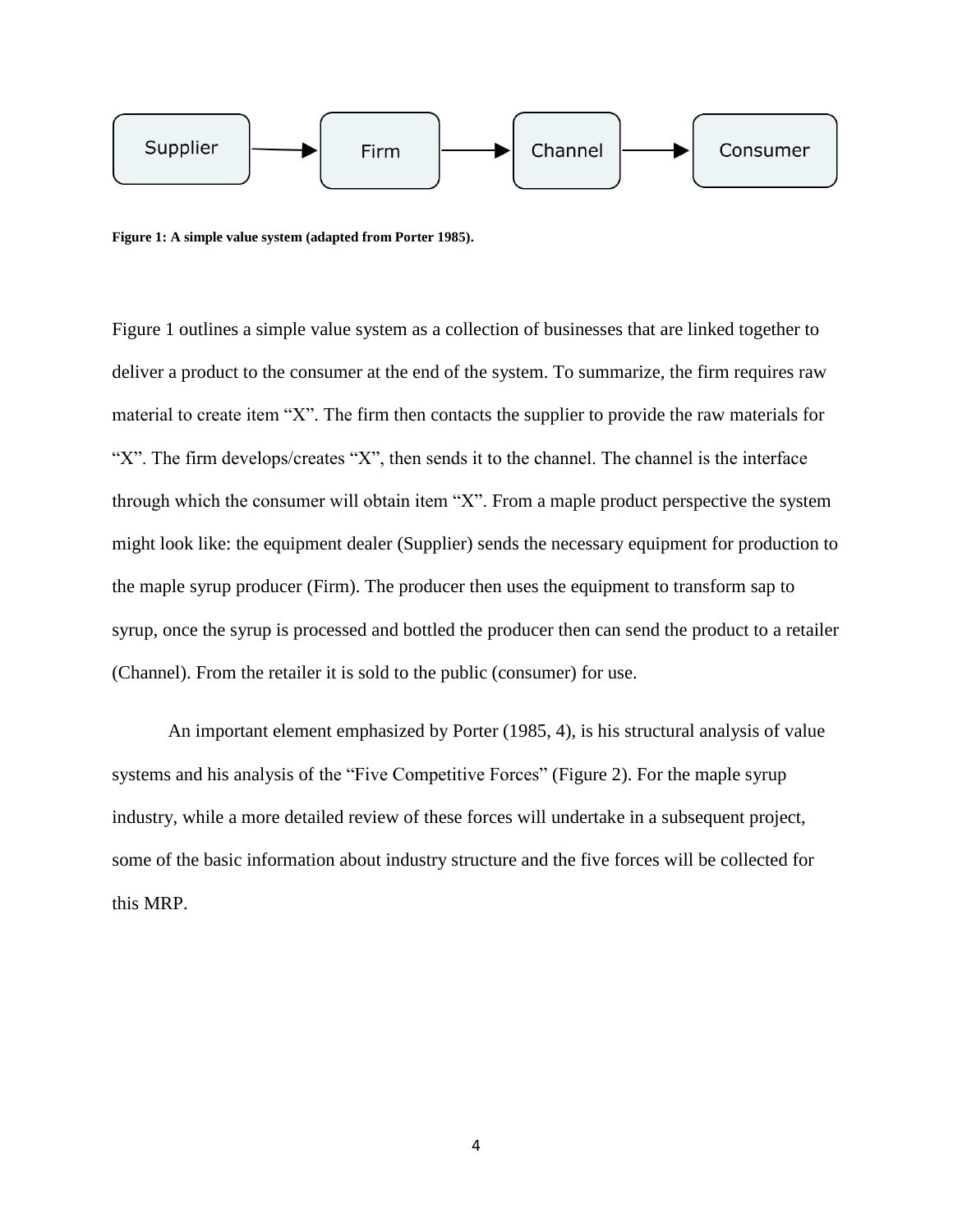Supplier → Firm → Channel → Consumer

**Figure 1: A simple value system (adapted from Porter 1985).**

Figure 1 outlines a simple value system as a collection of businesses that are linked together to deliver a product to the consumer at the end of the system. To summarize, the firm requires raw material to create item “X”. The firm then contacts the supplier to provide the raw materials for “X”. The firm develops/creates “X”, then sends it to the channel. The channel is the interface through which the consumer will obtain item “X”. From a maple product perspective the system might look like: the equipment dealer (Supplier) sends the necessary equipment for production to the maple syrup producer (Firm). The producer then uses the equipment to transform sap to syrup, once the syrup is processed and bottled the producer then can send the product to a retailer (Channel). From the retailer it is sold to the public (consumer) for use.

An important element emphasized by Porter (1985, 4), is his structural analysis of value systems and his analysis of the “Five Competitive Forces” (Figure 2). For the maple syrup industry, while a more detailed review of these forces will undertake in a subsequent project, some of the basic information about industry structure and the five forces will be collected for this MRP.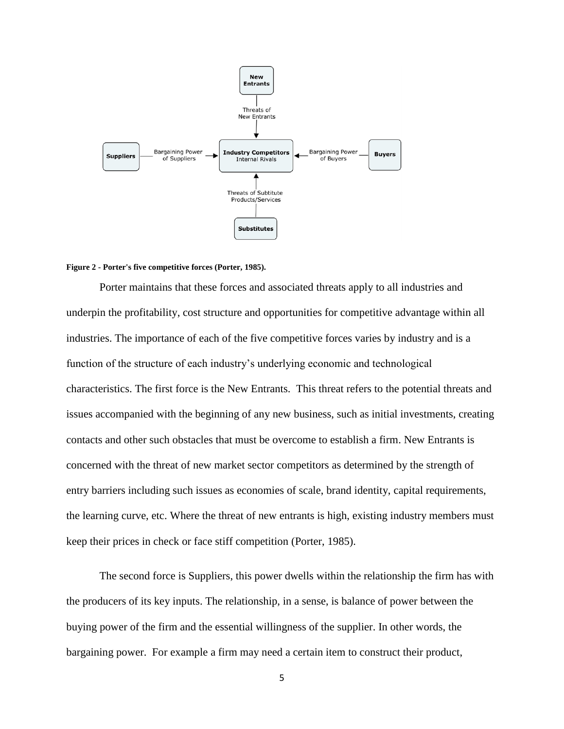**Figure 2 - Porter's five competitive forces (Porter, 1985).**

Porter maintains that these forces and associated threats apply to all industries and underpin the profitability, cost structure and opportunities for competitive advantage within all industries. The importance of each of the five competitive forces varies by industry and is a function of the structure of each industry's underlying economic and technological characteristics. The first force is the New Entrants. This threat refers to the potential threats and issues accompanied with the beginning of any new business, such as initial investments, creating contacts and other such obstacles that must be overcome to establish a firm. New Entrants is concerned with the threat of new market sector competitors as determined by the strength of entry barriers including such issues as economies of scale, brand identity, capital requirements, the learning curve, etc. Where the threat of new entrants is high, existing industry members must keep their prices in check or face stiff competition (Porter, 1985).

The second force is Suppliers, this power dwells within the relationship the firm has with the producers of its key inputs. The relationship, in a sense, is balance of power between the buying power of the firm and the essential willingness of the supplier. In other words, the bargaining power. For example a firm may need a certain item to construct their product,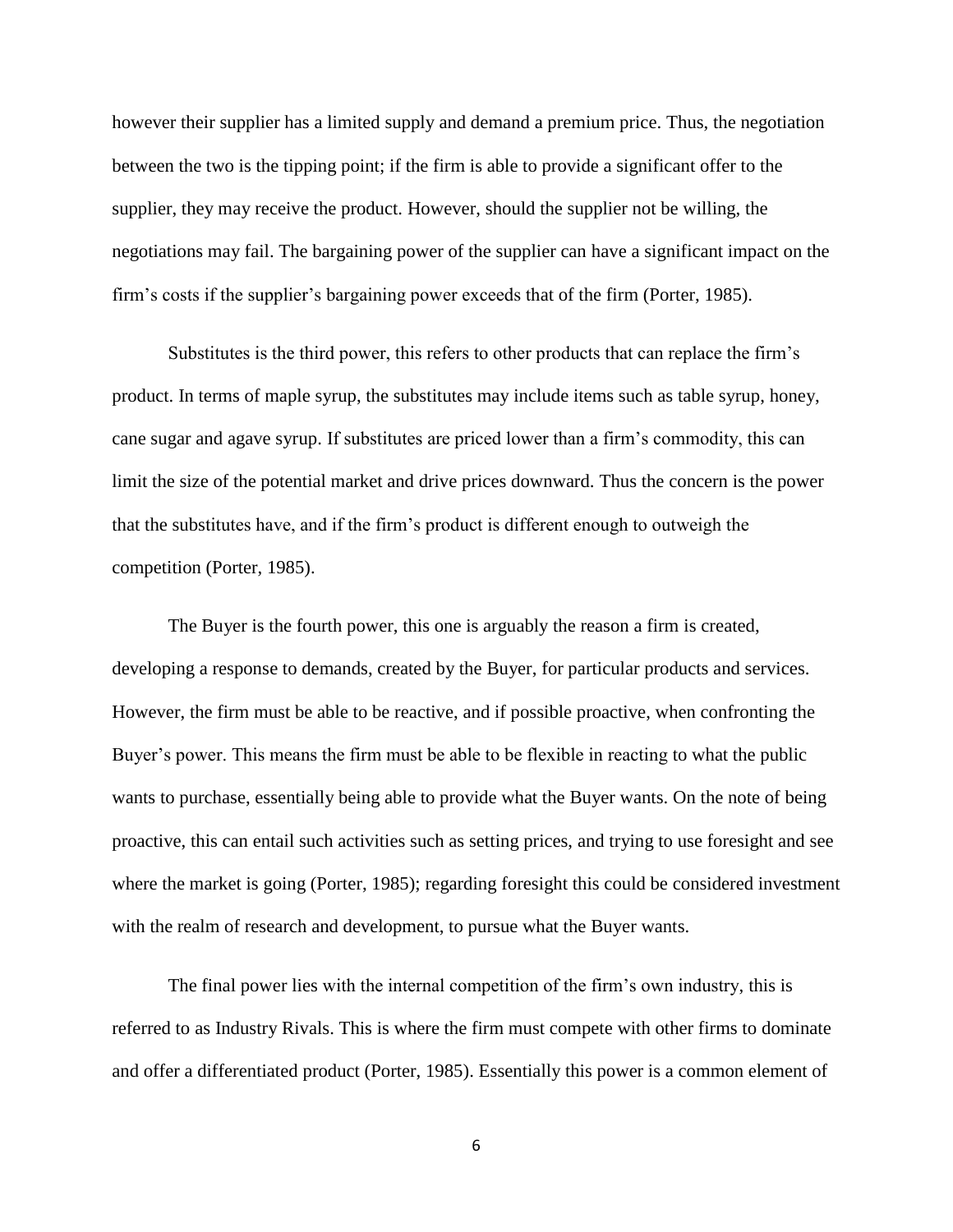however their supplier has a limited supply and demand a premium price. Thus, the negotiation between the two is the tipping point; if the firm is able to provide a significant offer to the supplier, they may receive the product. However, should the supplier not be willing, the negotiations may fail. The bargaining power of the supplier can have a significant impact on the firm's costs if the supplier's bargaining power exceeds that of the firm (Porter, 1985).

Substitutes is the third power, this refers to other products that can replace the firm's product. In terms of maple syrup, the substitutes may include items such as table syrup, honey, cane sugar and agave syrup. If substitutes are priced lower than a firm's commodity, this can limit the size of the potential market and drive prices downward. Thus the concern is the power that the substitutes have, and if the firm's product is different enough to outweigh the competition (Porter, 1985).

The Buyer is the fourth power, this one is arguably the reason a firm is created, developing a response to demands, created by the Buyer, for particular products and services. However, the firm must be able to be reactive, and if possible proactive, when confronting the Buyer's power. This means the firm must be able to be flexible in reacting to what the public wants to purchase, essentially being able to provide what the Buyer wants. On the note of being proactive, this can entail such activities such as setting prices, and trying to use foresight and see where the market is going (Porter, 1985); regarding foresight this could be considered investment with the realm of research and development, to pursue what the Buyer wants.

The final power lies with the internal competition of the firm's own industry, this is referred to as Industry Rivals. This is where the firm must compete with other firms to dominate and offer a differentiated product (Porter, 1985). Essentially this power is a common element of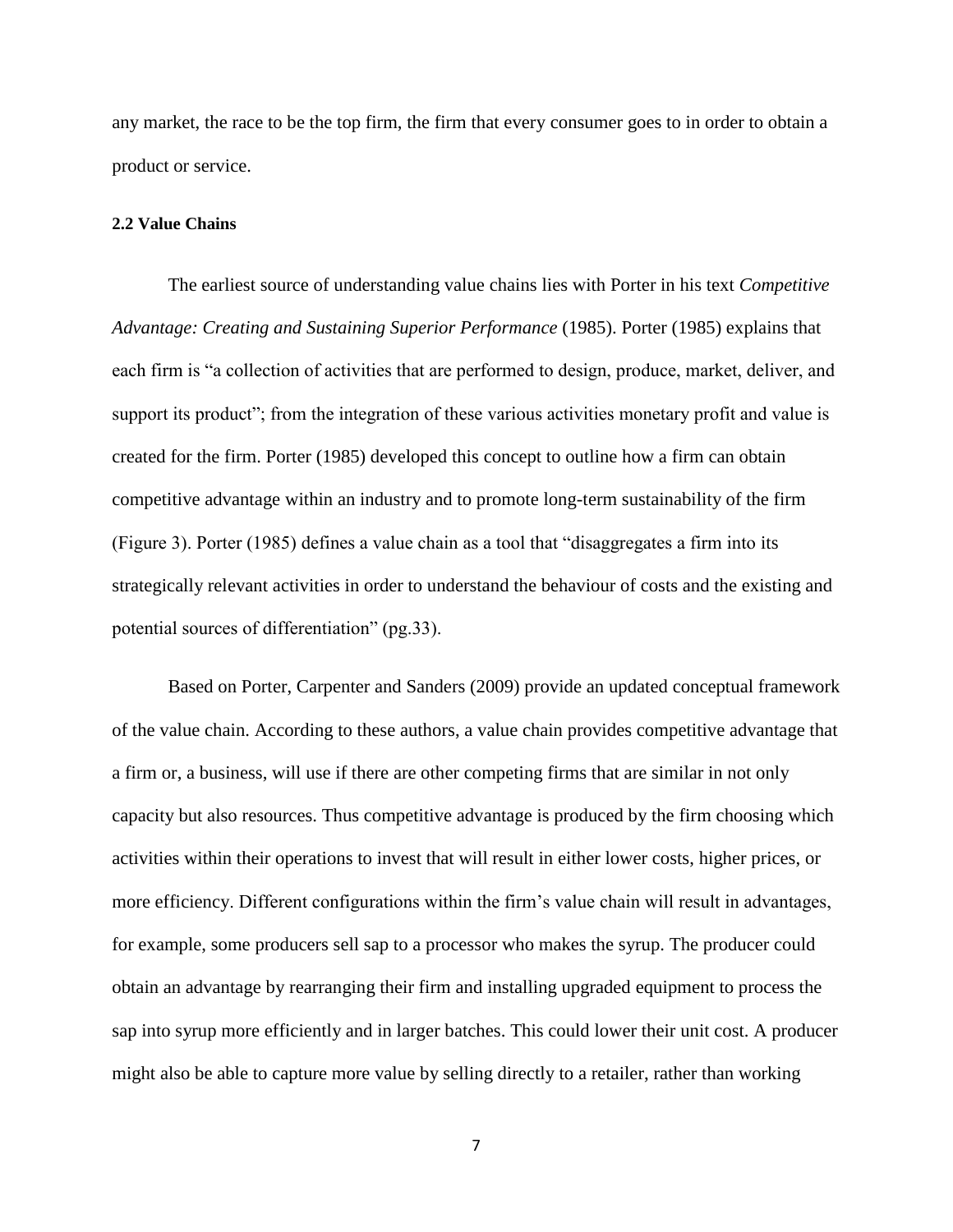any market, the race to be the top firm, the firm that every consumer goes to in order to obtain a product or service.

### 2.2 Value Chains

The earliest source of understanding value chains lies with Porter in his text *Competitive Advantage: Creating and Sustaining Superior Performance* (1985). Porter (1985) explains that each firm is "a collection of activities that are performed to design, produce, market, deliver, and support its product"; from the integration of these various activities monetary profit and value is created for the firm. Porter (1985) developed this concept to outline how a firm can obtain competitive advantage within an industry and to promote long-term sustainability of the firm (Figure 3). Porter (1985) defines a value chain as a tool that "disaggregates a firm into its strategically relevant activities in order to understand the behaviour of costs and the existing and potential sources of differentiation" (pg.33).

Based on Porter, Carpenter and Sanders (2009) provide an updated conceptual framework of the value chain. According to these authors, a value chain provides competitive advantage that a firm or, a business, will use if there are other competing firms that are similar in not only capacity but also resources. Thus competitive advantage is produced by the firm choosing which activities within their operations to invest that will result in either lower costs, higher prices, or more efficiency. Different configurations within the firm's value chain will result in advantages, for example, some producers sell sap to a processor who makes the syrup. The producer could obtain an advantage by rearranging their firm and installing upgraded equipment to process the sap into syrup more efficiently and in larger batches. This could lower their unit cost. A producer might also be able to capture more value by selling directly to a retailer, rather than working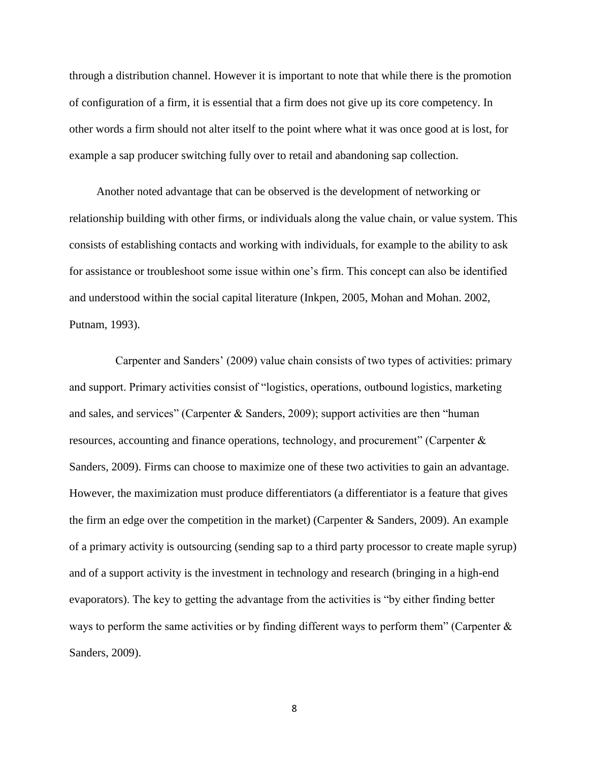through a distribution channel. However it is important to note that while there is the promotion of configuration of a firm, it is essential that a firm does not give up its core competency. In other words a firm should not alter itself to the point where what it was once good at is lost, for example a sap producer switching fully over to retail and abandoning sap collection.

Another noted advantage that can be observed is the development of networking or relationship building with other firms, or individuals along the value chain, or value system. This consists of establishing contacts and working with individuals, for example to the ability to ask for assistance or troubleshoot some issue within one's firm. This concept can also be identified and understood within the social capital literature (Inkpen, 2005, Mohan and Mohan. 2002, Putnam, 1993).

Carpenter and Sanders' (2009) value chain consists of two types of activities: primary and support. Primary activities consist of "logistics, operations, outbound logistics, marketing and sales, and services" (Carpenter & Sanders, 2009); support activities are then "human resources, accounting and finance operations, technology, and procurement" (Carpenter & Sanders, 2009). Firms can choose to maximize one of these two activities to gain an advantage. However, the maximization must produce differentiators (a differentiator is a feature that gives the firm an edge over the competition in the market) (Carpenter & Sanders, 2009). An example of a primary activity is outsourcing (sending sap to a third party processor to create maple syrup) and of a support activity is the investment in technology and research (bringing in a high-end evaporators). The key to getting the advantage from the activities is "by either finding better ways to perform the same activities or by finding different ways to perform them" (Carpenter & Sanders, 2009).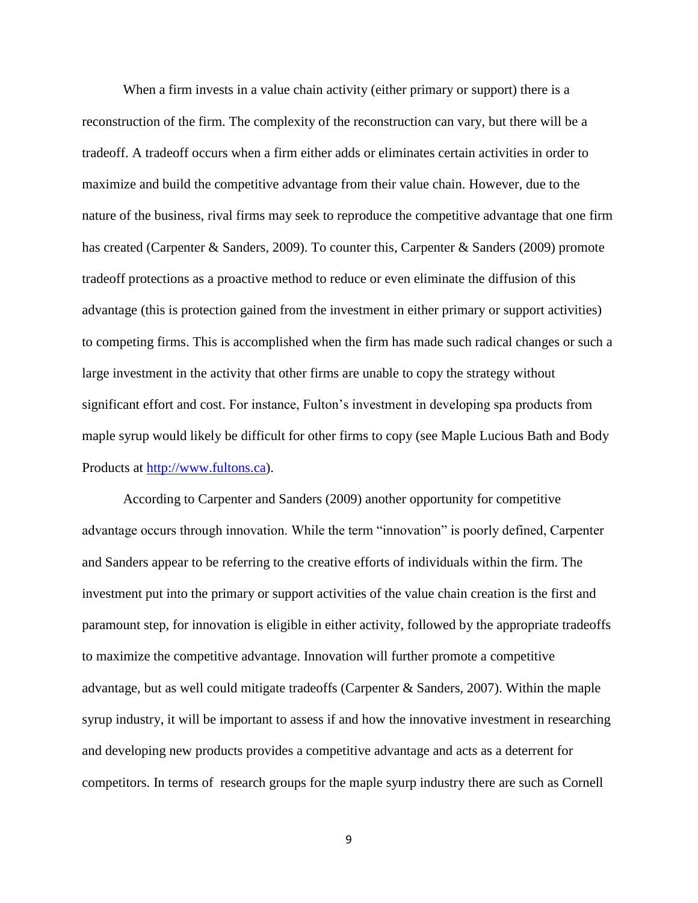When a firm invests in a value chain activity (either primary or support) there is a reconstruction of the firm. The complexity of the reconstruction can vary, but there will be a tradeoff. A tradeoff occurs when a firm either adds or eliminates certain activities in order to maximize and build the competitive advantage from their value chain. However, due to the nature of the business, rival firms may seek to reproduce the competitive advantage that one firm has created (Carpenter & Sanders, 2009). To counter this, Carpenter & Sanders (2009) promote tradeoff protections as a proactive method to reduce or even eliminate the diffusion of this advantage (this is protection gained from the investment in either primary or support activities) to competing firms. This is accomplished when the firm has made such radical changes or such a large investment in the activity that other firms are unable to copy the strategy without significant effort and cost. For instance, Fulton's investment in developing spa products from maple syrup would likely be difficult for other firms to copy (see Maple Lucious Bath and Body Products at [http://www.fultons.ca](http://www.fultons.ca)).

According to Carpenter and Sanders (2009) another opportunity for competitive advantage occurs through innovation. While the term "innovation" is poorly defined, Carpenter and Sanders appear to be referring to the creative efforts of individuals within the firm. The investment put into the primary or support activities of the value chain creation is the first and paramount step, for innovation is eligible in either activity, followed by the appropriate tradeoffs to maximize the competitive advantage. Innovation will further promote a competitive advantage, but as well could mitigate tradeoffs (Carpenter & Sanders, 2007). Within the maple syrup industry, it will be important to assess if and how the innovative investment in researching and developing new products provides a competitive advantage and acts as a deterrent for competitors. In terms of research groups for the maple syurp industry there are such as Cornell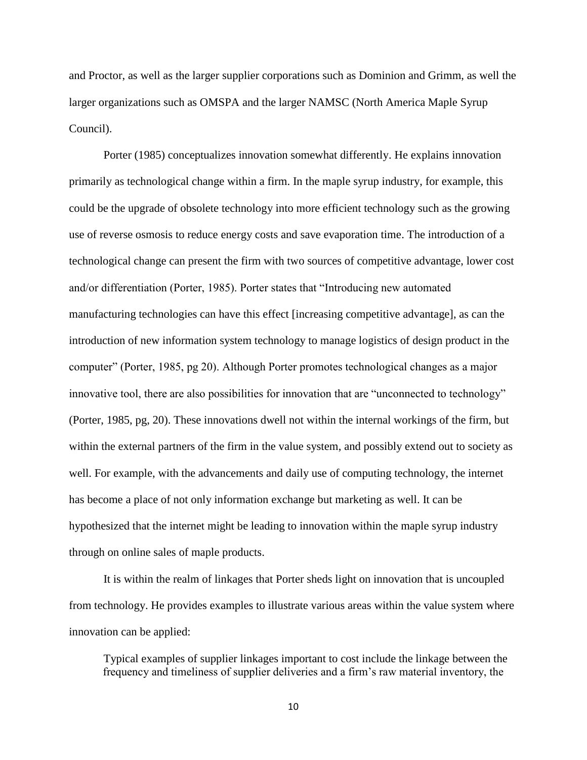and Proctor, as well as the larger supplier corporations such as Dominion and Grimm, as well the larger organizations such as OMSPA and the larger NAMSC (North America Maple Syrup Council).

Porter (1985) conceptualizes innovation somewhat differently. He explains innovation primarily as technological change within a firm. In the maple syrup industry, for example, this could be the upgrade of obsolete technology into more efficient technology such as the growing use of reverse osmosis to reduce energy costs and save evaporation time. The introduction of a technological change can present the firm with two sources of competitive advantage, lower cost and/or differentiation (Porter, 1985). Porter states that "Introducing new automated manufacturing technologies can have this effect [increasing competitive advantage], as can the introduction of new information system technology to manage logistics of design product in the computer" (Porter, 1985, pg 20). Although Porter promotes technological changes as a major innovative tool, there are also possibilities for innovation that are "unconnected to technology" (Porter, 1985, pg, 20). These innovations dwell not within the internal workings of the firm, but within the external partners of the firm in the value system, and possibly extend out to society as well. For example, with the advancements and daily use of computing technology, the internet has become a place of not only information exchange but marketing as well. It can be hypothesized that the internet might be leading to innovation within the maple syrup industry through on online sales of maple products.

It is within the realm of linkages that Porter sheds light on innovation that is uncoupled from technology. He provides examples to illustrate various areas within the value system where innovation can be applied:

> Typical examples of supplier linkages important to cost include the linkage between the frequency and timeliness of supplier deliveries and a firm's raw material inventory, the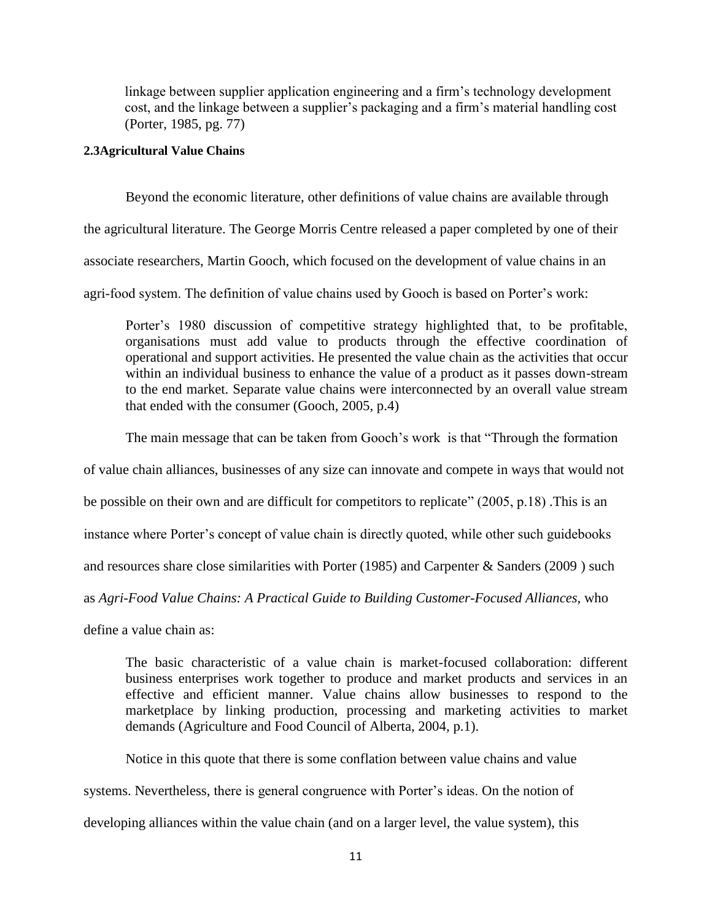> linkage between supplier application engineering and a firm's technology development cost, and the linkage between a supplier's packaging and a firm's material handling cost (Porter, 1985, pg. 77)

### 2.3Agricultural Value Chains

Beyond the economic literature, other definitions of value chains are available through the agricultural literature. The George Morris Centre released a paper completed by one of their associate researchers, Martin Gooch, which focused on the development of value chains in an agri-food system. The definition of value chains used by Gooch is based on Porter's work:

> Porter's 1980 discussion of competitive strategy highlighted that, to be profitable, organisations must add value to products through the effective coordination of operational and support activities. He presented the value chain as the activities that occur within an individual business to enhance the value of a product as it passes down-stream to the end market. Separate value chains were interconnected by an overall value stream that ended with the consumer (Gooch, 2005, p.4)

The main message that can be taken from Gooch's work is that "Through the formation of value chain alliances, businesses of any size can innovate and compete in ways that would not be possible on their own and are difficult for competitors to replicate" (2005, p.18) .This is an instance where Porter's concept of value chain is directly quoted, while other such guidebooks and resources share close similarities with Porter (1985) and Carpenter & Sanders (2009 ) such as *Agri-Food Value Chains: A Practical Guide to Building Customer-Focused Alliances*, who define a value chain as:

> The basic characteristic of a value chain is market-focused collaboration: different business enterprises work together to produce and market products and services in an effective and efficient manner. Value chains allow businesses to respond to the marketplace by linking production, processing and marketing activities to market demands (Agriculture and Food Council of Alberta, 2004, p.1).

Notice in this quote that there is some conflation between value chains and value systems. Nevertheless, there is general congruence with Porter's ideas. On the notion of developing alliances within the value chain (and on a larger level, the value system), this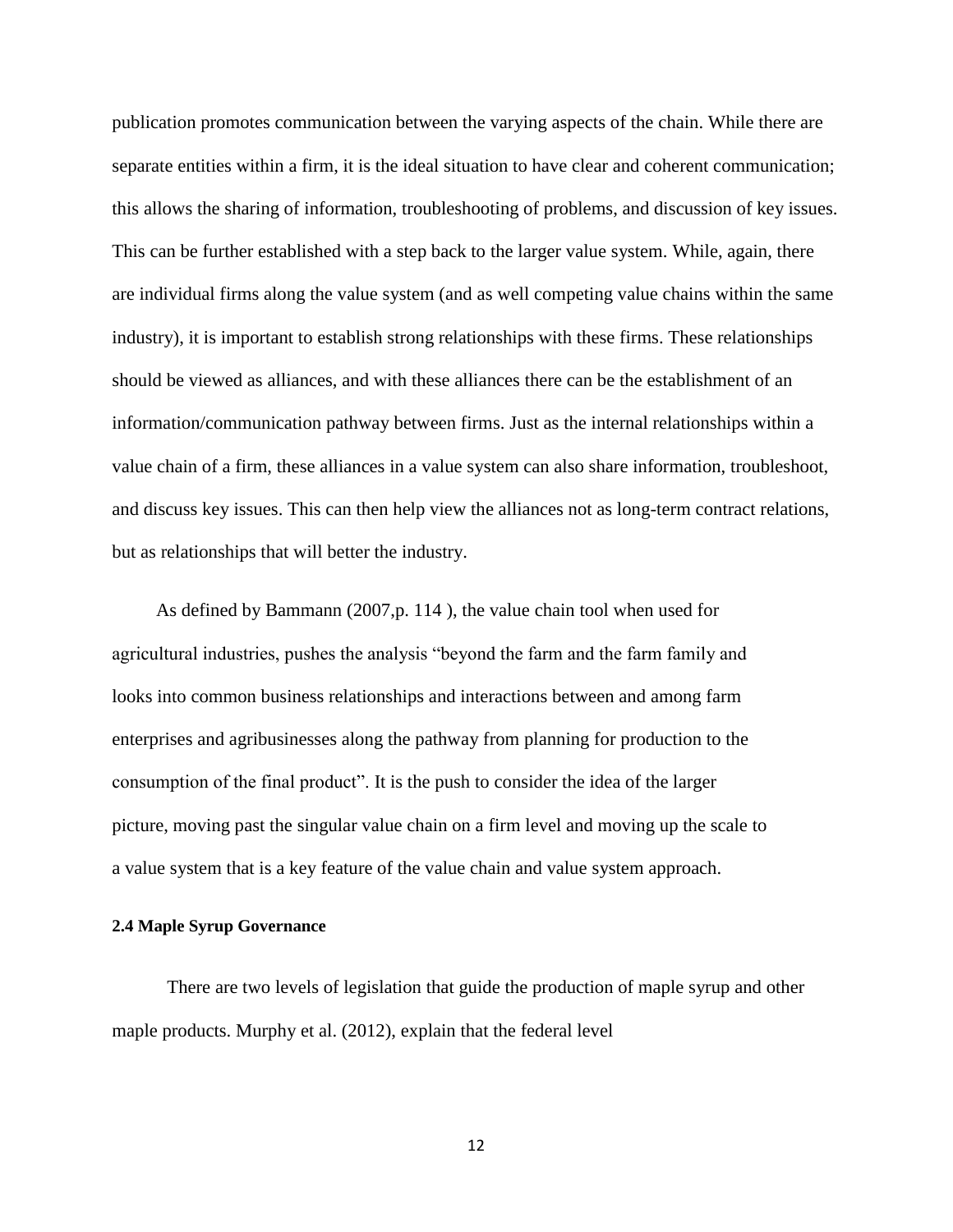publication promotes communication between the varying aspects of the chain. While there are separate entities within a firm, it is the ideal situation to have clear and coherent communication; this allows the sharing of information, troubleshooting of problems, and discussion of key issues. This can be further established with a step back to the larger value system. While, again, there are individual firms along the value system (and as well competing value chains within the same industry), it is important to establish strong relationships with these firms. These relationships should be viewed as alliances, and with these alliances there can be the establishment of an information/communication pathway between firms. Just as the internal relationships within a value chain of a firm, these alliances in a value system can also share information, troubleshoot, and discuss key issues. This can then help view the alliances not as long-term contract relations, but as relationships that will better the industry.

As defined by Bammann (2007,p. 114 ), the value chain tool when used for agricultural industries, pushes the analysis "beyond the farm and the farm family and looks into common business relationships and interactions between and among farm enterprises and agribusinesses along the pathway from planning for production to the consumption of the final product". It is the push to consider the idea of the larger picture, moving past the singular value chain on a firm level and moving up the scale to a value system that is a key feature of the value chain and value system approach.

**2.4 Maple Syrup Governance**

There are two levels of legislation that guide the production of maple syrup and other maple products. Murphy et al. (2012), explain that the federal level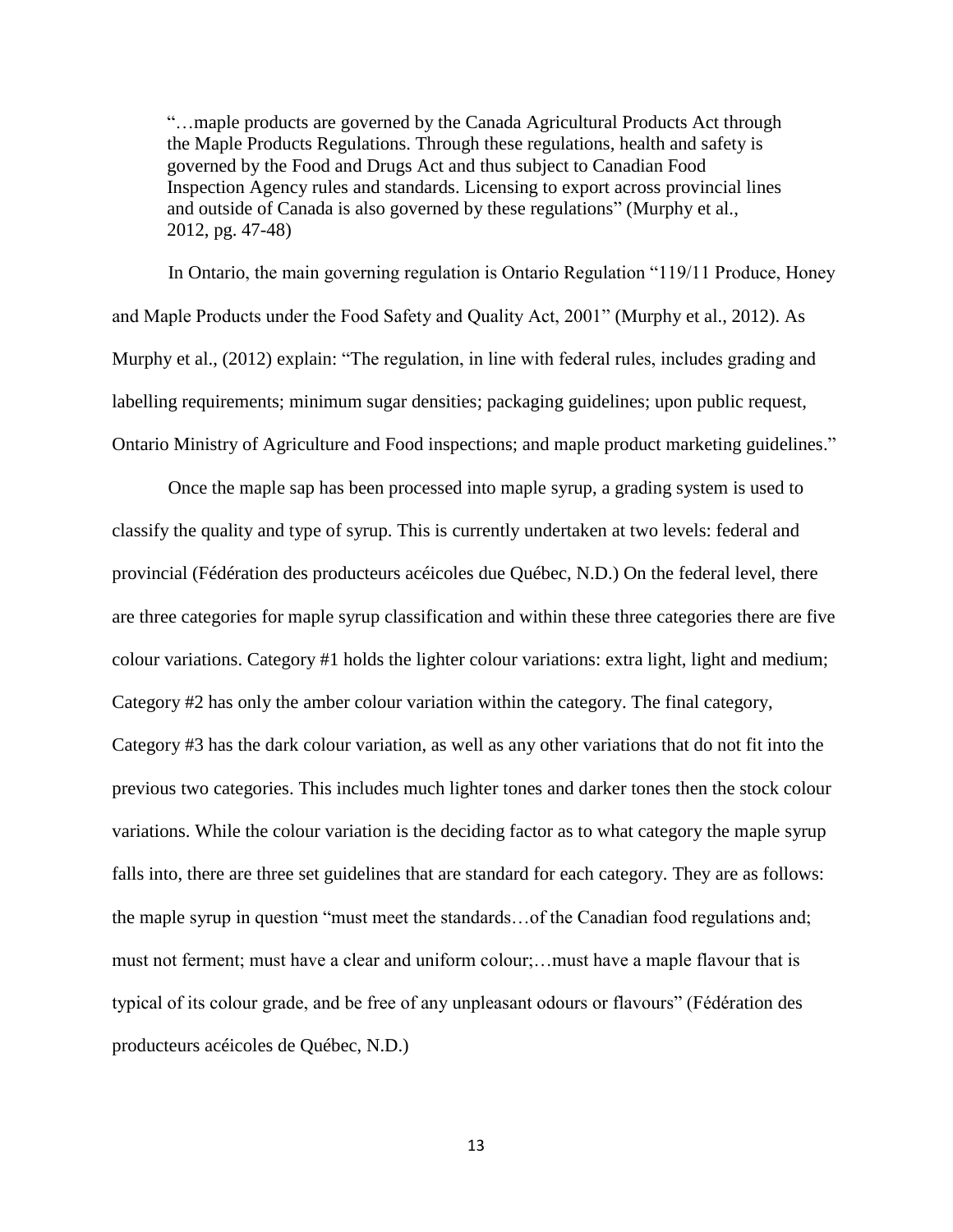> "…maple products are governed by the Canada Agricultural Products Act through the Maple Products Regulations. Through these regulations, health and safety is governed by the Food and Drugs Act and thus subject to Canadian Food Inspection Agency rules and standards. Licensing to export across provincial lines and outside of Canada is also governed by these regulations" (Murphy et al., 2012, pg. 47-48)

In Ontario, the main governing regulation is Ontario Regulation "119/11 Produce, Honey and Maple Products under the Food Safety and Quality Act, 2001" (Murphy et al., 2012). As Murphy et al., (2012) explain: "The regulation, in line with federal rules, includes grading and labelling requirements; minimum sugar densities; packaging guidelines; upon public request, Ontario Ministry of Agriculture and Food inspections; and maple product marketing guidelines."

Once the maple sap has been processed into maple syrup, a grading system is used to classify the quality and type of syrup. This is currently undertaken at two levels: federal and provincial (Fédération des producteurs acéicoles due Québec, N.D.) On the federal level, there are three categories for maple syrup classification and within these three categories there are five colour variations. Category #1 holds the lighter colour variations: extra light, light and medium; Category #2 has only the amber colour variation within the category. The final category, Category #3 has the dark colour variation, as well as any other variations that do not fit into the previous two categories. This includes much lighter tones and darker tones then the stock colour variations. While the colour variation is the deciding factor as to what category the maple syrup falls into, there are three set guidelines that are standard for each category. They are as follows: the maple syrup in question "must meet the standards…of the Canadian food regulations and; must not ferment; must have a clear and uniform colour;…must have a maple flavour that is typical of its colour grade, and be free of any unpleasant odours or flavours" (Fédération des producteurs acéicoles de Québec, N.D.)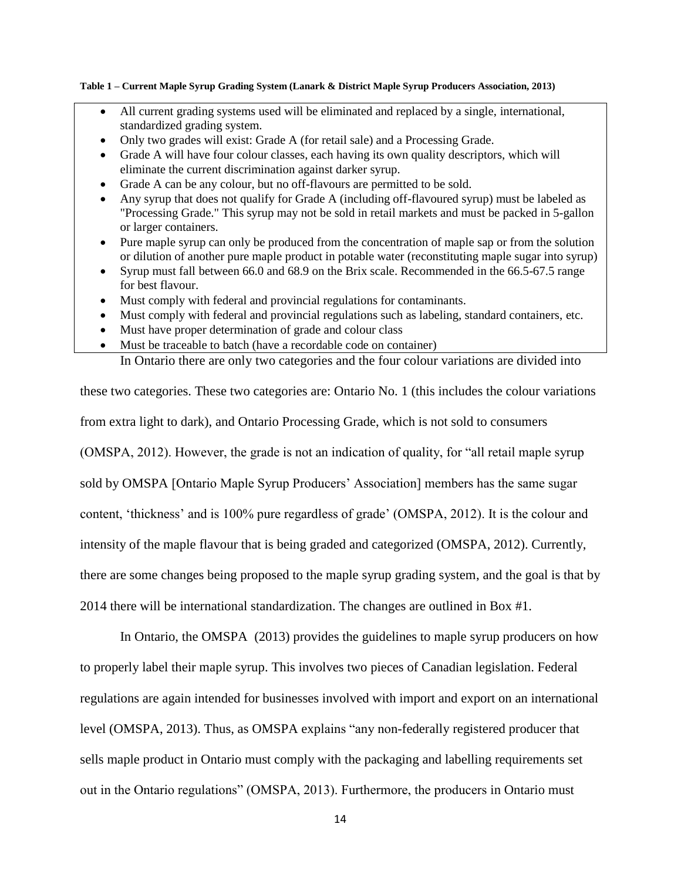**Table 1 – Current Maple Syrup Grading System (Lanark & District Maple Syrup Producers Association, 2013)**

- All current grading systems used will be eliminated and replaced by a single, international, standardized grading system.
- Only two grades will exist: Grade A (for retail sale) and a Processing Grade.
- Grade A will have four colour classes, each having its own quality descriptors, which will eliminate the current discrimination against darker syrup.
- Grade A can be any colour, but no off-flavours are permitted to be sold.
- Any syrup that does not qualify for Grade A (including off-flavoured syrup) must be labeled as "Processing Grade." This syrup may not be sold in retail markets and must be packed in 5-gallon or larger containers.
- Pure maple syrup can only be produced from the concentration of maple sap or from the solution or dilution of another pure maple product in potable water (reconstituting maple sugar into syrup)
- Syrup must fall between 66.0 and 68.9 on the Brix scale. Recommended in the 66.5-67.5 range for best flavour.
- Must comply with federal and provincial regulations for contaminants.
- Must comply with federal and provincial regulations such as labeling, standard containers, etc.
- Must have proper determination of grade and colour class
- Must be traceable to batch (have a recordable code on container)

In Ontario there are only two categories and the four colour variations are divided into these two categories. These two categories are: Ontario No. 1 (this includes the colour variations from extra light to dark), and Ontario Processing Grade, which is not sold to consumers (OMSPA, 2012). However, the grade is not an indication of quality, for "all retail maple syrup sold by OMSPA [Ontario Maple Syrup Producers' Association] members has the same sugar content, 'thickness' and is 100% pure regardless of grade' (OMSPA, 2012). It is the colour and intensity of the maple flavour that is being graded and categorized (OMSPA, 2012). Currently, there are some changes being proposed to the maple syrup grading system, and the goal is that by 2014 there will be international standardization. The changes are outlined in Box #1.

In Ontario, the OMSPA (2013) provides the guidelines to maple syrup producers on how to properly label their maple syrup. This involves two pieces of Canadian legislation. Federal regulations are again intended for businesses involved with import and export on an international level (OMSPA, 2013). Thus, as OMSPA explains "any non-federally registered producer that sells maple product in Ontario must comply with the packaging and labelling requirements set out in the Ontario regulations" (OMSPA, 2013). Furthermore, the producers in Ontario must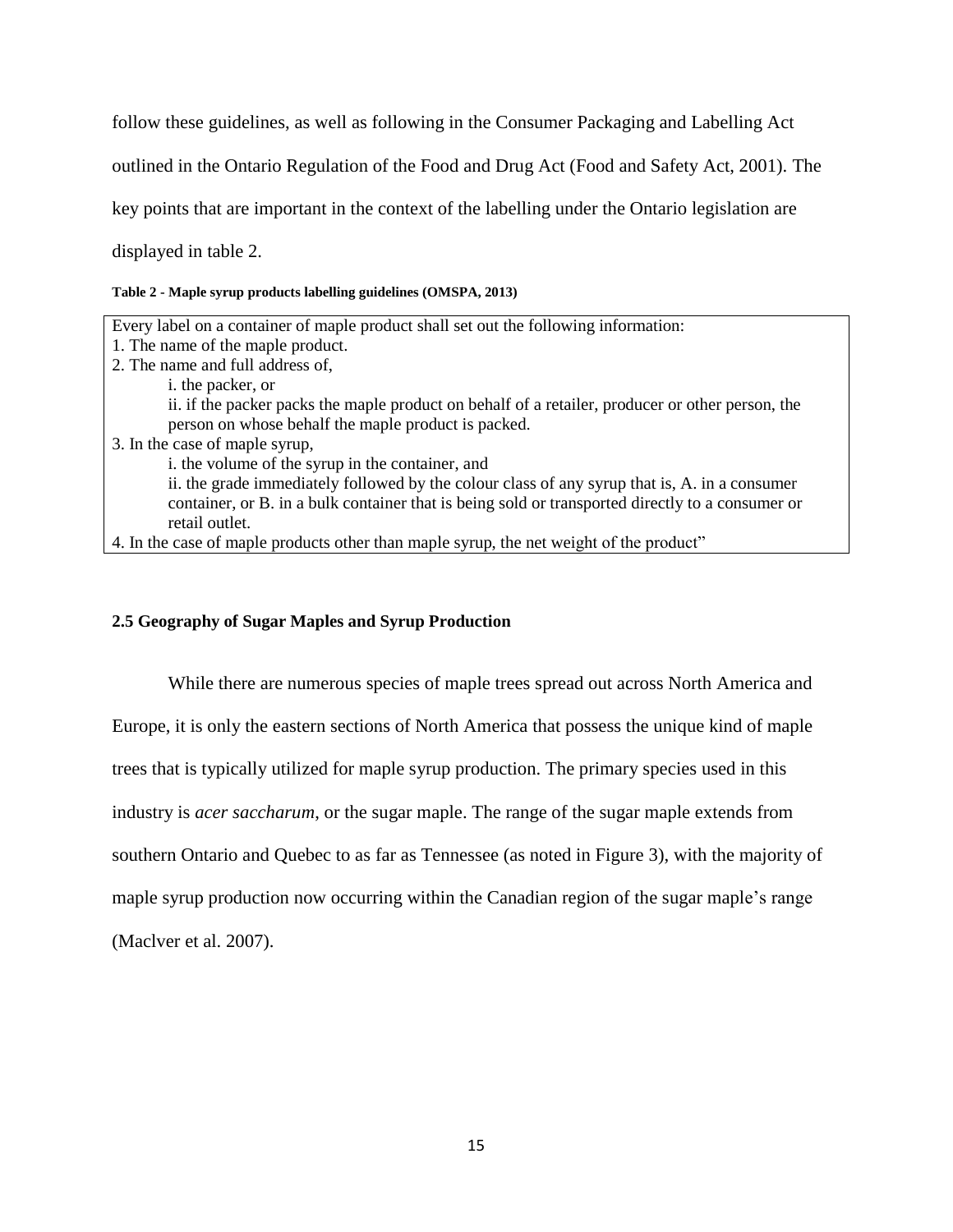follow these guidelines, as well as following in the Consumer Packaging and Labelling Act outlined in the Ontario Regulation of the Food and Drug Act (Food and Safety Act, 2001). The key points that are important in the context of the labelling under the Ontario legislation are displayed in table 2.

**Table 2 - Maple syrup products labelling guidelines (OMSPA, 2013)**

| Every label on a container of maple product shall set out the following information: |
|---|
| 1. The name of the maple product. |
| 2. The name and full address of,<br>i. the packer, or<br>ii. if the packer packs the maple product on behalf of a retailer, producer or other person, the person on whose behalf the maple product is packed. |
| 3. In the case of maple syrup,<br>i. the volume of the syrup in the container, and<br>ii. the grade immediately followed by the colour class of any syrup that is, A. in a consumer container, or B. in a bulk container that is being sold or transported directly to a consumer or retail outlet. |
| 4. In the case of maple products other than maple syrup, the net weight of the product" |

### 2.5 Geography of Sugar Maples and Syrup Production

While there are numerous species of maple trees spread out across North America and Europe, it is only the eastern sections of North America that possess the unique kind of maple trees that is typically utilized for maple syrup production. The primary species used in this industry is *acer saccharum*, or the sugar maple. The range of the sugar maple extends from southern Ontario and Quebec to as far as Tennessee (as noted in Figure 3), with the majority of maple syrup production now occurring within the Canadian region of the sugar maple's range (Maclver et al. 2007).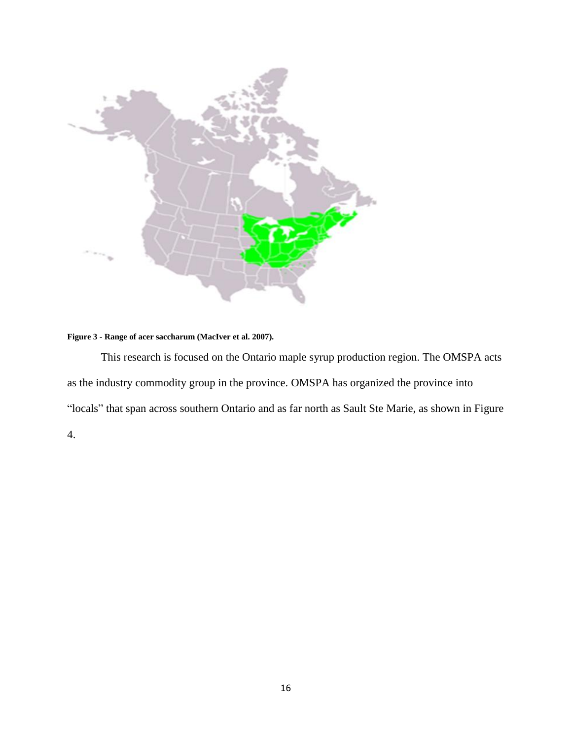**Figure 3 - Range of acer saccharum (MacIver et al. 2007).**

This research is focused on the Ontario maple syrup production region. The OMSPA acts as the industry commodity group in the province. OMSPA has organized the province into "locals" that span across southern Ontario and as far north as Sault Ste Marie, as shown in Figure 4.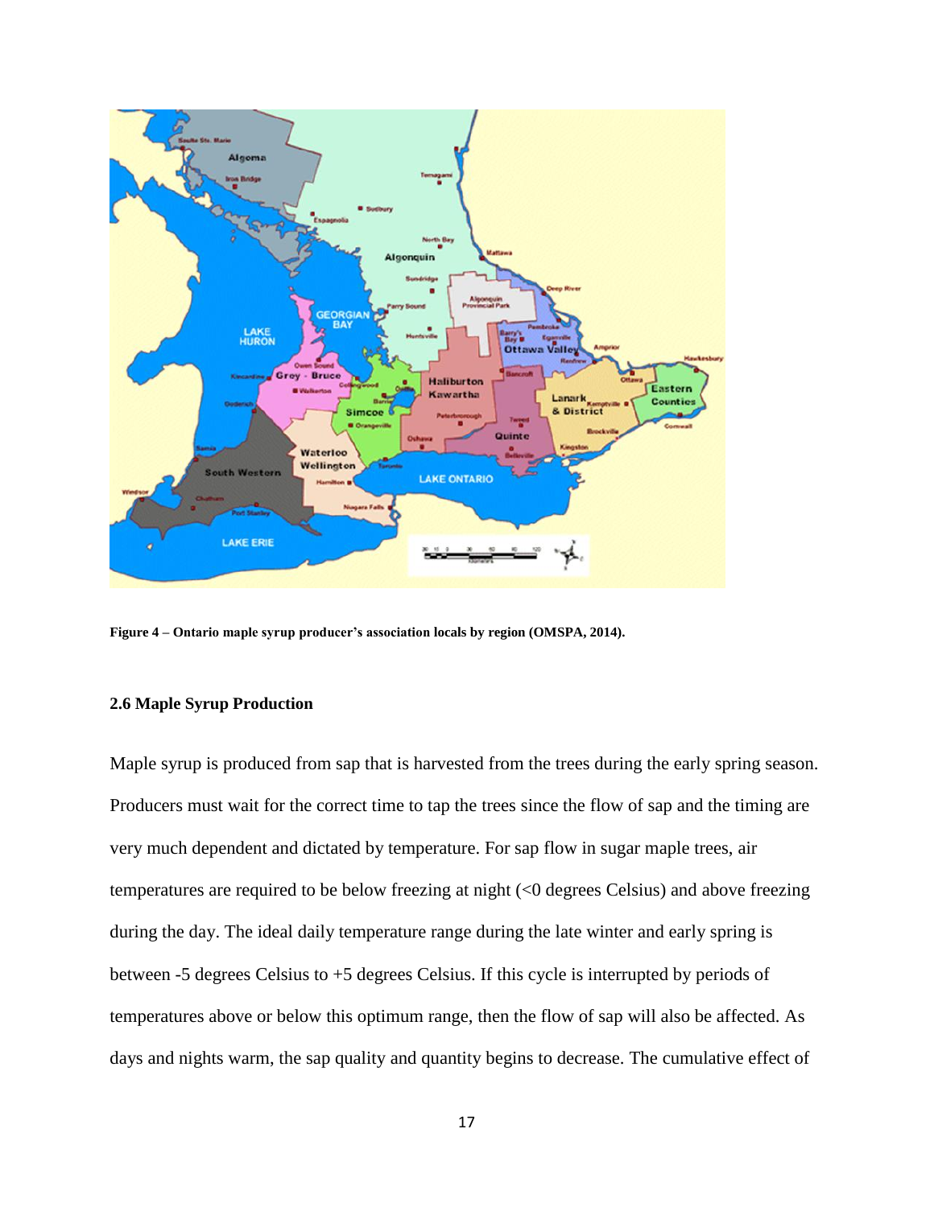**Figure 4 – Ontario maple syrup producer's association locals by region (OMSPA, 2014).**

### 2.6 Maple Syrup Production

Maple syrup is produced from sap that is harvested from the trees during the early spring season. Producers must wait for the correct time to tap the trees since the flow of sap and the timing are very much dependent and dictated by temperature. For sap flow in sugar maple trees, air temperatures are required to be below freezing at night (<0 degrees Celsius) and above freezing during the day. The ideal daily temperature range during the late winter and early spring is between -5 degrees Celsius to +5 degrees Celsius. If this cycle is interrupted by periods of temperatures above or below this optimum range, then the flow of sap will also be affected. As days and nights warm, the sap quality and quantity begins to decrease. The cumulative effect of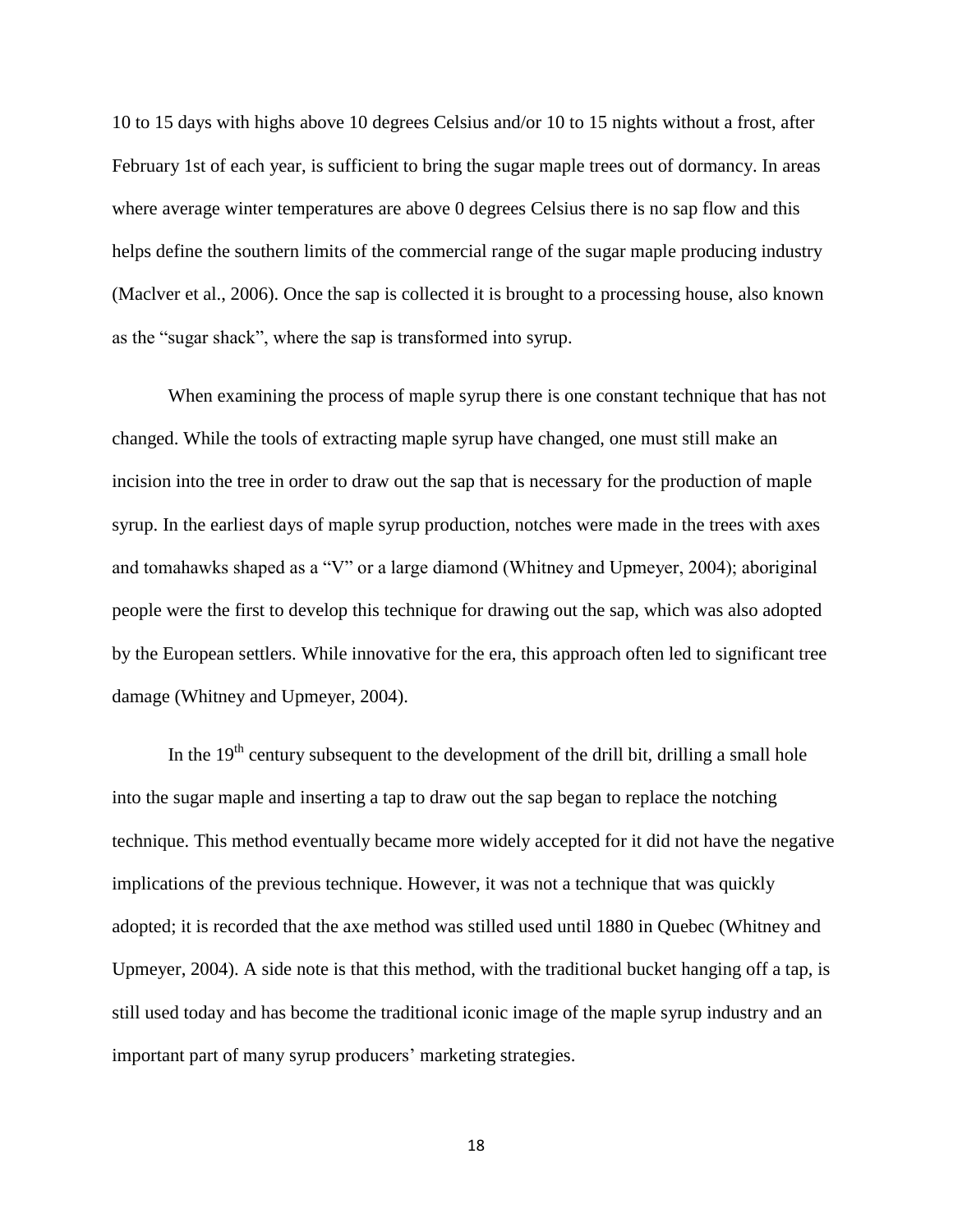10 to 15 days with highs above 10 degrees Celsius and/or 10 to 15 nights without a frost, after February 1st of each year, is sufficient to bring the sugar maple trees out of dormancy. In areas where average winter temperatures are above 0 degrees Celsius there is no sap flow and this helps define the southern limits of the commercial range of the sugar maple producing industry (Maclver et al., 2006). Once the sap is collected it is brought to a processing house, also known as the "sugar shack", where the sap is transformed into syrup.

When examining the process of maple syrup there is one constant technique that has not changed. While the tools of extracting maple syrup have changed, one must still make an incision into the tree in order to draw out the sap that is necessary for the production of maple syrup. In the earliest days of maple syrup production, notches were made in the trees with axes and tomahawks shaped as a "V" or a large diamond (Whitney and Upmeyer, 2004); aboriginal people were the first to develop this technique for drawing out the sap, which was also adopted by the European settlers. While innovative for the era, this approach often led to significant tree damage (Whitney and Upmeyer, 2004).

In the 19th century subsequent to the development of the drill bit, drilling a small hole into the sugar maple and inserting a tap to draw out the sap began to replace the notching technique. This method eventually became more widely accepted for it did not have the negative implications of the previous technique. However, it was not a technique that was quickly adopted; it is recorded that the axe method was stilled used until 1880 in Quebec (Whitney and Upmeyer, 2004). A side note is that this method, with the traditional bucket hanging off a tap, is still used today and has become the traditional iconic image of the maple syrup industry and an important part of many syrup producers' marketing strategies.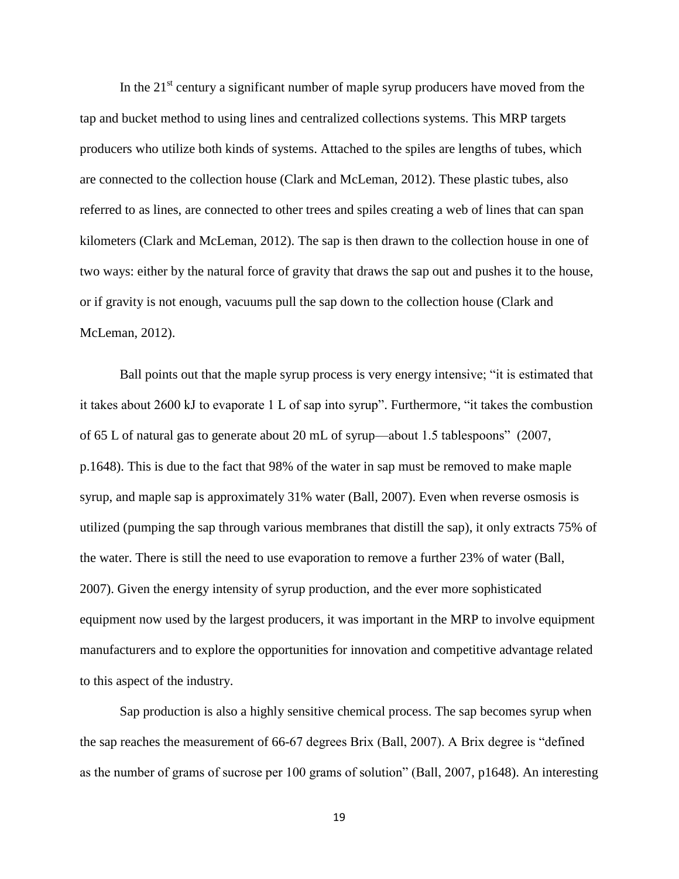In the 21st century a significant number of maple syrup producers have moved from the tap and bucket method to using lines and centralized collections systems. This MRP targets producers who utilize both kinds of systems. Attached to the spiles are lengths of tubes, which are connected to the collection house (Clark and McLeman, 2012). These plastic tubes, also referred to as lines, are connected to other trees and spiles creating a web of lines that can span kilometers (Clark and McLeman, 2012). The sap is then drawn to the collection house in one of two ways: either by the natural force of gravity that draws the sap out and pushes it to the house, or if gravity is not enough, vacuums pull the sap down to the collection house (Clark and McLeman, 2012).

Ball points out that the maple syrup process is very energy intensive; "it is estimated that it takes about 2600 kJ to evaporate 1 L of sap into syrup". Furthermore, "it takes the combustion of 65 L of natural gas to generate about 20 mL of syrup—about 1.5 tablespoons" (2007, p.1648). This is due to the fact that 98% of the water in sap must be removed to make maple syrup, and maple sap is approximately 31% water (Ball, 2007). Even when reverse osmosis is utilized (pumping the sap through various membranes that distill the sap), it only extracts 75% of the water. There is still the need to use evaporation to remove a further 23% of water (Ball, 2007). Given the energy intensity of syrup production, and the ever more sophisticated equipment now used by the largest producers, it was important in the MRP to involve equipment manufacturers and to explore the opportunities for innovation and competitive advantage related to this aspect of the industry.

Sap production is also a highly sensitive chemical process. The sap becomes syrup when the sap reaches the measurement of 66-67 degrees Brix (Ball, 2007). A Brix degree is "defined as the number of grams of sucrose per 100 grams of solution" (Ball, 2007, p1648). An interesting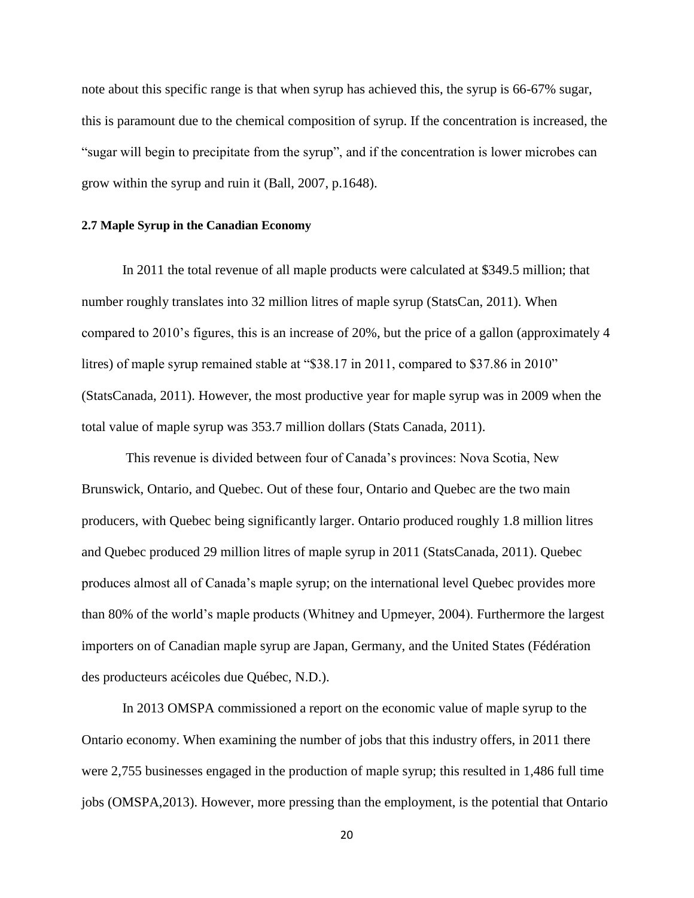note about this specific range is that when syrup has achieved this, the syrup is 66-67% sugar, this is paramount due to the chemical composition of syrup. If the concentration is increased, the "sugar will begin to precipitate from the syrup", and if the concentration is lower microbes can grow within the syrup and ruin it (Ball, 2007, p.1648).

**2.7 Maple Syrup in the Canadian Economy**

In 2011 the total revenue of all maple products were calculated at $349.5 million; that number roughly translates into 32 million litres of maple syrup (StatsCan, 2011). When compared to 2010's figures, this is an increase of 20%, but the price of a gallon (approximately 4 litres) of maple syrup remained stable at "$38.17 in 2011, compared to $37.86 in 2010" (StatsCanada, 2011). However, the most productive year for maple syrup was in 2009 when the total value of maple syrup was 353.7 million dollars (Stats Canada, 2011).

This revenue is divided between four of Canada's provinces: Nova Scotia, New Brunswick, Ontario, and Quebec. Out of these four, Ontario and Quebec are the two main producers, with Quebec being significantly larger. Ontario produced roughly 1.8 million litres and Quebec produced 29 million litres of maple syrup in 2011 (StatsCanada, 2011). Quebec produces almost all of Canada's maple syrup; on the international level Quebec provides more than 80% of the world's maple products (Whitney and Upmeyer, 2004). Furthermore the largest importers on of Canadian maple syrup are Japan, Germany, and the United States (Fédération des producteurs acéicoles due Québec, N.D.).

In 2013 OMSPA commissioned a report on the economic value of maple syrup to the Ontario economy. When examining the number of jobs that this industry offers, in 2011 there were 2,755 businesses engaged in the production of maple syrup; this resulted in 1,486 full time jobs (OMSPA,2013). However, more pressing than the employment, is the potential that Ontario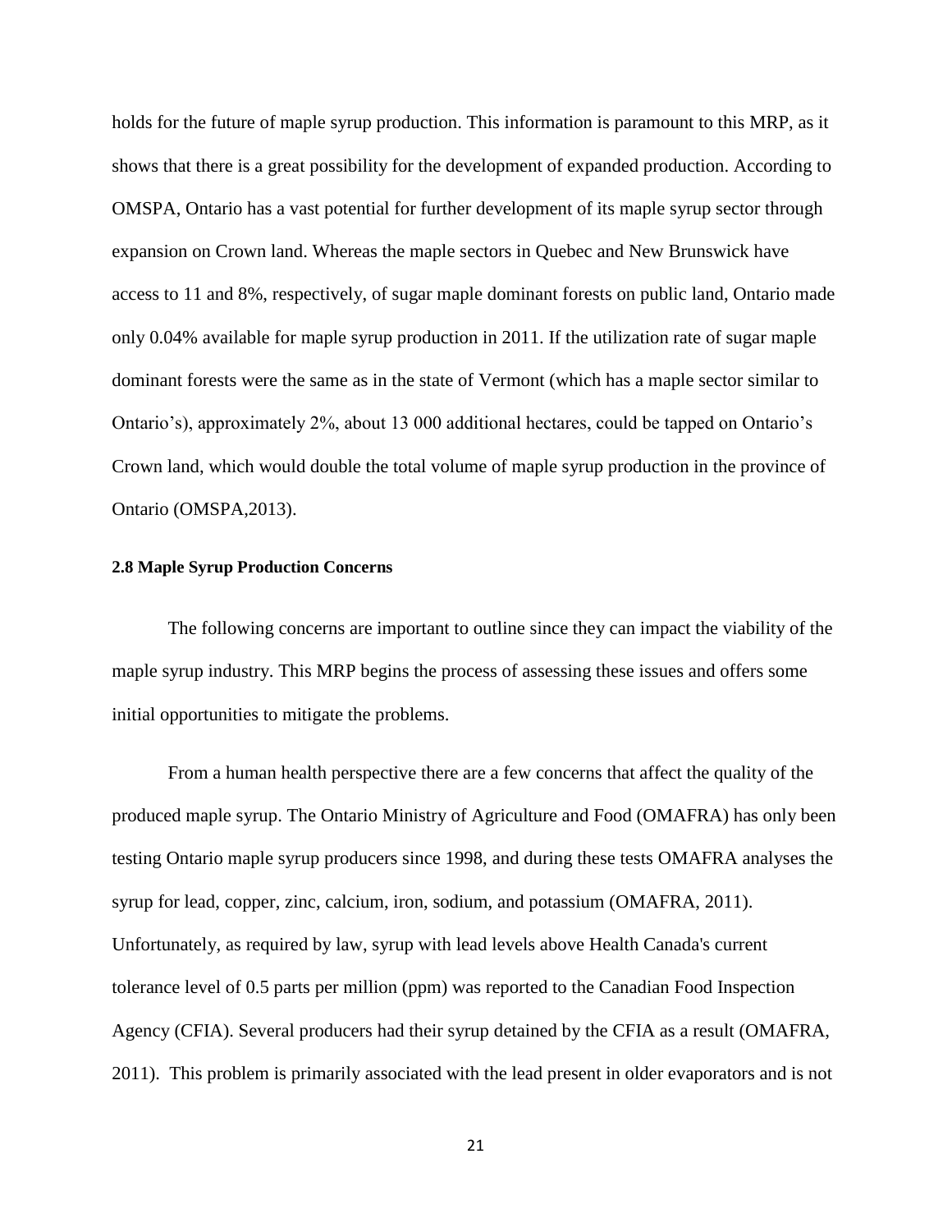holds for the future of maple syrup production. This information is paramount to this MRP, as it shows that there is a great possibility for the development of expanded production. According to OMSPA, Ontario has a vast potential for further development of its maple syrup sector through expansion on Crown land. Whereas the maple sectors in Quebec and New Brunswick have access to 11 and 8%, respectively, of sugar maple dominant forests on public land, Ontario made only 0.04% available for maple syrup production in 2011. If the utilization rate of sugar maple dominant forests were the same as in the state of Vermont (which has a maple sector similar to Ontario's), approximately 2%, about 13 000 additional hectares, could be tapped on Ontario's Crown land, which would double the total volume of maple syrup production in the province of Ontario (OMSPA,2013).

### 2.8 Maple Syrup Production Concerns

The following concerns are important to outline since they can impact the viability of the maple syrup industry. This MRP begins the process of assessing these issues and offers some initial opportunities to mitigate the problems.

From a human health perspective there are a few concerns that affect the quality of the produced maple syrup. The Ontario Ministry of Agriculture and Food (OMAFRA) has only been testing Ontario maple syrup producers since 1998, and during these tests OMAFRA analyses the syrup for lead, copper, zinc, calcium, iron, sodium, and potassium (OMAFRA, 2011). Unfortunately, as required by law, syrup with lead levels above Health Canada's current tolerance level of 0.5 parts per million (ppm) was reported to the Canadian Food Inspection Agency (CFIA). Several producers had their syrup detained by the CFIA as a result (OMAFRA, 2011). This problem is primarily associated with the lead present in older evaporators and is not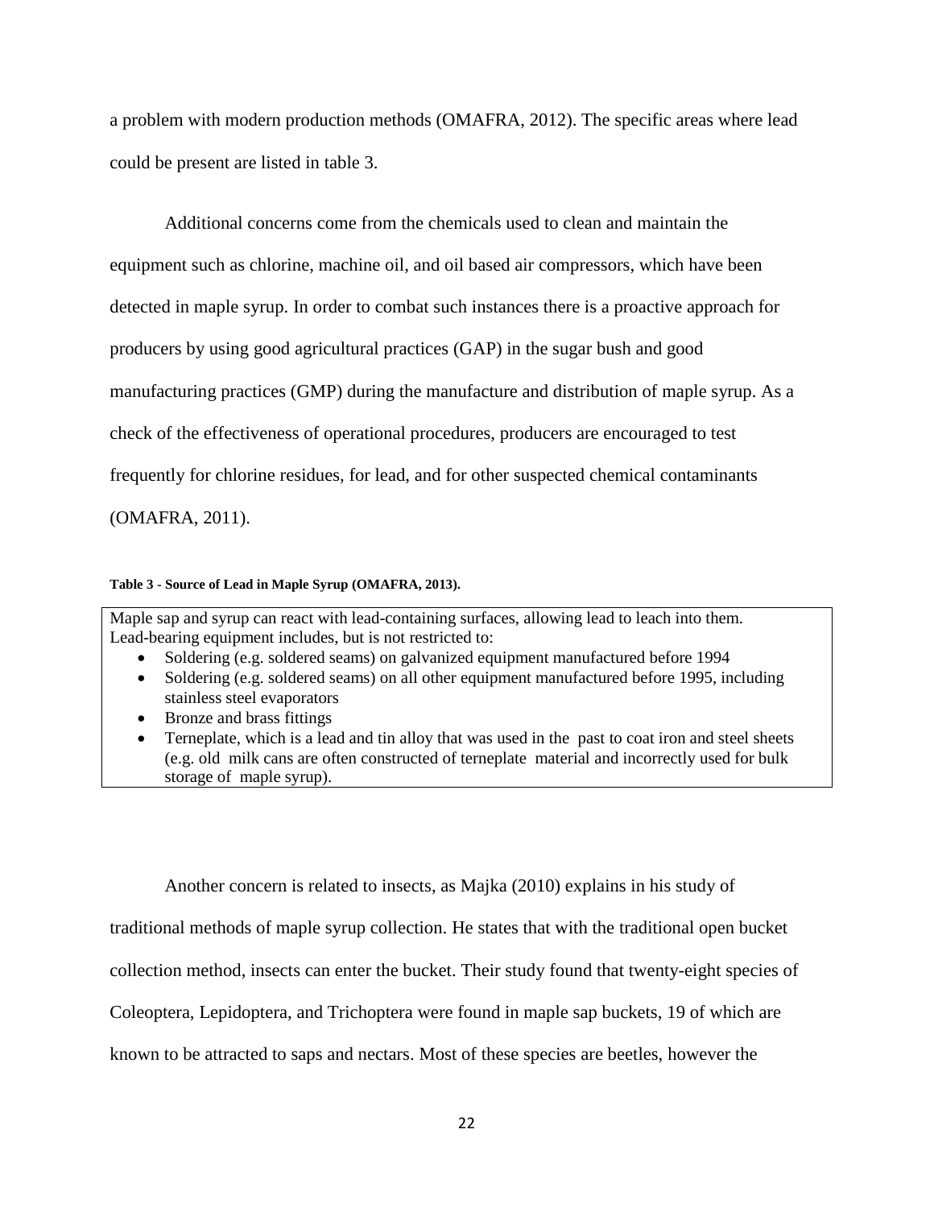a problem with modern production methods (OMAFRA, 2012). The specific areas where lead could be present are listed in table 3.

Additional concerns come from the chemicals used to clean and maintain the equipment such as chlorine, machine oil, and oil based air compressors, which have been detected in maple syrup. In order to combat such instances there is a proactive approach for producers by using good agricultural practices (GAP) in the sugar bush and good manufacturing practices (GMP) during the manufacture and distribution of maple syrup. As a check of the effectiveness of operational procedures, producers are encouraged to test frequently for chlorine residues, for lead, and for other suspected chemical contaminants (OMAFRA, 2011).

**Table 3 - Source of Lead in Maple Syrup (OMAFRA, 2013).**

Maple sap and syrup can react with lead-containing surfaces, allowing lead to leach into them. Lead-bearing equipment includes, but is not restricted to:

- Soldering (e.g. soldered seams) on galvanized equipment manufactured before 1994
- Soldering (e.g. soldered seams) on all other equipment manufactured before 1995, including stainless steel evaporators
- Bronze and brass fittings
- Terneplate, which is a lead and tin alloy that was used in the past to coat iron and steel sheets (e.g. old milk cans are often constructed of terneplate material and incorrectly used for bulk storage of maple syrup).

Another concern is related to insects, as Majka (2010) explains in his study of traditional methods of maple syrup collection. He states that with the traditional open bucket collection method, insects can enter the bucket. Their study found that twenty-eight species of Coleoptera, Lepidoptera, and Trichoptera were found in maple sap buckets, 19 of which are known to be attracted to saps and nectars. Most of these species are beetles, however the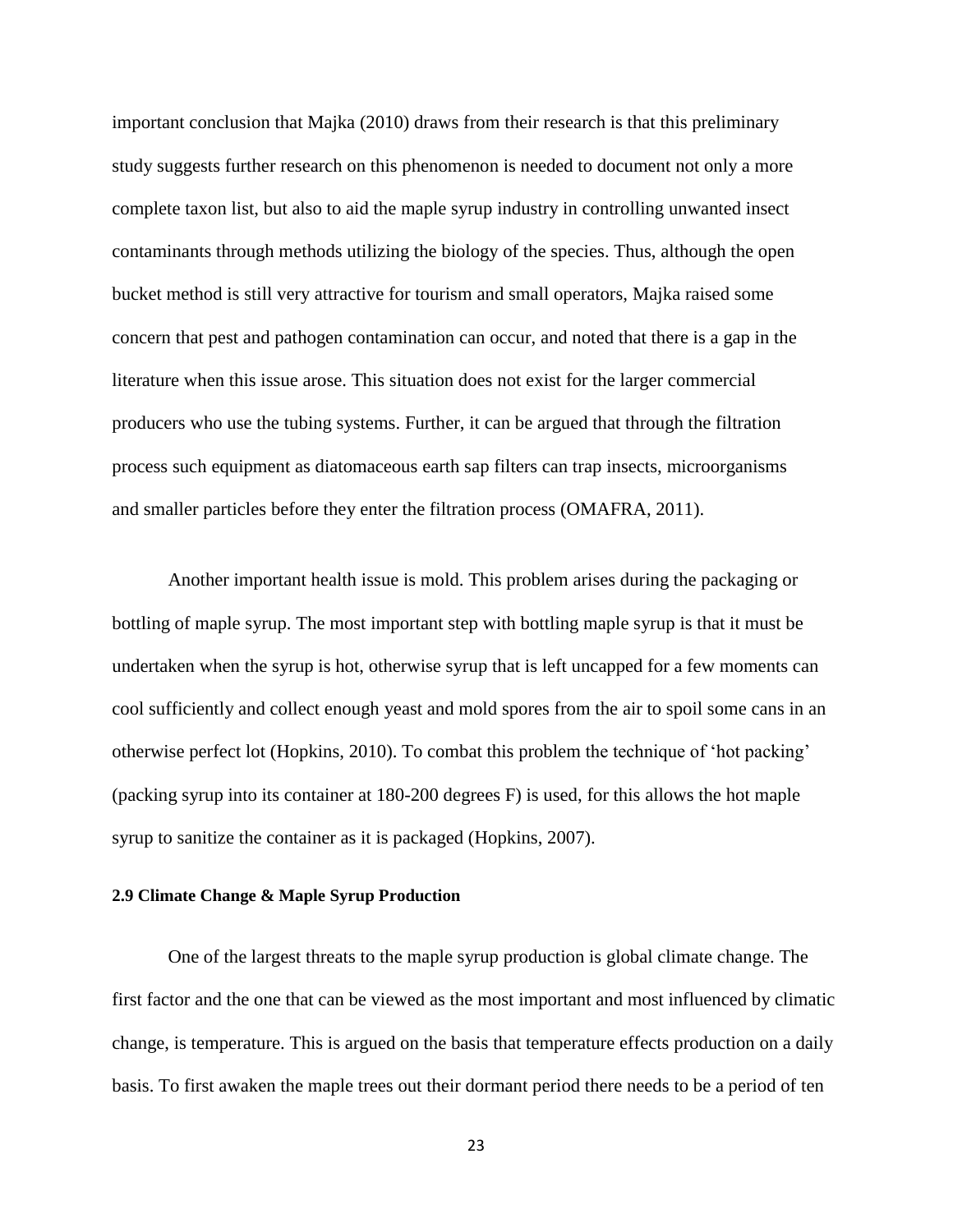important conclusion that Majka (2010) draws from their research is that this preliminary study suggests further research on this phenomenon is needed to document not only a more complete taxon list, but also to aid the maple syrup industry in controlling unwanted insect contaminants through methods utilizing the biology of the species. Thus, although the open bucket method is still very attractive for tourism and small operators, Majka raised some concern that pest and pathogen contamination can occur, and noted that there is a gap in the literature when this issue arose. This situation does not exist for the larger commercial producers who use the tubing systems. Further, it can be argued that through the filtration process such equipment as diatomaceous earth sap filters can trap insects, microorganisms and smaller particles before they enter the filtration process (OMAFRA, 2011).

Another important health issue is mold. This problem arises during the packaging or bottling of maple syrup. The most important step with bottling maple syrup is that it must be undertaken when the syrup is hot, otherwise syrup that is left uncapped for a few moments can cool sufficiently and collect enough yeast and mold spores from the air to spoil some cans in an otherwise perfect lot (Hopkins, 2010). To combat this problem the technique of 'hot packing' (packing syrup into its container at 180-200 degrees F) is used, for this allows the hot maple syrup to sanitize the container as it is packaged (Hopkins, 2007).

**2.9 Climate Change & Maple Syrup Production**

One of the largest threats to the maple syrup production is global climate change. The first factor and the one that can be viewed as the most important and most influenced by climatic change, is temperature. This is argued on the basis that temperature effects production on a daily basis. To first awaken the maple trees out their dormant period there needs to be a period of ten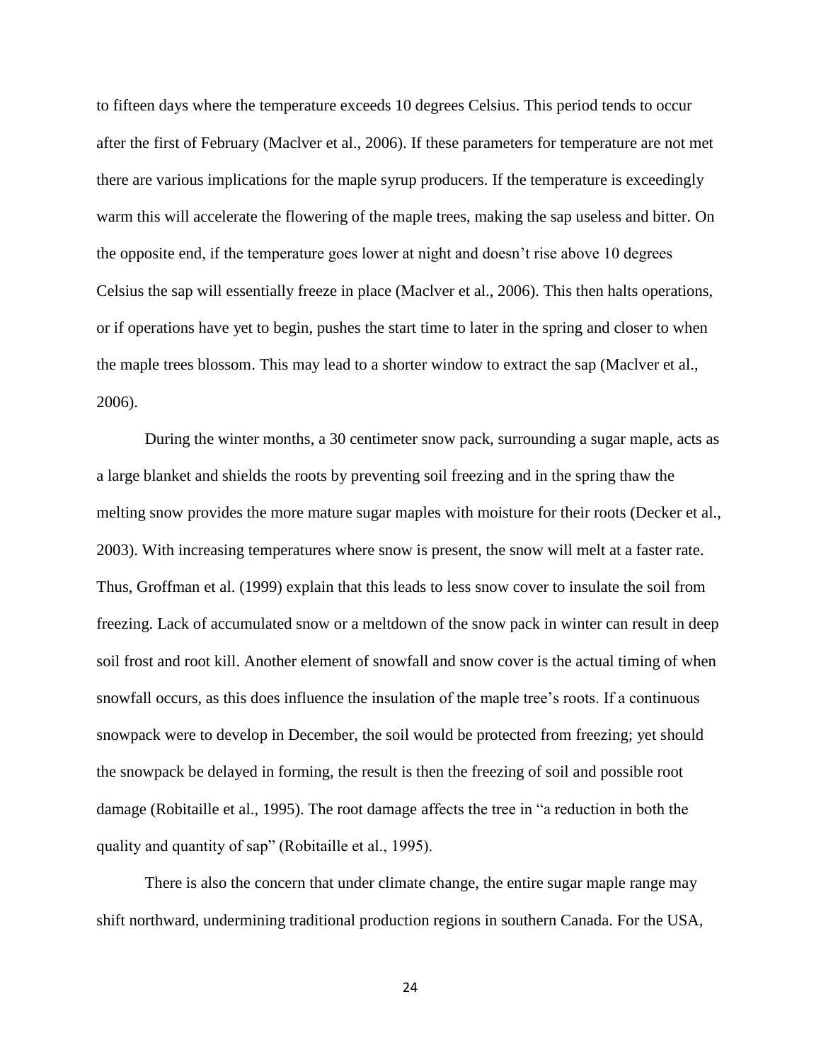to fifteen days where the temperature exceeds 10 degrees Celsius. This period tends to occur after the first of February (Maclver et al., 2006). If these parameters for temperature are not met there are various implications for the maple syrup producers. If the temperature is exceedingly warm this will accelerate the flowering of the maple trees, making the sap useless and bitter. On the opposite end, if the temperature goes lower at night and doesn't rise above 10 degrees Celsius the sap will essentially freeze in place (Maclver et al., 2006). This then halts operations, or if operations have yet to begin, pushes the start time to later in the spring and closer to when the maple trees blossom. This may lead to a shorter window to extract the sap (Maclver et al., 2006).

During the winter months, a 30 centimeter snow pack, surrounding a sugar maple, acts as a large blanket and shields the roots by preventing soil freezing and in the spring thaw the melting snow provides the more mature sugar maples with moisture for their roots (Decker et al., 2003). With increasing temperatures where snow is present, the snow will melt at a faster rate. Thus, Groffman et al. (1999) explain that this leads to less snow cover to insulate the soil from freezing. Lack of accumulated snow or a meltdown of the snow pack in winter can result in deep soil frost and root kill. Another element of snowfall and snow cover is the actual timing of when snowfall occurs, as this does influence the insulation of the maple tree's roots. If a continuous snowpack were to develop in December, the soil would be protected from freezing; yet should the snowpack be delayed in forming, the result is then the freezing of soil and possible root damage (Robitaille et al., 1995). The root damage affects the tree in "a reduction in both the quality and quantity of sap" (Robitaille et al., 1995).

There is also the concern that under climate change, the entire sugar maple range may shift northward, undermining traditional production regions in southern Canada. For the USA,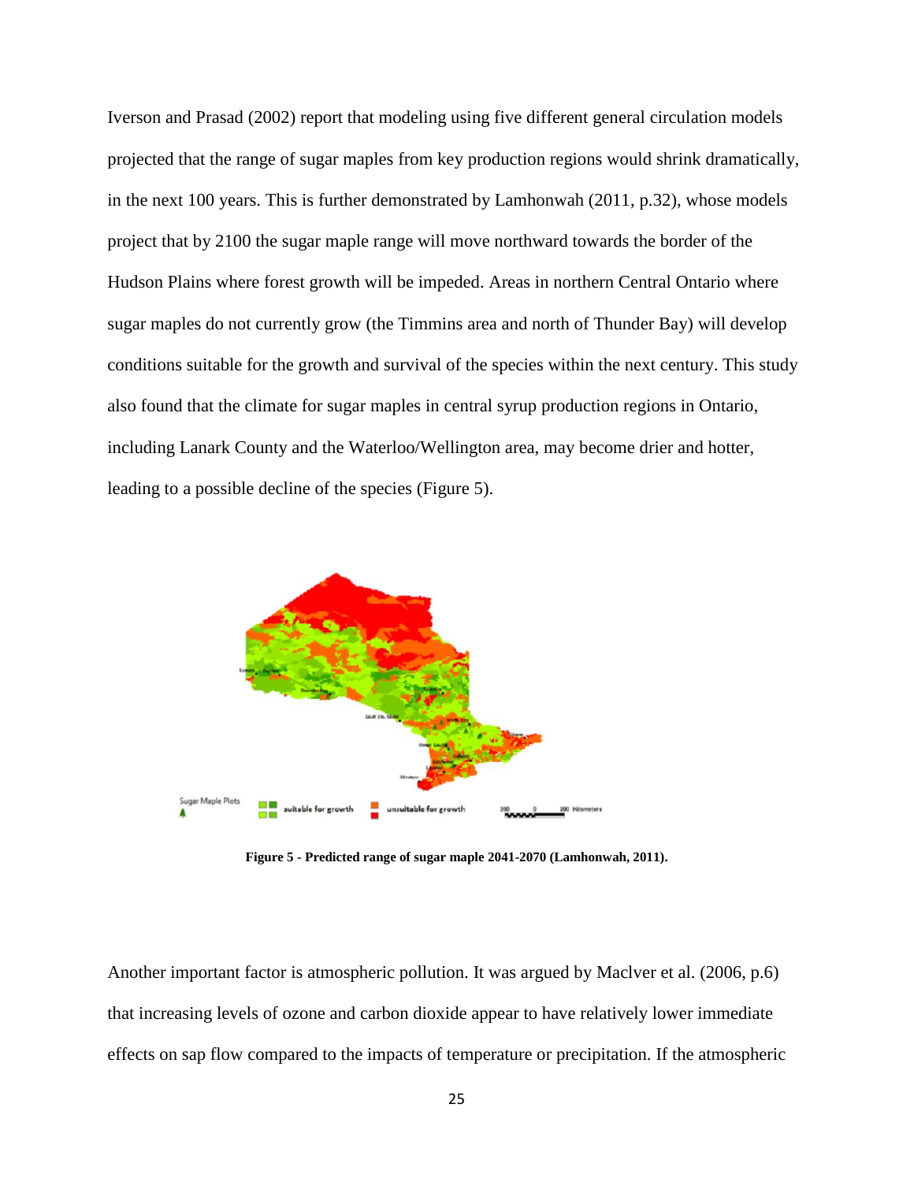Iverson and Prasad (2002) report that modeling using five different general circulation models projected that the range of sugar maples from key production regions would shrink dramatically, in the next 100 years. This is further demonstrated by Lamhonwah (2011, p.32), whose models project that by 2100 the sugar maple range will move northward towards the border of the Hudson Plains where forest growth will be impeded. Areas in northern Central Ontario where sugar maples do not currently grow (the Timmins area and north of Thunder Bay) will develop conditions suitable for the growth and survival of the species within the next century. This study also found that the climate for sugar maples in central syrup production regions in Ontario, including Lanark County and the Waterloo/Wellington area, may become drier and hotter, leading to a possible decline of the species (Figure 5).

**Figure 5 - Predicted range of sugar maple 2041-2070 (Lamhonwah, 2011).**

Another important factor is atmospheric pollution. It was argued by MacIver et al. (2006, p.6) that increasing levels of ozone and carbon dioxide appear to have relatively lower immediate effects on sap flow compared to the impacts of temperature or precipitation. If the atmospheric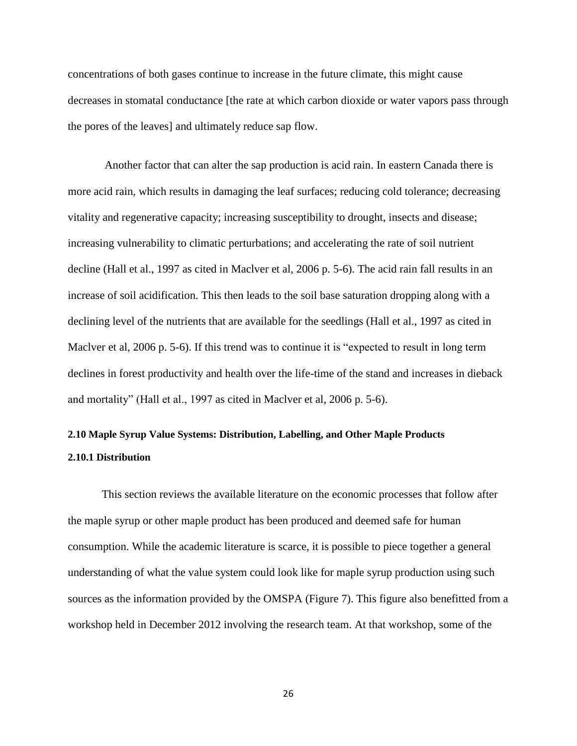concentrations of both gases continue to increase in the future climate, this might cause decreases in stomatal conductance [the rate at which carbon dioxide or water vapors pass through the pores of the leaves] and ultimately reduce sap flow.

Another factor that can alter the sap production is acid rain. In eastern Canada there is more acid rain, which results in damaging the leaf surfaces; reducing cold tolerance; decreasing vitality and regenerative capacity; increasing susceptibility to drought, insects and disease; increasing vulnerability to climatic perturbations; and accelerating the rate of soil nutrient decline (Hall et al., 1997 as cited in Maclver et al, 2006 p. 5-6). The acid rain fall results in an increase of soil acidification. This then leads to the soil base saturation dropping along with a declining level of the nutrients that are available for the seedlings (Hall et al., 1997 as cited in Maclver et al, 2006 p. 5-6). If this trend was to continue it is "expected to result in long term declines in forest productivity and health over the life-time of the stand and increases in dieback and mortality" (Hall et al., 1997 as cited in Maclver et al, 2006 p. 5-6).

### 2.10 Maple Syrup Value Systems: Distribution, Labelling, and Other Maple Products

#### 2.10.1 Distribution

This section reviews the available literature on the economic processes that follow after the maple syrup or other maple product has been produced and deemed safe for human consumption. While the academic literature is scarce, it is possible to piece together a general understanding of what the value system could look like for maple syrup production using such sources as the information provided by the OMSPA (Figure 7). This figure also benefitted from a workshop held in December 2012 involving the research team. At that workshop, some of the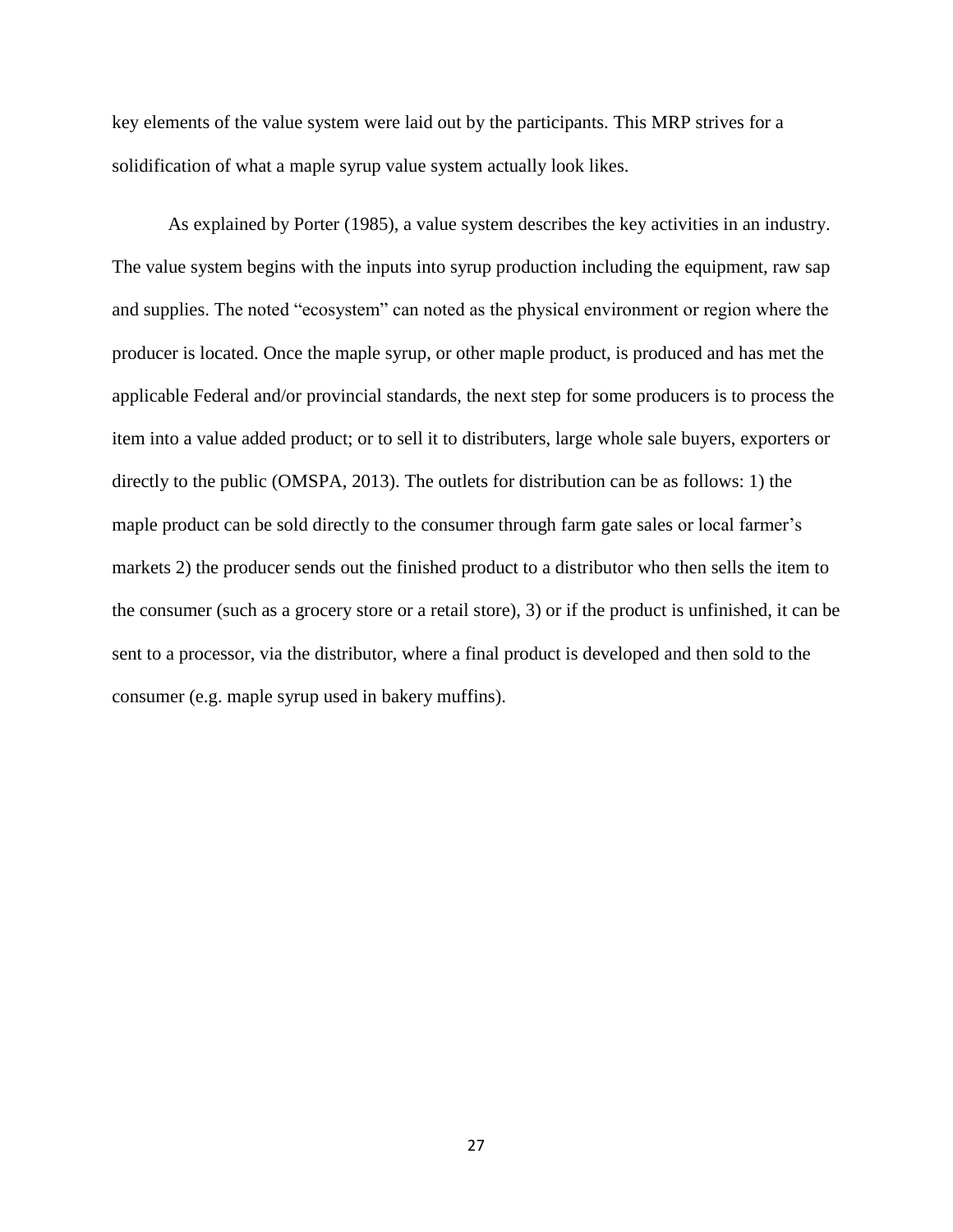key elements of the value system were laid out by the participants. This MRP strives for a solidification of what a maple syrup value system actually look likes.

As explained by Porter (1985), a value system describes the key activities in an industry. The value system begins with the inputs into syrup production including the equipment, raw sap and supplies. The noted "ecosystem" can noted as the physical environment or region where the producer is located. Once the maple syrup, or other maple product, is produced and has met the applicable Federal and/or provincial standards, the next step for some producers is to process the item into a value added product; or to sell it to distributers, large whole sale buyers, exporters or directly to the public (OMSPA, 2013). The outlets for distribution can be as follows: 1) the maple product can be sold directly to the consumer through farm gate sales or local farmer's markets 2) the producer sends out the finished product to a distributor who then sells the item to the consumer (such as a grocery store or a retail store), 3) or if the product is unfinished, it can be sent to a processor, via the distributor, where a final product is developed and then sold to the consumer (e.g. maple syrup used in bakery muffins).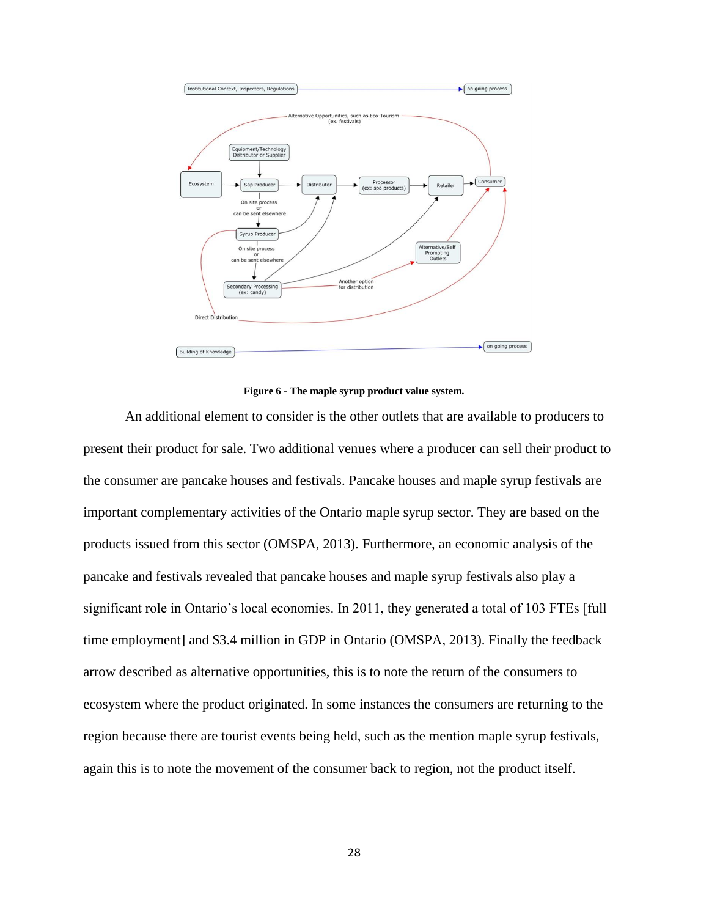**Figure 6 - The maple syrup product value system.**

An additional element to consider is the other outlets that are available to producers to present their product for sale. Two additional venues where a producer can sell their product to the consumer are pancake houses and festivals. Pancake houses and maple syrup festivals are important complementary activities of the Ontario maple syrup sector. They are based on the products issued from this sector (OMSPA, 2013). Furthermore, an economic analysis of the pancake and festivals revealed that pancake houses and maple syrup festivals also play a significant role in Ontario's local economies. In 2011, they generated a total of 103 FTEs [full time employment] and $3.4 million in GDP in Ontario (OMSPA, 2013). Finally the feedback arrow described as alternative opportunities, this is to note the return of the consumers to ecosystem where the product originated. In some instances the consumers are returning to the region because there are tourist events being held, such as the mention maple syrup festivals, again this is to note the movement of the consumer back to region, not the product itself.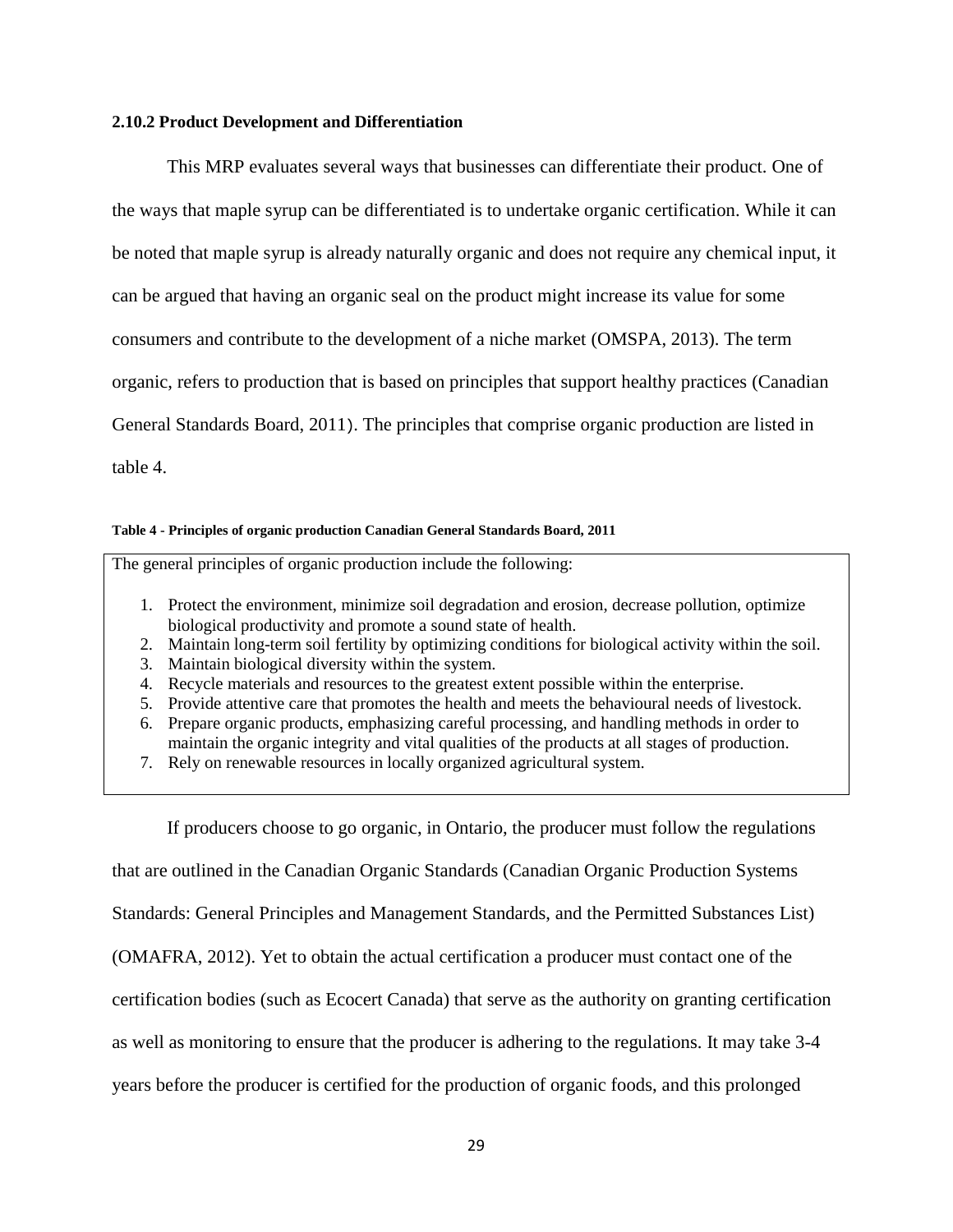### 2.10.2 Product Development and Differentiation

This MRP evaluates several ways that businesses can differentiate their product. One of the ways that maple syrup can be differentiated is to undertake organic certification. While it can be noted that maple syrup is already naturally organic and does not require any chemical input, it can be argued that having an organic seal on the product might increase its value for some consumers and contribute to the development of a niche market (OMSPA, 2013). The term organic, refers to production that is based on principles that support healthy practices (Canadian General Standards Board, 2011). The principles that comprise organic production are listed in table 4.

**Table 4 - Principles of organic production Canadian General Standards Board, 2011**

The general principles of organic production include the following:

1. Protect the environment, minimize soil degradation and erosion, decrease pollution, optimize biological productivity and promote a sound state of health.
2. Maintain long-term soil fertility by optimizing conditions for biological activity within the soil.
3. Maintain biological diversity within the system.
4. Recycle materials and resources to the greatest extent possible within the enterprise.
5. Provide attentive care that promotes the health and meets the behavioural needs of livestock.
6. Prepare organic products, emphasizing careful processing, and handling methods in order to maintain the organic integrity and vital qualities of the products at all stages of production.
7. Rely on renewable resources in locally organized agricultural system.

If producers choose to go organic, in Ontario, the producer must follow the regulations that are outlined in the Canadian Organic Standards (Canadian Organic Production Systems Standards: General Principles and Management Standards, and the Permitted Substances List) (OMAFRA, 2012). Yet to obtain the actual certification a producer must contact one of the certification bodies (such as Ecocert Canada) that serve as the authority on granting certification as well as monitoring to ensure that the producer is adhering to the regulations. It may take 3-4 years before the producer is certified for the production of organic foods, and this prolonged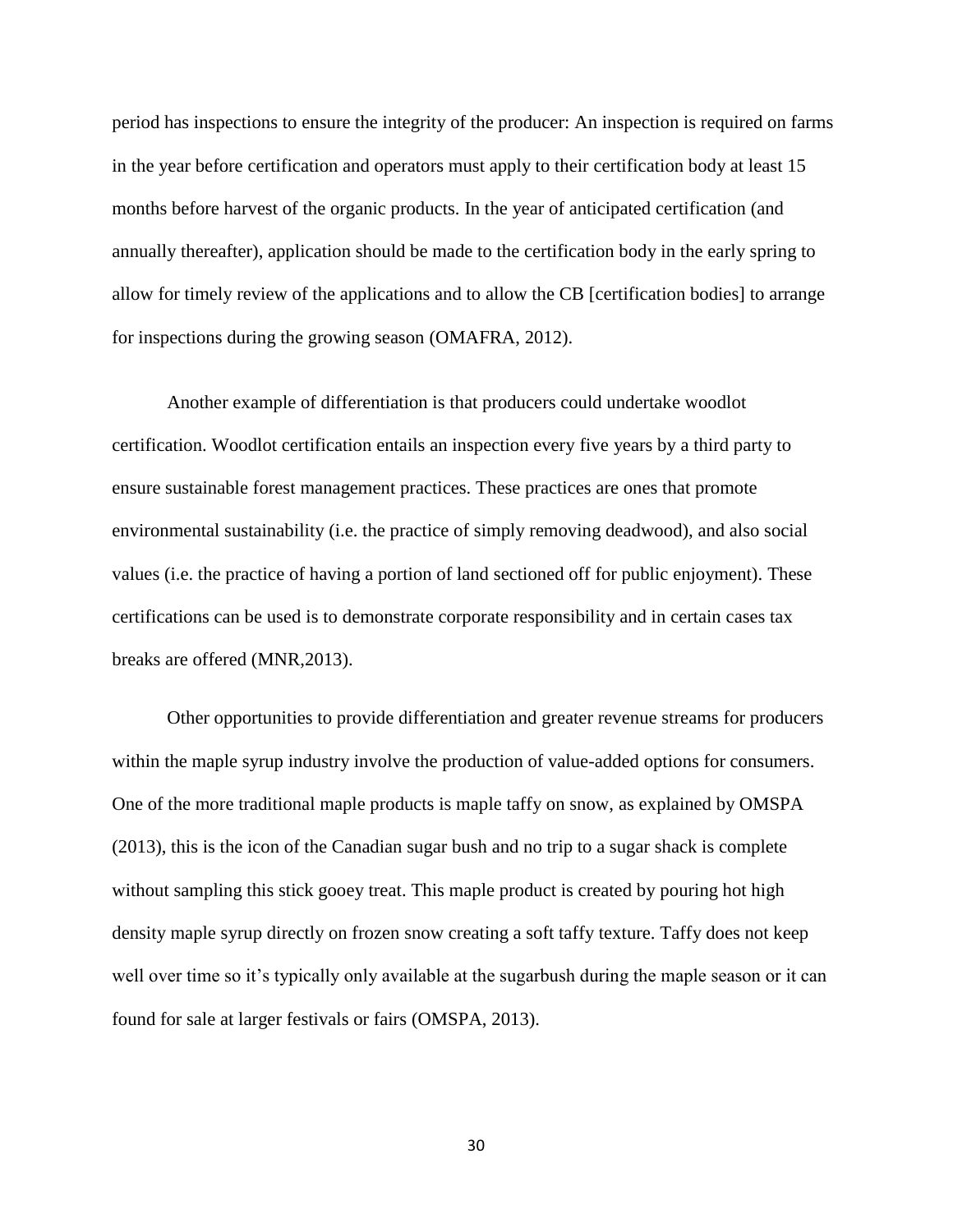period has inspections to ensure the integrity of the producer: An inspection is required on farms in the year before certification and operators must apply to their certification body at least 15 months before harvest of the organic products. In the year of anticipated certification (and annually thereafter), application should be made to the certification body in the early spring to allow for timely review of the applications and to allow the CB [certification bodies] to arrange for inspections during the growing season (OMAFRA, 2012).

Another example of differentiation is that producers could undertake woodlot certification. Woodlot certification entails an inspection every five years by a third party to ensure sustainable forest management practices. These practices are ones that promote environmental sustainability (i.e. the practice of simply removing deadwood), and also social values (i.e. the practice of having a portion of land sectioned off for public enjoyment). These certifications can be used is to demonstrate corporate responsibility and in certain cases tax breaks are offered (MNR,2013).

Other opportunities to provide differentiation and greater revenue streams for producers within the maple syrup industry involve the production of value-added options for consumers. One of the more traditional maple products is maple taffy on snow, as explained by OMSPA (2013), this is the icon of the Canadian sugar bush and no trip to a sugar shack is complete without sampling this stick gooey treat. This maple product is created by pouring hot high density maple syrup directly on frozen snow creating a soft taffy texture. Taffy does not keep well over time so it's typically only available at the sugarbush during the maple season or it can found for sale at larger festivals or fairs (OMSPA, 2013).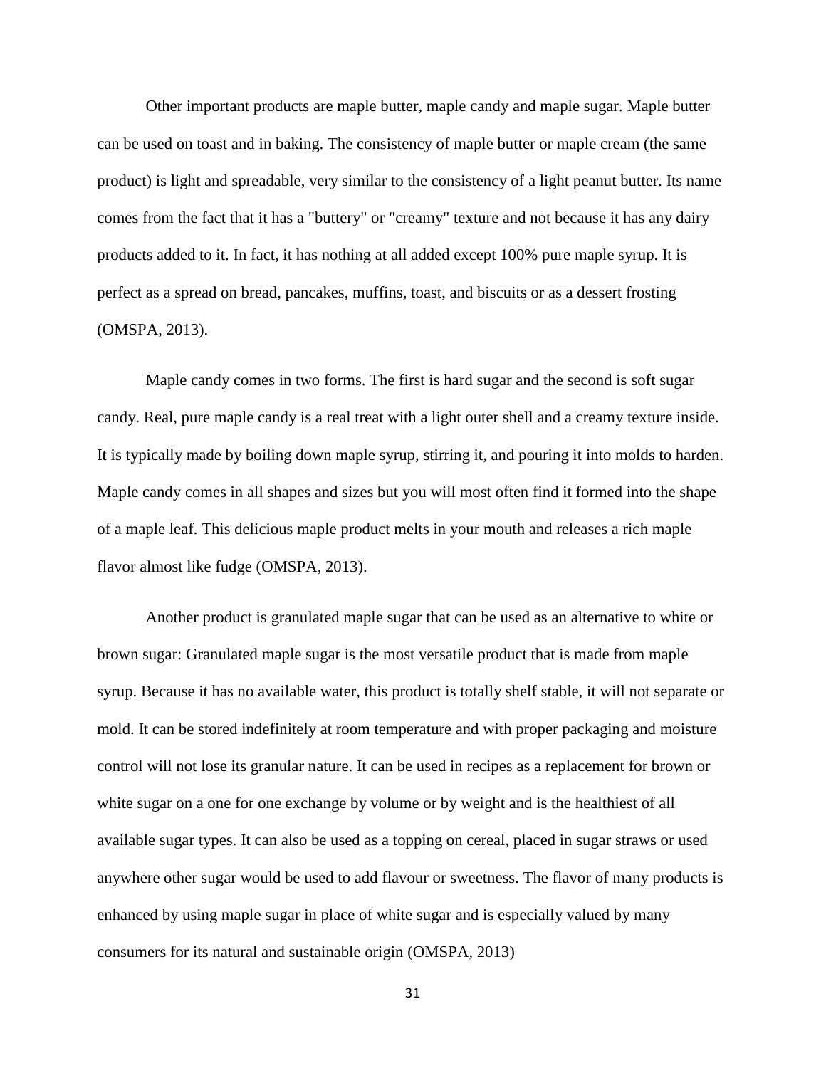Other important products are maple butter, maple candy and maple sugar. Maple butter can be used on toast and in baking. The consistency of maple butter or maple cream (the same product) is light and spreadable, very similar to the consistency of a light peanut butter. Its name comes from the fact that it has a "buttery" or "creamy" texture and not because it has any dairy products added to it. In fact, it has nothing at all added except 100% pure maple syrup. It is perfect as a spread on bread, pancakes, muffins, toast, and biscuits or as a dessert frosting (OMSPA, 2013).

Maple candy comes in two forms. The first is hard sugar and the second is soft sugar candy. Real, pure maple candy is a real treat with a light outer shell and a creamy texture inside. It is typically made by boiling down maple syrup, stirring it, and pouring it into molds to harden. Maple candy comes in all shapes and sizes but you will most often find it formed into the shape of a maple leaf. This delicious maple product melts in your mouth and releases a rich maple flavor almost like fudge (OMSPA, 2013).

Another product is granulated maple sugar that can be used as an alternative to white or brown sugar: Granulated maple sugar is the most versatile product that is made from maple syrup. Because it has no available water, this product is totally shelf stable, it will not separate or mold. It can be stored indefinitely at room temperature and with proper packaging and moisture control will not lose its granular nature. It can be used in recipes as a replacement for brown or white sugar on a one for one exchange by volume or by weight and is the healthiest of all available sugar types. It can also be used as a topping on cereal, placed in sugar straws or used anywhere other sugar would be used to add flavour or sweetness. The flavor of many products is enhanced by using maple sugar in place of white sugar and is especially valued by many consumers for its natural and sustainable origin (OMSPA, 2013)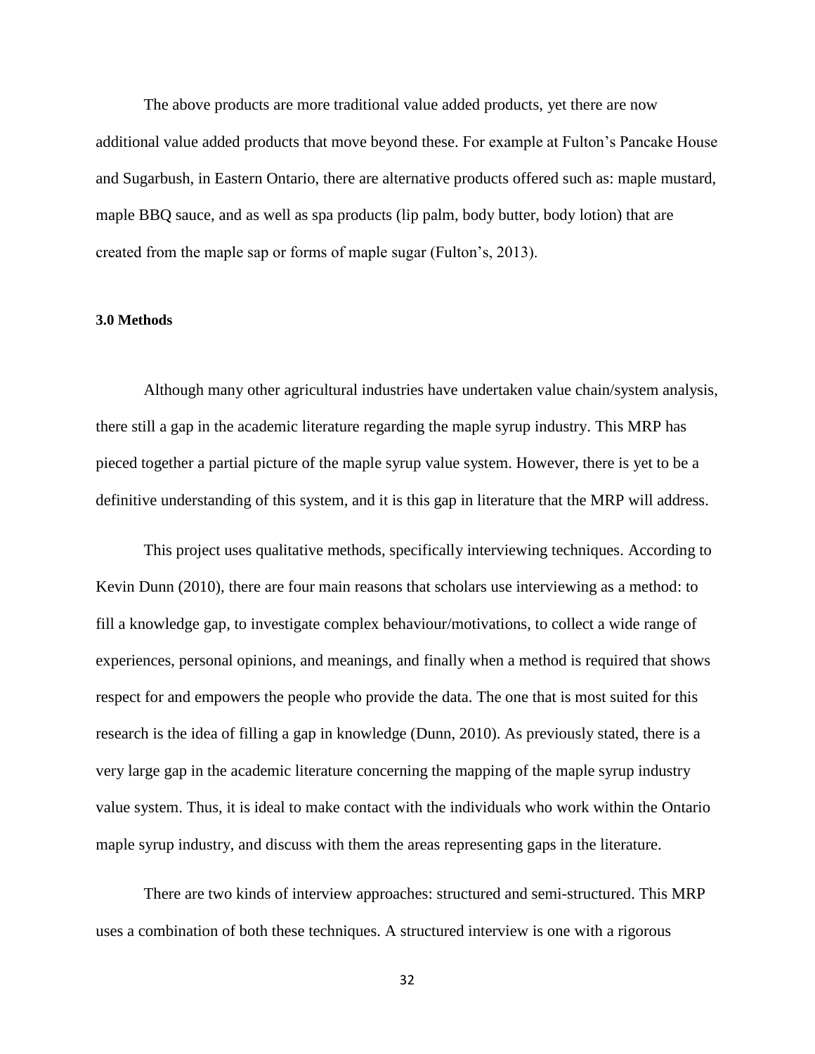The above products are more traditional value added products, yet there are now additional value added products that move beyond these. For example at Fulton's Pancake House and Sugarbush, in Eastern Ontario, there are alternative products offered such as: maple mustard, maple BBQ sauce, and as well as spa products (lip palm, body butter, body lotion) that are created from the maple sap or forms of maple sugar (Fulton's, 2013).

**3.0 Methods**

Although many other agricultural industries have undertaken value chain/system analysis, there still a gap in the academic literature regarding the maple syrup industry. This MRP has pieced together a partial picture of the maple syrup value system. However, there is yet to be a definitive understanding of this system, and it is this gap in literature that the MRP will address.

This project uses qualitative methods, specifically interviewing techniques. According to Kevin Dunn (2010), there are four main reasons that scholars use interviewing as a method: to fill a knowledge gap, to investigate complex behaviour/motivations, to collect a wide range of experiences, personal opinions, and meanings, and finally when a method is required that shows respect for and empowers the people who provide the data. The one that is most suited for this research is the idea of filling a gap in knowledge (Dunn, 2010). As previously stated, there is a very large gap in the academic literature concerning the mapping of the maple syrup industry value system. Thus, it is ideal to make contact with the individuals who work within the Ontario maple syrup industry, and discuss with them the areas representing gaps in the literature.

There are two kinds of interview approaches: structured and semi-structured. This MRP uses a combination of both these techniques. A structured interview is one with a rigorous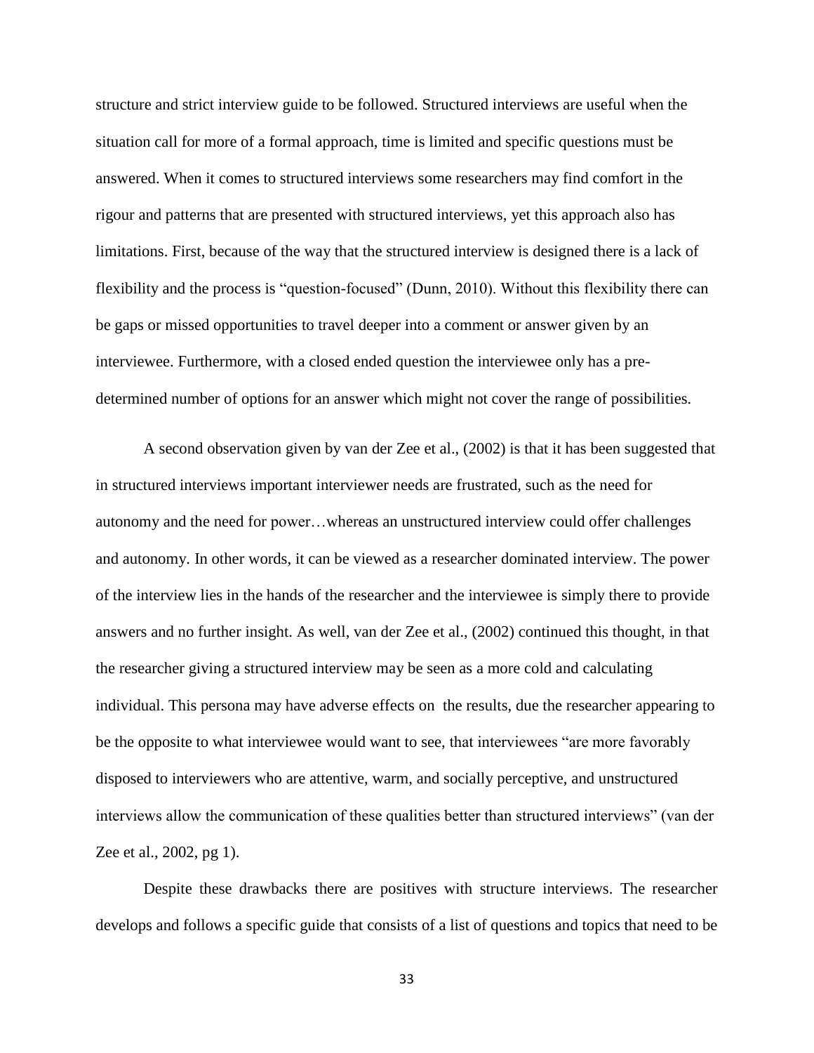structure and strict interview guide to be followed. Structured interviews are useful when the situation call for more of a formal approach, time is limited and specific questions must be answered. When it comes to structured interviews some researchers may find comfort in the rigour and patterns that are presented with structured interviews, yet this approach also has limitations. First, because of the way that the structured interview is designed there is a lack of flexibility and the process is "question-focused" (Dunn, 2010). Without this flexibility there can be gaps or missed opportunities to travel deeper into a comment or answer given by an interviewee. Furthermore, with a closed ended question the interviewee only has a pre-determined number of options for an answer which might not cover the range of possibilities.

A second observation given by van der Zee et al., (2002) is that it has been suggested that in structured interviews important interviewer needs are frustrated, such as the need for autonomy and the need for power…whereas an unstructured interview could offer challenges and autonomy. In other words, it can be viewed as a researcher dominated interview. The power of the interview lies in the hands of the researcher and the interviewee is simply there to provide answers and no further insight. As well, van der Zee et al., (2002) continued this thought, in that the researcher giving a structured interview may be seen as a more cold and calculating individual. This persona may have adverse effects on the results, due the researcher appearing to be the opposite to what interviewee would want to see, that interviewees "are more favorably disposed to interviewers who are attentive, warm, and socially perceptive, and unstructured interviews allow the communication of these qualities better than structured interviews" (van der Zee et al., 2002, pg 1).

Despite these drawbacks there are positives with structure interviews. The researcher develops and follows a specific guide that consists of a list of questions and topics that need to be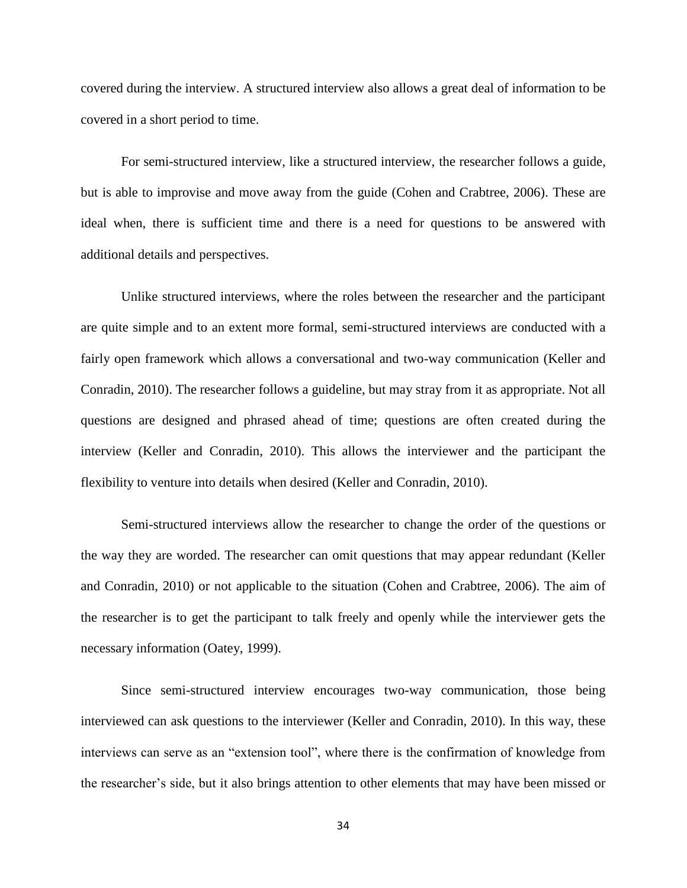covered during the interview. A structured interview also allows a great deal of information to be covered in a short period to time.

For semi-structured interview, like a structured interview, the researcher follows a guide, but is able to improvise and move away from the guide (Cohen and Crabtree, 2006). These are ideal when, there is sufficient time and there is a need for questions to be answered with additional details and perspectives.

Unlike structured interviews, where the roles between the researcher and the participant are quite simple and to an extent more formal, semi-structured interviews are conducted with a fairly open framework which allows a conversational and two-way communication (Keller and Conradin, 2010). The researcher follows a guideline, but may stray from it as appropriate. Not all questions are designed and phrased ahead of time; questions are often created during the interview (Keller and Conradin, 2010). This allows the interviewer and the participant the flexibility to venture into details when desired (Keller and Conradin, 2010).

Semi-structured interviews allow the researcher to change the order of the questions or the way they are worded. The researcher can omit questions that may appear redundant (Keller and Conradin, 2010) or not applicable to the situation (Cohen and Crabtree, 2006). The aim of the researcher is to get the participant to talk freely and openly while the interviewer gets the necessary information (Oatey, 1999).

Since semi-structured interview encourages two-way communication, those being interviewed can ask questions to the interviewer (Keller and Conradin, 2010). In this way, these interviews can serve as an "extension tool", where there is the confirmation of knowledge from the researcher's side, but it also brings attention to other elements that may have been missed or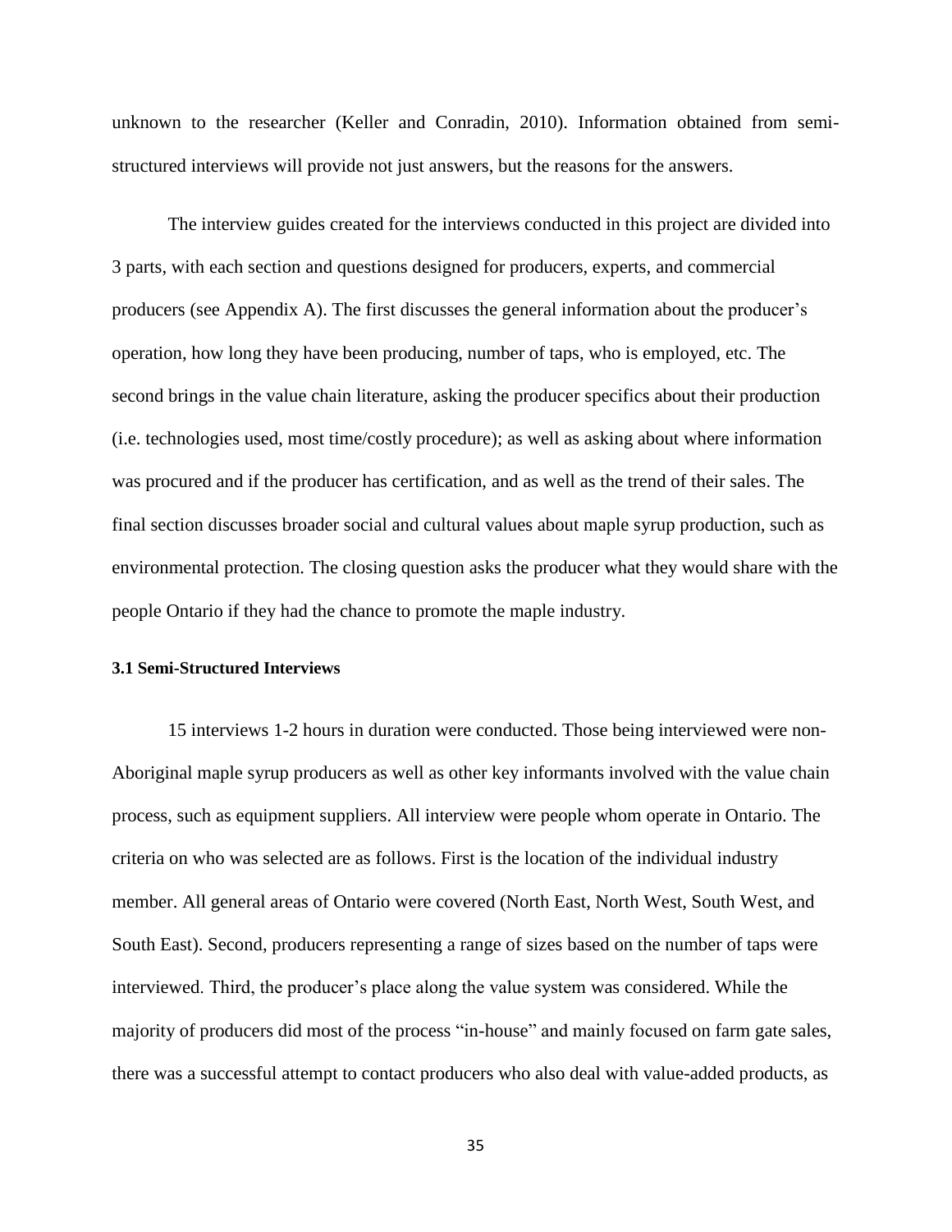unknown to the researcher (Keller and Conradin, 2010). Information obtained from semi-structured interviews will provide not just answers, but the reasons for the answers.

The interview guides created for the interviews conducted in this project are divided into 3 parts, with each section and questions designed for producers, experts, and commercial producers (see Appendix A). The first discusses the general information about the producer's operation, how long they have been producing, number of taps, who is employed, etc. The second brings in the value chain literature, asking the producer specifics about their production (i.e. technologies used, most time/costly procedure); as well as asking about where information was procured and if the producer has certification, and as well as the trend of their sales. The final section discusses broader social and cultural values about maple syrup production, such as environmental protection. The closing question asks the producer what they would share with the people Ontario if they had the chance to promote the maple industry.

### 3.1 Semi-Structured Interviews

15 interviews 1-2 hours in duration were conducted. Those being interviewed were non-Aboriginal maple syrup producers as well as other key informants involved with the value chain process, such as equipment suppliers. All interview were people whom operate in Ontario. The criteria on who was selected are as follows. First is the location of the individual industry member. All general areas of Ontario were covered (North East, North West, South West, and South East). Second, producers representing a range of sizes based on the number of taps were interviewed. Third, the producer's place along the value system was considered. While the majority of producers did most of the process "in-house" and mainly focused on farm gate sales, there was a successful attempt to contact producers who also deal with value-added products, as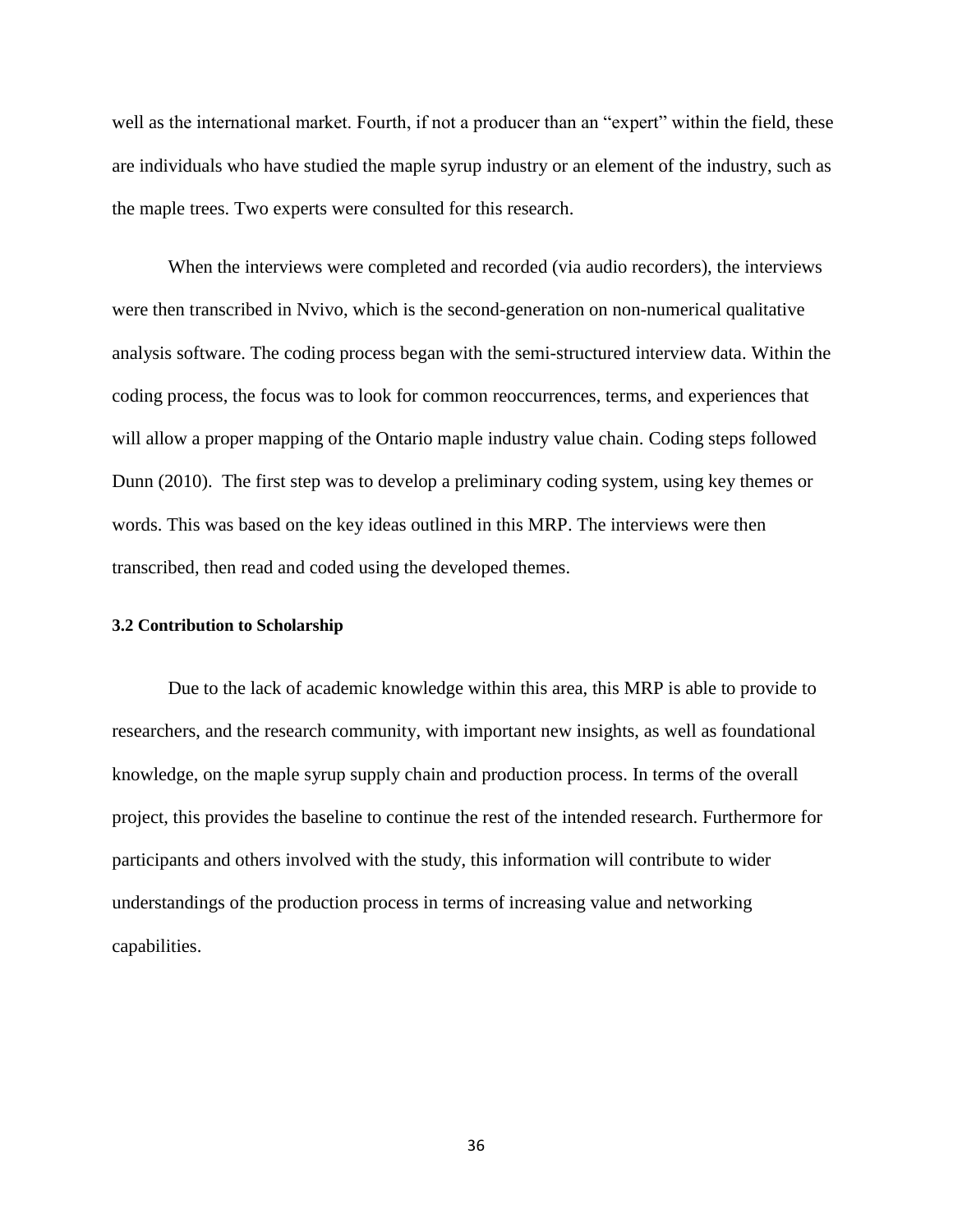well as the international market. Fourth, if not a producer than an "expert" within the field, these are individuals who have studied the maple syrup industry or an element of the industry, such as the maple trees. Two experts were consulted for this research.

When the interviews were completed and recorded (via audio recorders), the interviews were then transcribed in Nvivo, which is the second-generation on non-numerical qualitative analysis software. The coding process began with the semi-structured interview data. Within the coding process, the focus was to look for common reoccurrences, terms, and experiences that will allow a proper mapping of the Ontario maple industry value chain. Coding steps followed Dunn (2010). The first step was to develop a preliminary coding system, using key themes or words. This was based on the key ideas outlined in this MRP. The interviews were then transcribed, then read and coded using the developed themes.

### 3.2 Contribution to Scholarship

Due to the lack of academic knowledge within this area, this MRP is able to provide to researchers, and the research community, with important new insights, as well as foundational knowledge, on the maple syrup supply chain and production process. In terms of the overall project, this provides the baseline to continue the rest of the intended research. Furthermore for participants and others involved with the study, this information will contribute to wider understandings of the production process in terms of increasing value and networking capabilities.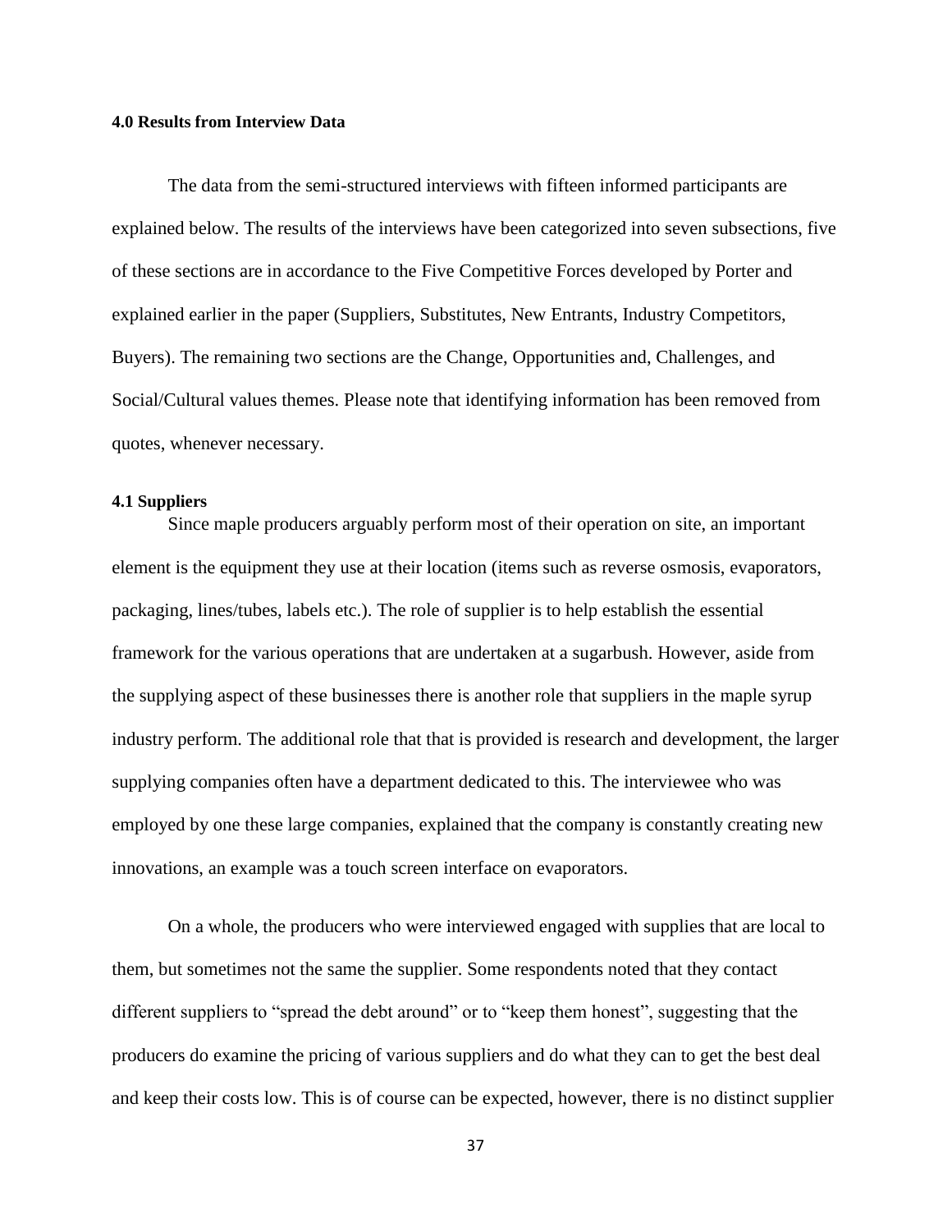### 4.0 Results from Interview Data

The data from the semi-structured interviews with fifteen informed participants are explained below. The results of the interviews have been categorized into seven subsections, five of these sections are in accordance to the Five Competitive Forces developed by Porter and explained earlier in the paper (Suppliers, Substitutes, New Entrants, Industry Competitors, Buyers). The remaining two sections are the Change, Opportunities and, Challenges, and Social/Cultural values themes. Please note that identifying information has been removed from quotes, whenever necessary.

#### 4.1 Suppliers

Since maple producers arguably perform most of their operation on site, an important element is the equipment they use at their location (items such as reverse osmosis, evaporators, packaging, lines/tubes, labels etc.). The role of supplier is to help establish the essential framework for the various operations that are undertaken at a sugarbush. However, aside from the supplying aspect of these businesses there is another role that suppliers in the maple syrup industry perform. The additional role that that is provided is research and development, the larger supplying companies often have a department dedicated to this. The interviewee who was employed by one these large companies, explained that the company is constantly creating new innovations, an example was a touch screen interface on evaporators.

On a whole, the producers who were interviewed engaged with supplies that are local to them, but sometimes not the same the supplier. Some respondents noted that they contact different suppliers to "spread the debt around" or to "keep them honest", suggesting that the producers do examine the pricing of various suppliers and do what they can to get the best deal and keep their costs low. This is of course can be expected, however, there is no distinct supplier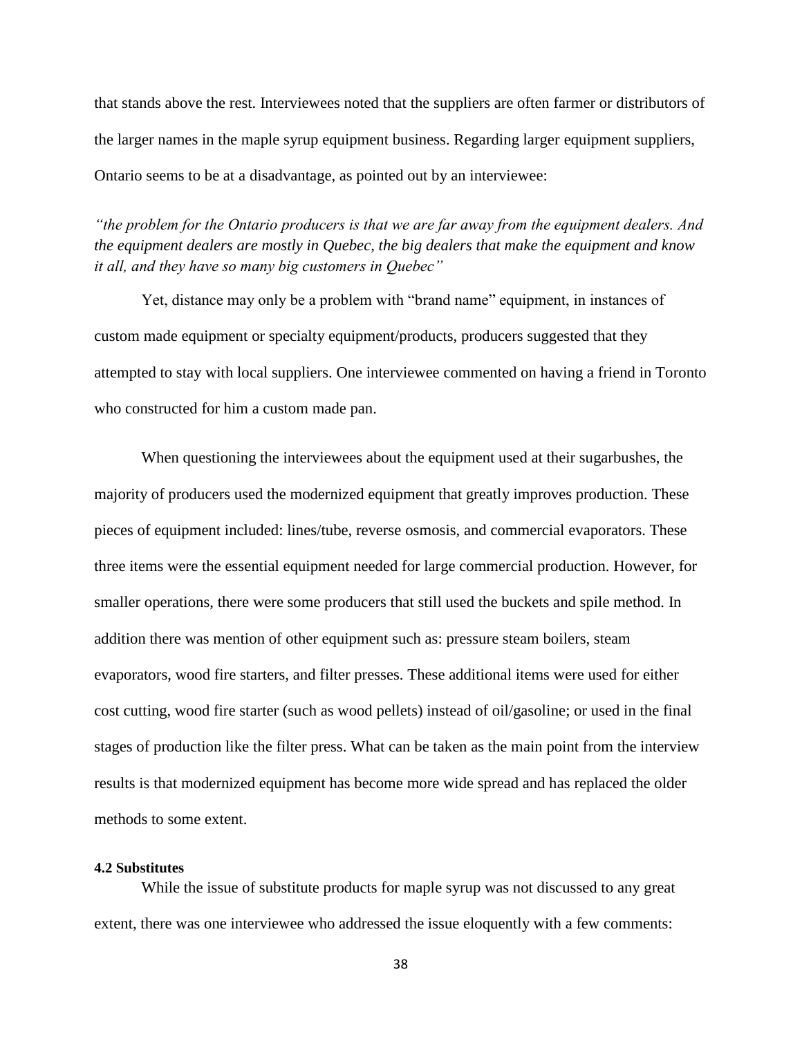that stands above the rest. Interviewees noted that the suppliers are often farmer or distributors of the larger names in the maple syrup equipment business. Regarding larger equipment suppliers, Ontario seems to be at a disadvantage, as pointed out by an interviewee:

*"the problem for the Ontario producers is that we are far away from the equipment dealers. And the equipment dealers are mostly in Quebec, the big dealers that make the equipment and know it all, and they have so many big customers in Quebec"*

Yet, distance may only be a problem with "brand name" equipment, in instances of custom made equipment or specialty equipment/products, producers suggested that they attempted to stay with local suppliers. One interviewee commented on having a friend in Toronto who constructed for him a custom made pan.

When questioning the interviewees about the equipment used at their sugarbushes, the majority of producers used the modernized equipment that greatly improves production. These pieces of equipment included: lines/tube, reverse osmosis, and commercial evaporators. These three items were the essential equipment needed for large commercial production. However, for smaller operations, there were some producers that still used the buckets and spile method. In addition there was mention of other equipment such as: pressure steam boilers, steam evaporators, wood fire starters, and filter presses. These additional items were used for either cost cutting, wood fire starter (such as wood pellets) instead of oil/gasoline; or used in the final stages of production like the filter press. What can be taken as the main point from the interview results is that modernized equipment has become more wide spread and has replaced the older methods to some extent.

#### 4.2 Substitutes

While the issue of substitute products for maple syrup was not discussed to any great extent, there was one interviewee who addressed the issue eloquently with a few comments: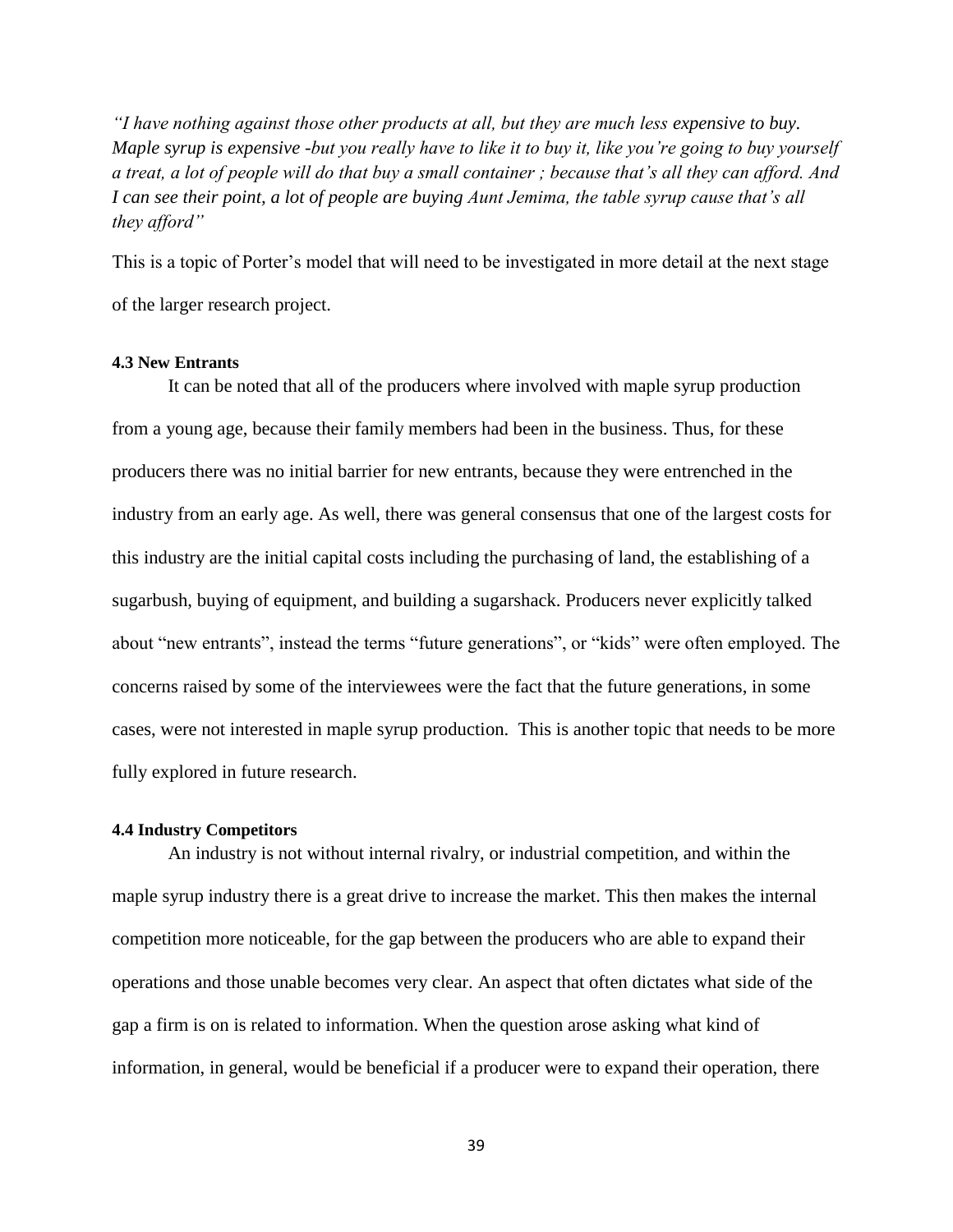*"I have nothing against those other products at all, but they are much less expensive to buy. Maple syrup is expensive -but you really have to like it to buy it, like you're going to buy yourself a treat, a lot of people will do that buy a small container ; because that's all they can afford. And I can see their point, a lot of people are buying Aunt Jemima, the table syrup cause that's all they afford"*

This is a topic of Porter's model that will need to be investigated in more detail at the next stage of the larger research project.

#### 4.3 New Entrants

It can be noted that all of the producers where involved with maple syrup production from a young age, because their family members had been in the business. Thus, for these producers there was no initial barrier for new entrants, because they were entrenched in the industry from an early age. As well, there was general consensus that one of the largest costs for this industry are the initial capital costs including the purchasing of land, the establishing of a sugarbush, buying of equipment, and building a sugarshack. Producers never explicitly talked about "new entrants", instead the terms "future generations", or "kids" were often employed. The concerns raised by some of the interviewees were the fact that the future generations, in some cases, were not interested in maple syrup production. This is another topic that needs to be more fully explored in future research.

#### 4.4 Industry Competitors

An industry is not without internal rivalry, or industrial competition, and within the maple syrup industry there is a great drive to increase the market. This then makes the internal competition more noticeable, for the gap between the producers who are able to expand their operations and those unable becomes very clear. An aspect that often dictates what side of the gap a firm is on is related to information. When the question arose asking what kind of information, in general, would be beneficial if a producer were to expand their operation, there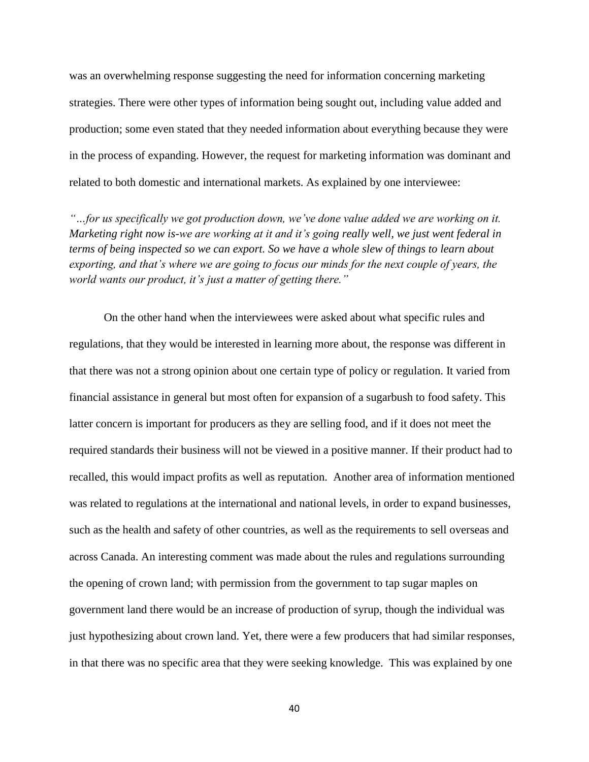was an overwhelming response suggesting the need for information concerning marketing strategies. There were other types of information being sought out, including value added and production; some even stated that they needed information about everything because they were in the process of expanding. However, the request for marketing information was dominant and related to both domestic and international markets. As explained by one interviewee:

*"…for us specifically we got production down, we've done value added we are working on it. Marketing right now is-we are working at it and it's going really well, we just went federal in terms of being inspected so we can export. So we have a whole slew of things to learn about exporting, and that's where we are going to focus our minds for the next couple of years, the world wants our product, it's just a matter of getting there."*

On the other hand when the interviewees were asked about what specific rules and regulations, that they would be interested in learning more about, the response was different in that there was not a strong opinion about one certain type of policy or regulation. It varied from financial assistance in general but most often for expansion of a sugarbush to food safety. This latter concern is important for producers as they are selling food, and if it does not meet the required standards their business will not be viewed in a positive manner. If their product had to recalled, this would impact profits as well as reputation. Another area of information mentioned was related to regulations at the international and national levels, in order to expand businesses, such as the health and safety of other countries, as well as the requirements to sell overseas and across Canada. An interesting comment was made about the rules and regulations surrounding the opening of crown land; with permission from the government to tap sugar maples on government land there would be an increase of production of syrup, though the individual was just hypothesizing about crown land. Yet, there were a few producers that had similar responses, in that there was no specific area that they were seeking knowledge. This was explained by one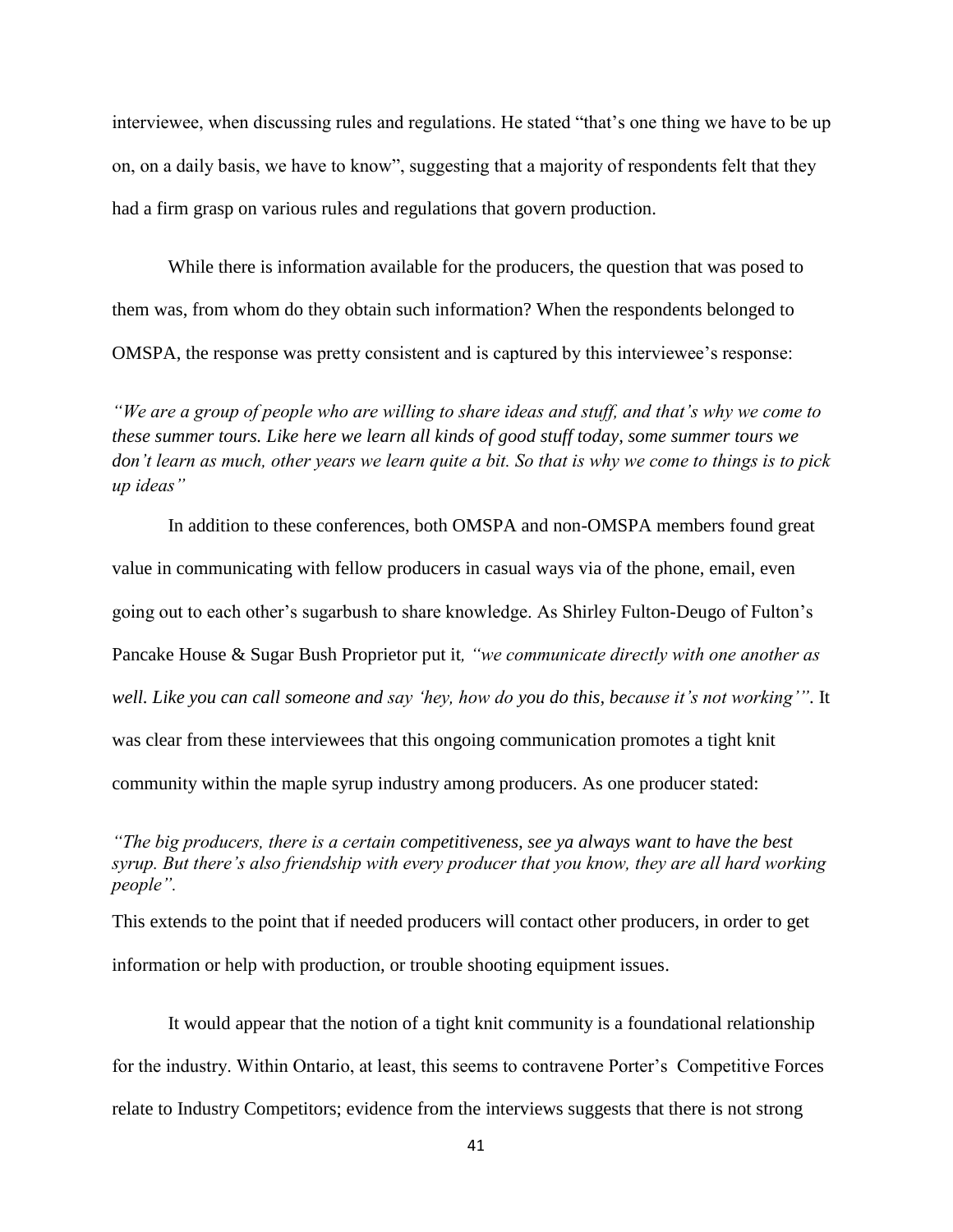interviewee, when discussing rules and regulations. He stated "that's one thing we have to be up on, on a daily basis, we have to know", suggesting that a majority of respondents felt that they had a firm grasp on various rules and regulations that govern production.

While there is information available for the producers, the question that was posed to them was, from whom do they obtain such information? When the respondents belonged to OMSPA, the response was pretty consistent and is captured by this interviewee's response:

*"We are a group of people who are willing to share ideas and stuff, and that's why we come to these summer tours. Like here we learn all kinds of good stuff today, some summer tours we don't learn as much, other years we learn quite a bit. So that is why we come to things is to pick up ideas"*

In addition to these conferences, both OMSPA and non-OMSPA members found great value in communicating with fellow producers in casual ways via of the phone, email, even going out to each other's sugarbush to share knowledge. As Shirley Fulton-Deugo of Fulton's Pancake House & Sugar Bush Proprietor put it*, "we communicate directly with one another as well. Like you can call someone and say 'hey, how do you do this, because it's not working'"*. It was clear from these interviewees that this ongoing communication promotes a tight knit community within the maple syrup industry among producers. As one producer stated:

*"The big producers, there is a certain competitiveness, see ya always want to have the best syrup. But there's also friendship with every producer that you know, they are all hard working people".*

This extends to the point that if needed producers will contact other producers, in order to get information or help with production, or trouble shooting equipment issues.

It would appear that the notion of a tight knit community is a foundational relationship for the industry. Within Ontario, at least, this seems to contravene Porter's Competitive Forces relate to Industry Competitors; evidence from the interviews suggests that there is not strong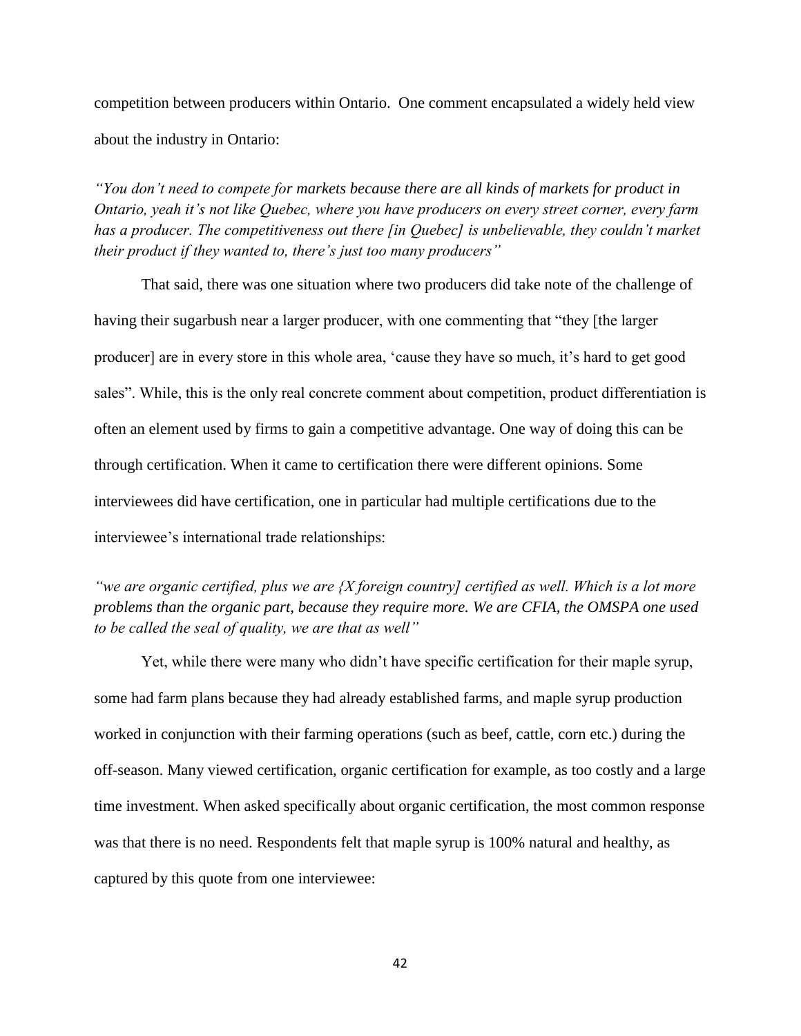competition between producers within Ontario. One comment encapsulated a widely held view about the industry in Ontario:

*"You don't need to compete for markets because there are all kinds of markets for product in Ontario, yeah it's not like Quebec, where you have producers on every street corner, every farm has a producer. The competitiveness out there [in Quebec] is unbelievable, they couldn't market their product if they wanted to, there's just too many producers"*

That said, there was one situation where two producers did take note of the challenge of having their sugarbush near a larger producer, with one commenting that "they [the larger producer] are in every store in this whole area, 'cause they have so much, it's hard to get good sales". While, this is the only real concrete comment about competition, product differentiation is often an element used by firms to gain a competitive advantage. One way of doing this can be through certification. When it came to certification there were different opinions. Some interviewees did have certification, one in particular had multiple certifications due to the interviewee's international trade relationships:

*"we are organic certified, plus we are {X foreign country] certified as well. Which is a lot more problems than the organic part, because they require more. We are CFIA, the OMSPA one used to be called the seal of quality, we are that as well"*

Yet, while there were many who didn't have specific certification for their maple syrup, some had farm plans because they had already established farms, and maple syrup production worked in conjunction with their farming operations (such as beef, cattle, corn etc.) during the off-season. Many viewed certification, organic certification for example, as too costly and a large time investment. When asked specifically about organic certification, the most common response was that there is no need. Respondents felt that maple syrup is 100% natural and healthy, as captured by this quote from one interviewee: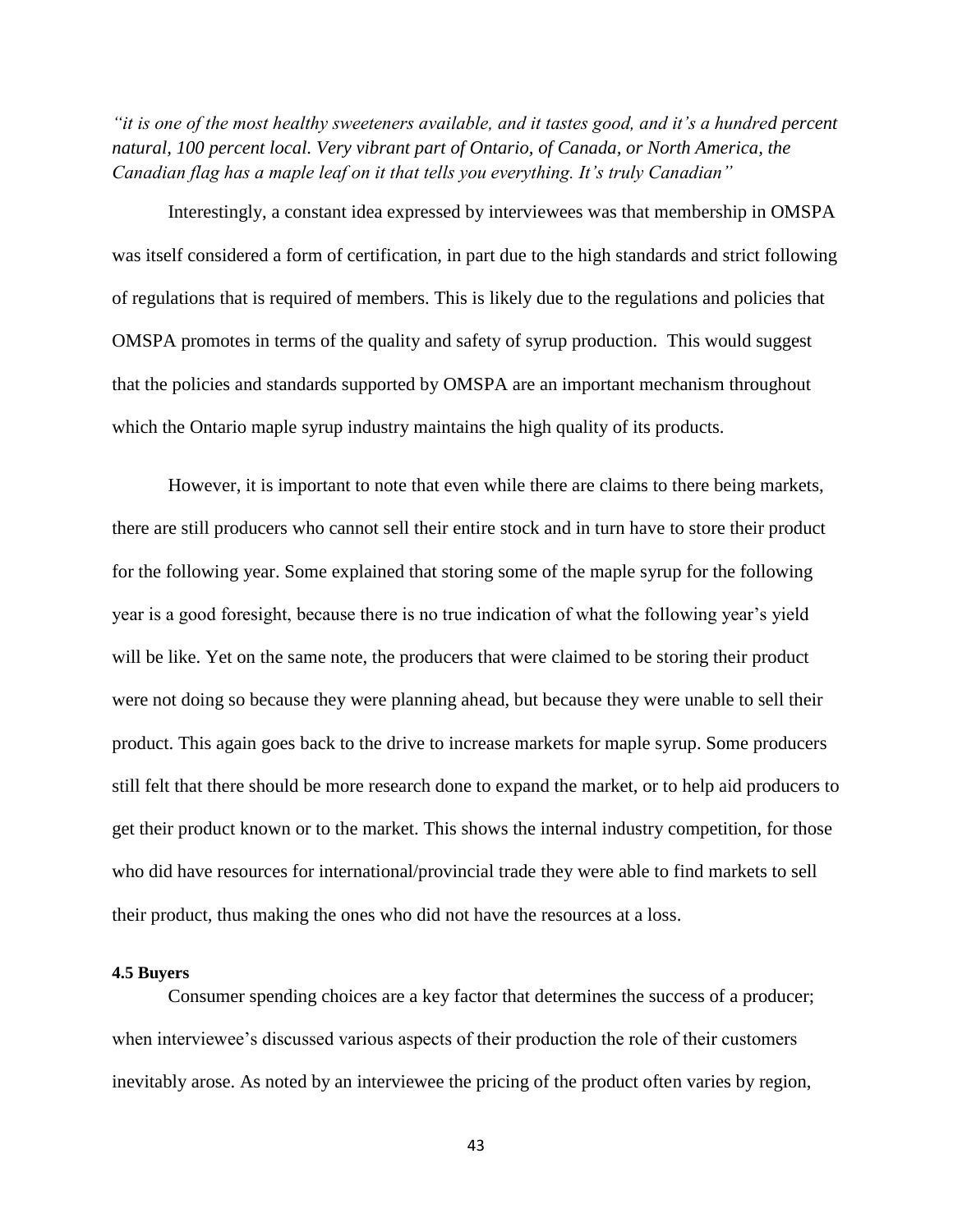*"it is one of the most healthy sweeteners available, and it tastes good, and it's a hundred percent natural, 100 percent local. Very vibrant part of Ontario, of Canada, or North America, the Canadian flag has a maple leaf on it that tells you everything. It's truly Canadian"*

Interestingly, a constant idea expressed by interviewees was that membership in OMSPA was itself considered a form of certification, in part due to the high standards and strict following of regulations that is required of members. This is likely due to the regulations and policies that OMSPA promotes in terms of the quality and safety of syrup production. This would suggest that the policies and standards supported by OMSPA are an important mechanism throughout which the Ontario maple syrup industry maintains the high quality of its products.

However, it is important to note that even while there are claims to there being markets, there are still producers who cannot sell their entire stock and in turn have to store their product for the following year. Some explained that storing some of the maple syrup for the following year is a good foresight, because there is no true indication of what the following year's yield will be like. Yet on the same note, the producers that were claimed to be storing their product were not doing so because they were planning ahead, but because they were unable to sell their product. This again goes back to the drive to increase markets for maple syrup. Some producers still felt that there should be more research done to expand the market, or to help aid producers to get their product known or to the market. This shows the internal industry competition, for those who did have resources for international/provincial trade they were able to find markets to sell their product, thus making the ones who did not have the resources at a loss.

**4.5 Buyers**

Consumer spending choices are a key factor that determines the success of a producer; when interviewee's discussed various aspects of their production the role of their customers inevitably arose. As noted by an interviewee the pricing of the product often varies by region,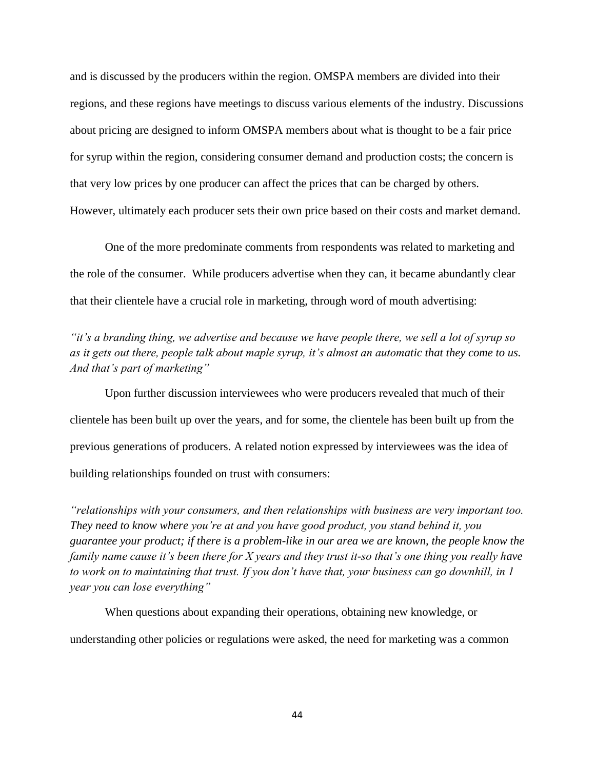and is discussed by the producers within the region. OMSPA members are divided into their regions, and these regions have meetings to discuss various elements of the industry. Discussions about pricing are designed to inform OMSPA members about what is thought to be a fair price for syrup within the region, considering consumer demand and production costs; the concern is that very low prices by one producer can affect the prices that can be charged by others. However, ultimately each producer sets their own price based on their costs and market demand.

One of the more predominate comments from respondents was related to marketing and the role of the consumer. While producers advertise when they can, it became abundantly clear that their clientele have a crucial role in marketing, through word of mouth advertising:

*"it's a branding thing, we advertise and because we have people there, we sell a lot of syrup so as it gets out there, people talk about maple syrup, it's almost an automatic that they come to us. And that's part of marketing"*

Upon further discussion interviewees who were producers revealed that much of their clientele has been built up over the years, and for some, the clientele has been built up from the previous generations of producers. A related notion expressed by interviewees was the idea of building relationships founded on trust with consumers:

*"relationships with your consumers, and then relationships with business are very important too. They need to know where you're at and you have good product, you stand behind it, you guarantee your product; if there is a problem-like in our area we are known, the people know the family name cause it's been there for X years and they trust it-so that's one thing you really have to work on to maintaining that trust. If you don't have that, your business can go downhill, in 1 year you can lose everything"*

When questions about expanding their operations, obtaining new knowledge, or understanding other policies or regulations were asked, the need for marketing was a common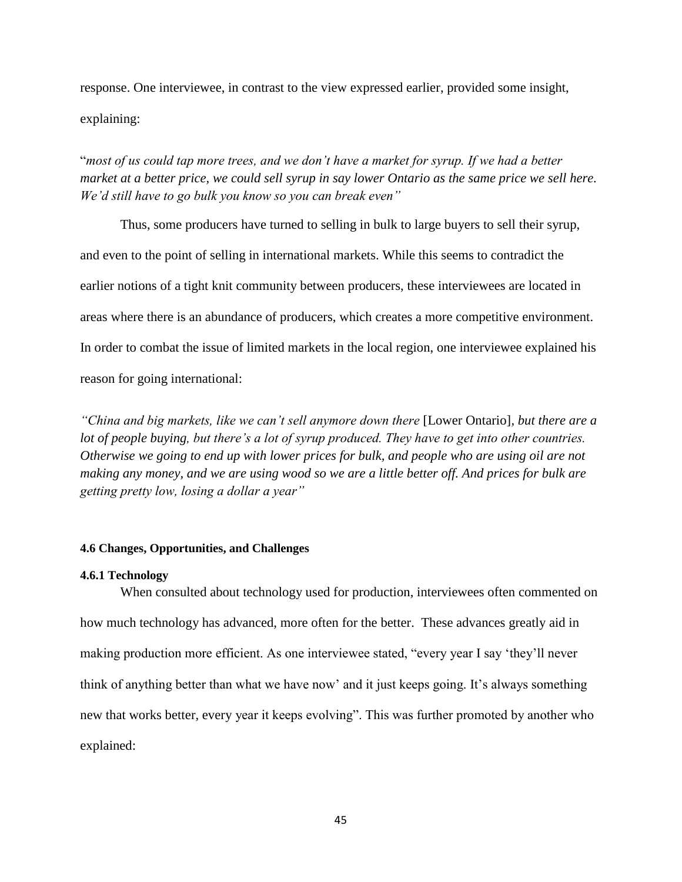response. One interviewee, in contrast to the view expressed earlier, provided some insight, explaining:

"*most of us could tap more trees, and we don't have a market for syrup. If we had a better market at a better price, we could sell syrup in say lower Ontario as the same price we sell here. We'd still have to go bulk you know so you can break even"*

Thus, some producers have turned to selling in bulk to large buyers to sell their syrup, and even to the point of selling in international markets. While this seems to contradict the earlier notions of a tight knit community between producers, these interviewees are located in areas where there is an abundance of producers, which creates a more competitive environment. In order to combat the issue of limited markets in the local region, one interviewee explained his reason for going international:

*"China and big markets, like we can't sell anymore down there* [Lower Ontario], *but there are a lot of people buying, but there's a lot of syrup produced. They have to get into other countries. Otherwise we going to end up with lower prices for bulk, and people who are using oil are not making any money, and we are using wood so we are a little better off. And prices for bulk are getting pretty low, losing a dollar a year"*

### 4.6 Changes, Opportunities, and Challenges

#### 4.6.1 Technology

When consulted about technology used for production, interviewees often commented on how much technology has advanced, more often for the better. These advances greatly aid in making production more efficient. As one interviewee stated, "every year I say 'they'll never think of anything better than what we have now' and it just keeps going. It's always something new that works better, every year it keeps evolving". This was further promoted by another who explained: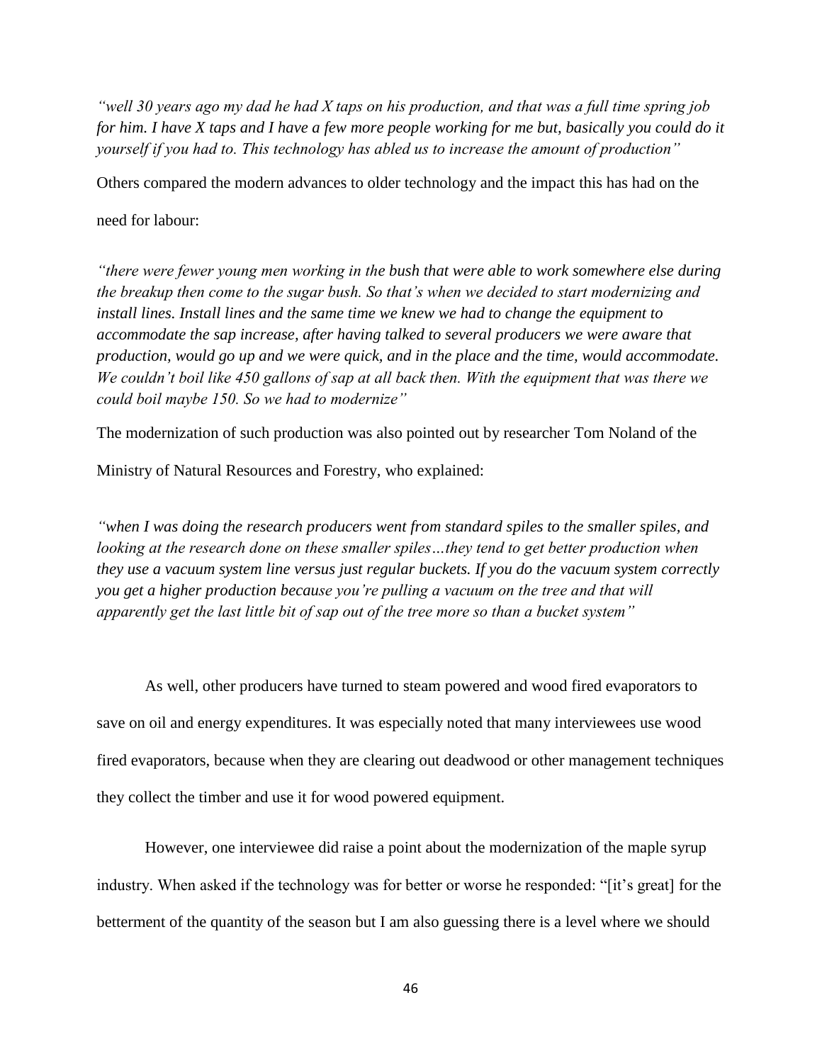*"well 30 years ago my dad he had X taps on his production, and that was a full time spring job for him. I have X taps and I have a few more people working for me but, basically you could do it yourself if you had to. This technology has abled us to increase the amount of production"*

Others compared the modern advances to older technology and the impact this has had on the need for labour:

*"there were fewer young men working in the bush that were able to work somewhere else during the breakup then come to the sugar bush. So that's when we decided to start modernizing and install lines. Install lines and the same time we knew we had to change the equipment to accommodate the sap increase, after having talked to several producers we were aware that production, would go up and we were quick, and in the place and the time, would accommodate. We couldn't boil like 450 gallons of sap at all back then. With the equipment that was there we could boil maybe 150. So we had to modernize"*

The modernization of such production was also pointed out by researcher Tom Noland of the Ministry of Natural Resources and Forestry, who explained:

*"when I was doing the research producers went from standard spiles to the smaller spiles, and looking at the research done on these smaller spiles…they tend to get better production when they use a vacuum system line versus just regular buckets. If you do the vacuum system correctly you get a higher production because you're pulling a vacuum on the tree and that will apparently get the last little bit of sap out of the tree more so than a bucket system"*

As well, other producers have turned to steam powered and wood fired evaporators to save on oil and energy expenditures. It was especially noted that many interviewees use wood fired evaporators, because when they are clearing out deadwood or other management techniques they collect the timber and use it for wood powered equipment.

However, one interviewee did raise a point about the modernization of the maple syrup industry. When asked if the technology was for better or worse he responded: "[it's great] for the betterment of the quantity of the season but I am also guessing there is a level where we should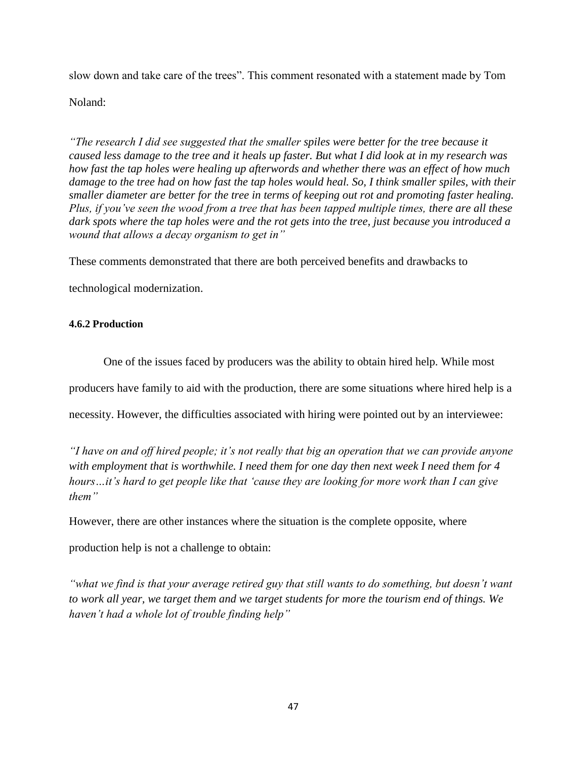slow down and take care of the trees”. This comment resonated with a statement made by Tom Noland:

*“The research I did see suggested that the smaller spiles were better for the tree because it caused less damage to the tree and it heals up faster. But what I did look at in my research was how fast the tap holes were healing up afterwords and whether there was an effect of how much damage to the tree had on how fast the tap holes would heal. So, I think smaller spiles, with their smaller diameter are better for the tree in terms of keeping out rot and promoting faster healing. Plus, if you’ve seen the wood from a tree that has been tapped multiple times, there are all these dark spots where the tap holes were and the rot gets into the tree, just because you introduced a wound that allows a decay organism to get in”*

These comments demonstrated that there are both perceived benefits and drawbacks to technological modernization.

#### 4.6.2 Production

One of the issues faced by producers was the ability to obtain hired help. While most producers have family to aid with the production, there are some situations where hired help is a necessity. However, the difficulties associated with hiring were pointed out by an interviewee:

*“I have on and off hired people; it’s not really that big an operation that we can provide anyone with employment that is worthwhile. I need them for one day then next week I need them for 4 hours…it’s hard to get people like that ‘cause they are looking for more work than I can give them”*

However, there are other instances where the situation is the complete opposite, where production help is not a challenge to obtain:

*“what we find is that your average retired guy that still wants to do something, but doesn’t want to work all year, we target them and we target students for more the tourism end of things. We haven’t had a whole lot of trouble finding help”*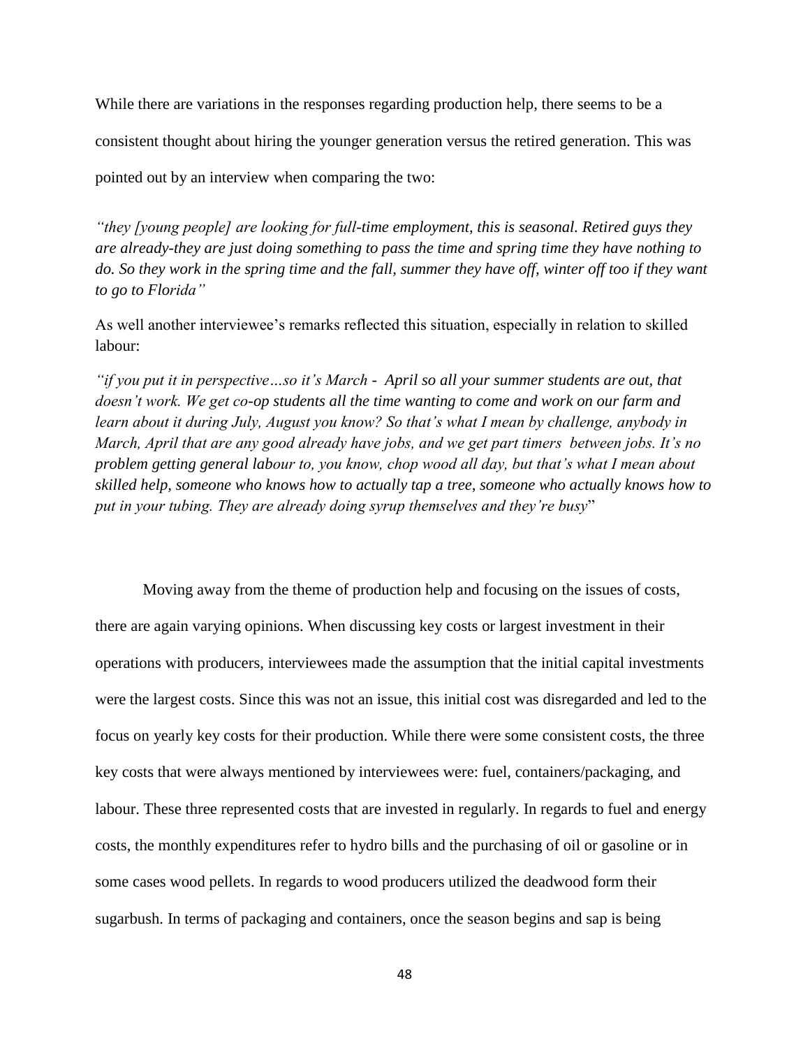While there are variations in the responses regarding production help, there seems to be a consistent thought about hiring the younger generation versus the retired generation. This was pointed out by an interview when comparing the two:

*"they [young people] are looking for full-time employment, this is seasonal. Retired guys they are already-they are just doing something to pass the time and spring time they have nothing to do. So they work in the spring time and the fall, summer they have off, winter off too if they want to go to Florida"*

As well another interviewee's remarks reflected this situation, especially in relation to skilled labour:

*"if you put it in perspective…so it's March - April so all your summer students are out, that doesn't work. We get co-op students all the time wanting to come and work on our farm and learn about it during July, August you know? So that's what I mean by challenge, anybody in March, April that are any good already have jobs, and we get part timers between jobs. It's no problem getting general labour to, you know, chop wood all day, but that's what I mean about skilled help, someone who knows how to actually tap a tree, someone who actually knows how to put in your tubing. They are already doing syrup themselves and they're busy"*

Moving away from the theme of production help and focusing on the issues of costs, there are again varying opinions. When discussing key costs or largest investment in their operations with producers, interviewees made the assumption that the initial capital investments were the largest costs. Since this was not an issue, this initial cost was disregarded and led to the focus on yearly key costs for their production. While there were some consistent costs, the three key costs that were always mentioned by interviewees were: fuel, containers/packaging, and labour. These three represented costs that are invested in regularly. In regards to fuel and energy costs, the monthly expenditures refer to hydro bills and the purchasing of oil or gasoline or in some cases wood pellets. In regards to wood producers utilized the deadwood form their sugarbush. In terms of packaging and containers, once the season begins and sap is being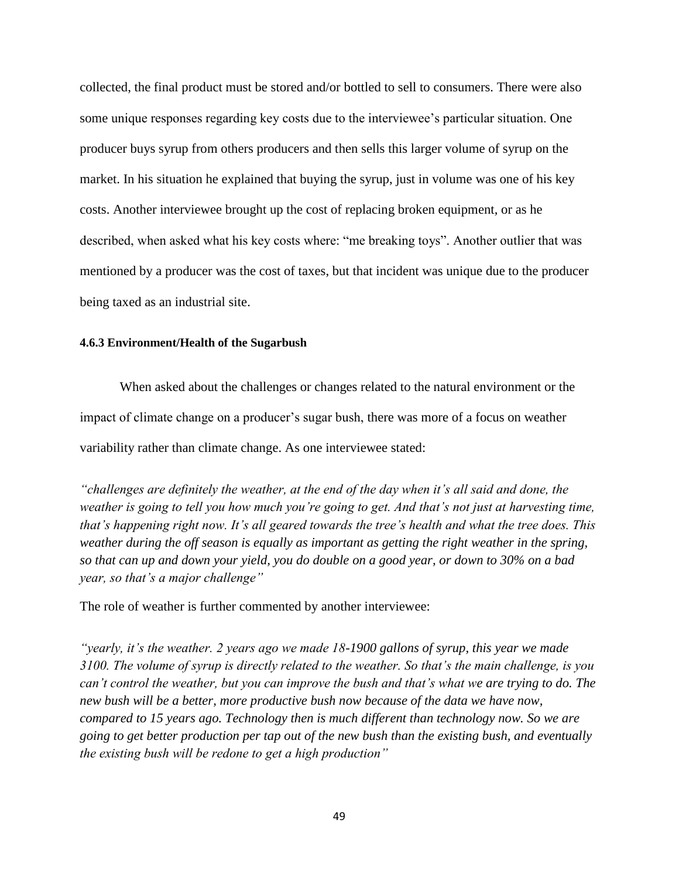collected, the final product must be stored and/or bottled to sell to consumers. There were also some unique responses regarding key costs due to the interviewee's particular situation. One producer buys syrup from others producers and then sells this larger volume of syrup on the market. In his situation he explained that buying the syrup, just in volume was one of his key costs. Another interviewee brought up the cost of replacing broken equipment, or as he described, when asked what his key costs where: "me breaking toys". Another outlier that was mentioned by a producer was the cost of taxes, but that incident was unique due to the producer being taxed as an industrial site.

#### 4.6.3 Environment/Health of the Sugarbush

When asked about the challenges or changes related to the natural environment or the impact of climate change on a producer's sugar bush, there was more of a focus on weather variability rather than climate change. As one interviewee stated:

*"challenges are definitely the weather, at the end of the day when it's all said and done, the weather is going to tell you how much you're going to get. And that's not just at harvesting time, that's happening right now. It's all geared towards the tree's health and what the tree does. This weather during the off season is equally as important as getting the right weather in the spring, so that can up and down your yield, you do double on a good year, or down to 30% on a bad year, so that's a major challenge"*

The role of weather is further commented by another interviewee:

*"yearly, it's the weather. 2 years ago we made 18-1900 gallons of syrup, this year we made 3100. The volume of syrup is directly related to the weather. So that's the main challenge, is you can't control the weather, but you can improve the bush and that's what we are trying to do. The new bush will be a better, more productive bush now because of the data we have now, compared to 15 years ago. Technology then is much different than technology now. So we are going to get better production per tap out of the new bush than the existing bush, and eventually the existing bush will be redone to get a high production"*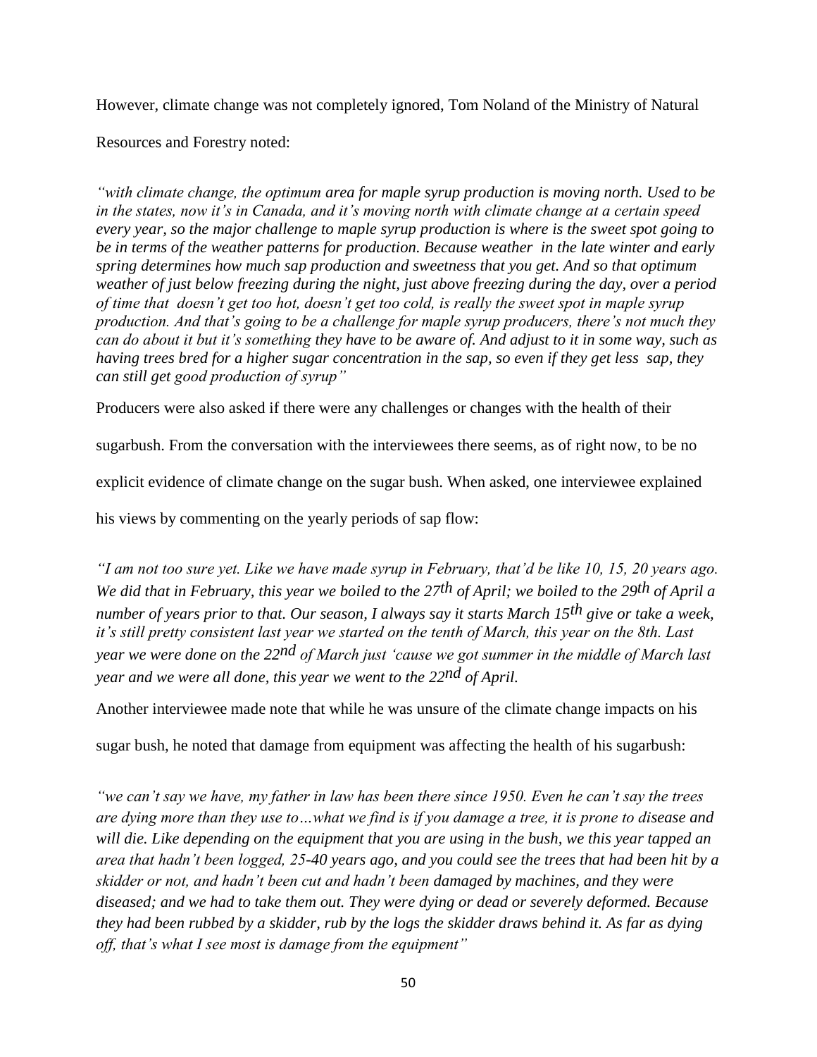However, climate change was not completely ignored, Tom Noland of the Ministry of Natural Resources and Forestry noted:

*“with climate change, the optimum area for maple syrup production is moving north. Used to be in the states, now it’s in Canada, and it’s moving north with climate change at a certain speed every year, so the major challenge to maple syrup production is where is the sweet spot going to be in terms of the weather patterns for production. Because weather in the late winter and early spring determines how much sap production and sweetness that you get. And so that optimum weather of just below freezing during the night, just above freezing during the day, over a period of time that doesn’t get too hot, doesn’t get too cold, is really the sweet spot in maple syrup production. And that’s going to be a challenge for maple syrup producers, there’s not much they can do about it but it’s something they have to be aware of. And adjust to it in some way, such as having trees bred for a higher sugar concentration in the sap, so even if they get less sap, they can still get good production of syrup”*

Producers were also asked if there were any challenges or changes with the health of their sugarbush. From the conversation with the interviewees there seems, as of right now, to be no explicit evidence of climate change on the sugar bush. When asked, one interviewee explained his views by commenting on the yearly periods of sap flow:

*“I am not too sure yet. Like we have made syrup in February, that’d be like 10, 15, 20 years ago. We did that in February, this year we boiled to the 27th of April; we boiled to the 29th of April a number of years prior to that. Our season, I always say it starts March 15th give or take a week, it’s still pretty consistent last year we started on the tenth of March, this year on the 8th. Last year we were done on the 22nd of March just ‘cause we got summer in the middle of March last year and we were all done, this year we went to the 22nd of April.*

Another interviewee made note that while he was unsure of the climate change impacts on his sugar bush, he noted that damage from equipment was affecting the health of his sugarbush:

*“we can’t say we have, my father in law has been there since 1950. Even he can’t say the trees are dying more than they use to…what we find is if you damage a tree, it is prone to disease and will die. Like depending on the equipment that you are using in the bush, we this year tapped an area that hadn’t been logged, 25-40 years ago, and you could see the trees that had been hit by a skidder or not, and hadn’t been cut and hadn’t been damaged by machines, and they were diseased; and we had to take them out. They were dying or dead or severely deformed. Because they had been rubbed by a skidder, rub by the logs the skidder draws behind it. As far as dying off, that’s what I see most is damage from the equipment”*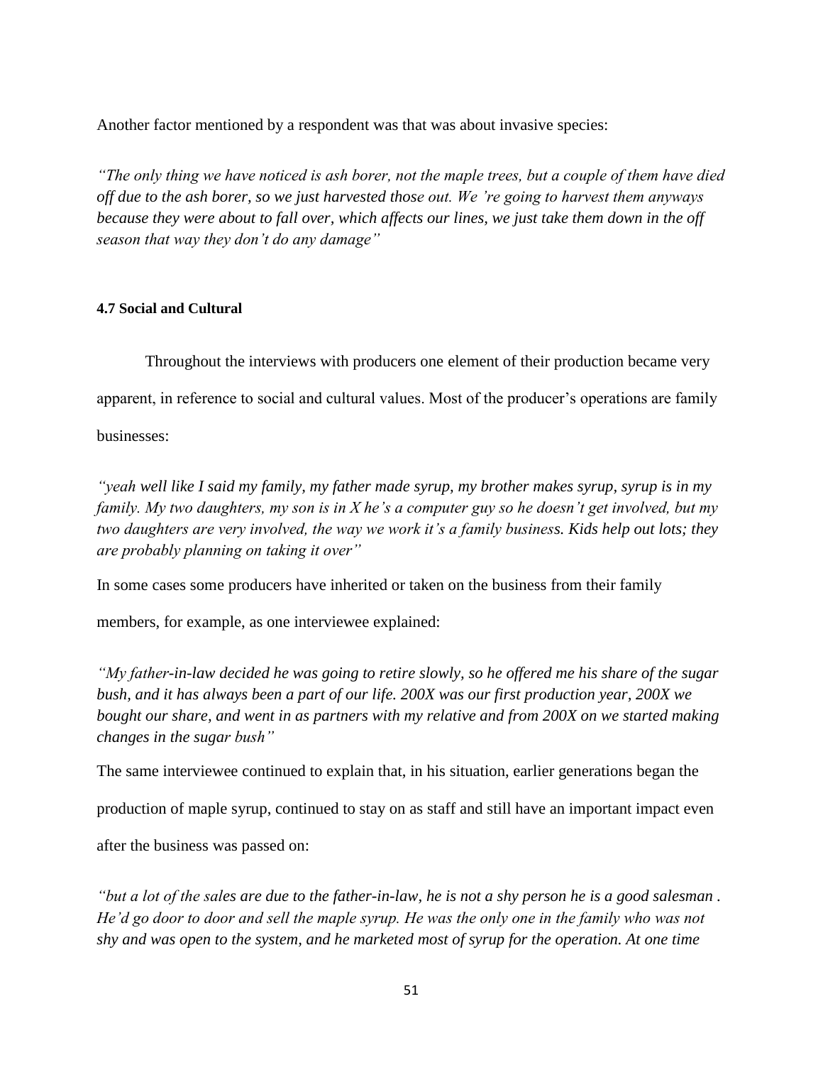Another factor mentioned by a respondent was that was about invasive species:

*"The only thing we have noticed is ash borer, not the maple trees, but a couple of them have died off due to the ash borer, so we just harvested those out. We 're going to harvest them anyways because they were about to fall over, which affects our lines, we just take them down in the off season that way they don't do any damage"*

#### 4.7 Social and Cultural

Throughout the interviews with producers one element of their production became very apparent, in reference to social and cultural values. Most of the producer's operations are family businesses:

*"yeah well like I said my family, my father made syrup, my brother makes syrup, syrup is in my family. My two daughters, my son is in X he's a computer guy so he doesn't get involved, but my two daughters are very involved, the way we work it's a family business. Kids help out lots; they are probably planning on taking it over"*

In some cases some producers have inherited or taken on the business from their family members, for example, as one interviewee explained:

*"My father-in-law decided he was going to retire slowly, so he offered me his share of the sugar bush, and it has always been a part of our life. 200X was our first production year, 200X we bought our share, and went in as partners with my relative and from 200X on we started making changes in the sugar bush"*

The same interviewee continued to explain that, in his situation, earlier generations began the production of maple syrup, continued to stay on as staff and still have an important impact even after the business was passed on:

*"but a lot of the sales are due to the father-in-law, he is not a shy person he is a good salesman . He'd go door to door and sell the maple syrup. He was the only one in the family who was not shy and was open to the system, and he marketed most of syrup for the operation. At one time*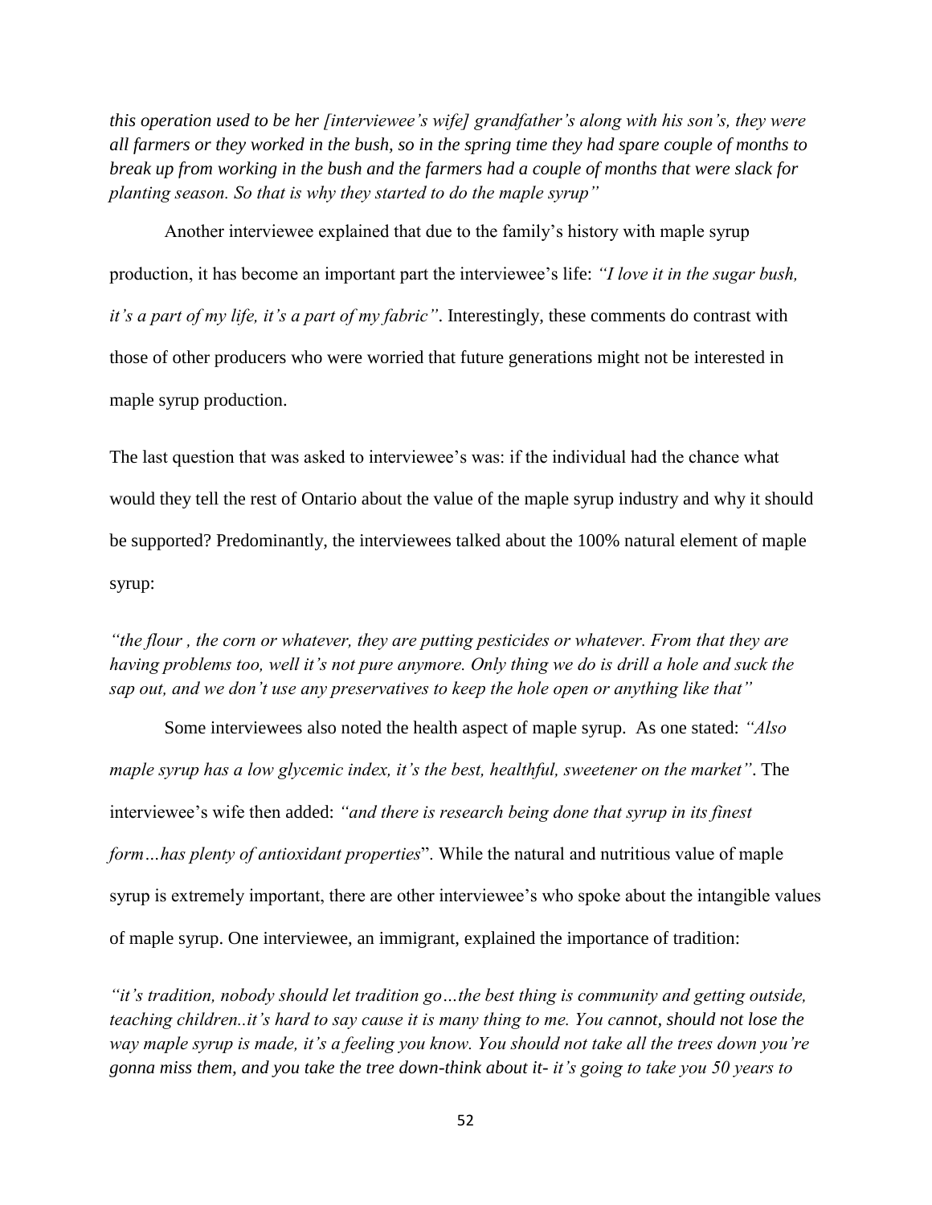*this operation used to be her [interviewee's wife] grandfather's along with his son's, they were all farmers or they worked in the bush, so in the spring time they had spare couple of months to break up from working in the bush and the farmers had a couple of months that were slack for planting season. So that is why they started to do the maple syrup"*

Another interviewee explained that due to the family's history with maple syrup production, it has become an important part the interviewee's life: *"I love it in the sugar bush, it's a part of my life, it's a part of my fabric"*. Interestingly, these comments do contrast with those of other producers who were worried that future generations might not be interested in maple syrup production.

The last question that was asked to interviewee's was: if the individual had the chance what would they tell the rest of Ontario about the value of the maple syrup industry and why it should be supported? Predominantly, the interviewees talked about the 100% natural element of maple syrup:

*"the flour , the corn or whatever, they are putting pesticides or whatever. From that they are having problems too, well it's not pure anymore. Only thing we do is drill a hole and suck the sap out, and we don't use any preservatives to keep the hole open or anything like that"*

Some interviewees also noted the health aspect of maple syrup. As one stated: *"Also maple syrup has a low glycemic index, it's the best, healthful, sweetener on the market"*. The interviewee's wife then added: *"and there is research being done that syrup in its finest form…has plenty of antioxidant properties*". While the natural and nutritious value of maple syrup is extremely important, there are other interviewee's who spoke about the intangible values of maple syrup. One interviewee, an immigrant, explained the importance of tradition:

*"it's tradition, nobody should let tradition go…the best thing is community and getting outside, teaching children..it's hard to say cause it is many thing to me. You cannot, should not lose the way maple syrup is made, it's a feeling you know. You should not take all the trees down you're gonna miss them, and you take the tree down-think about it- it's going to take you 50 years to*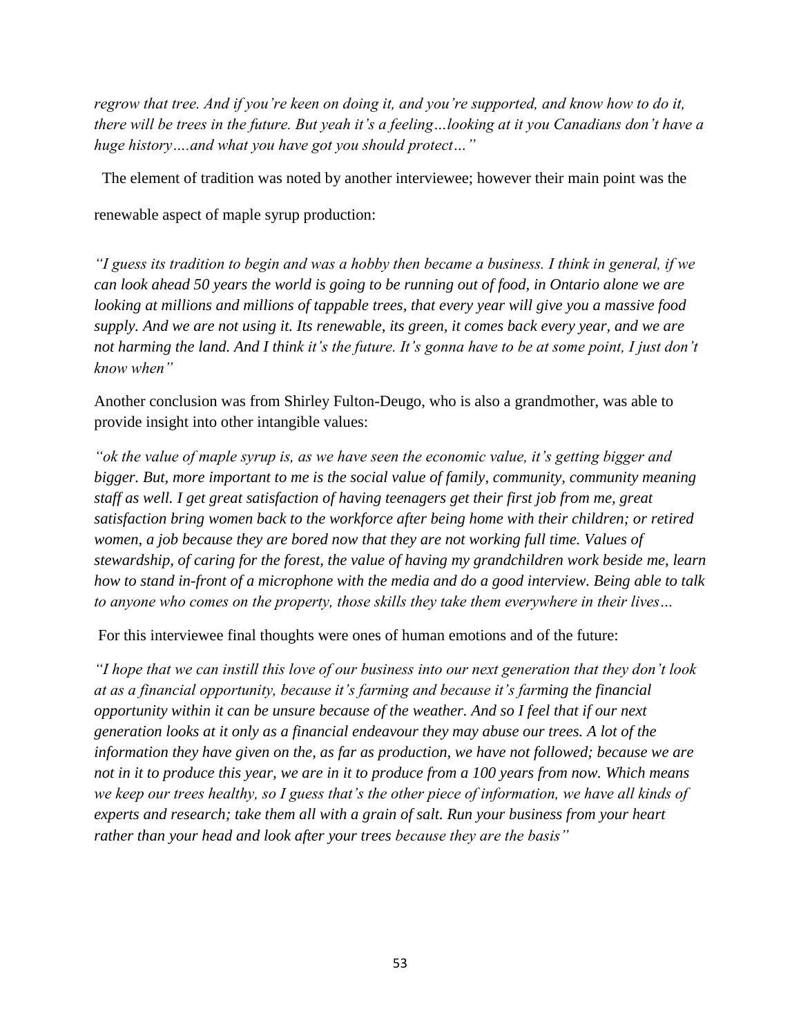*regrow that tree. And if you're keen on doing it, and you're supported, and know how to do it, there will be trees in the future. But yeah it's a feeling…looking at it you Canadians don't have a huge history….and what you have got you should protect…"*

The element of tradition was noted by another interviewee; however their main point was the renewable aspect of maple syrup production:

*"I guess its tradition to begin and was a hobby then became a business. I think in general, if we can look ahead 50 years the world is going to be running out of food, in Ontario alone we are looking at millions and millions of tappable trees, that every year will give you a massive food supply. And we are not using it. Its renewable, its green, it comes back every year, and we are not harming the land. And I think it's the future. It's gonna have to be at some point, I just don't know when"*

Another conclusion was from Shirley Fulton-Deugo, who is also a grandmother, was able to provide insight into other intangible values:

*"ok the value of maple syrup is, as we have seen the economic value, it's getting bigger and bigger. But, more important to me is the social value of family, community, community meaning staff as well. I get great satisfaction of having teenagers get their first job from me, great satisfaction bring women back to the workforce after being home with their children; or retired women, a job because they are bored now that they are not working full time. Values of stewardship, of caring for the forest, the value of having my grandchildren work beside me, learn how to stand in-front of a microphone with the media and do a good interview. Being able to talk to anyone who comes on the property, those skills they take them everywhere in their lives…*

For this interviewee final thoughts were ones of human emotions and of the future:

*"I hope that we can instill this love of our business into our next generation that they don't look at as a financial opportunity, because it's farming and because it's farming the financial opportunity within it can be unsure because of the weather. And so I feel that if our next generation looks at it only as a financial endeavour they may abuse our trees. A lot of the information they have given on the, as far as production, we have not followed; because we are not in it to produce this year, we are in it to produce from a 100 years from now. Which means we keep our trees healthy, so I guess that's the other piece of information, we have all kinds of experts and research; take them all with a grain of salt. Run your business from your heart rather than your head and look after your trees because they are the basis"*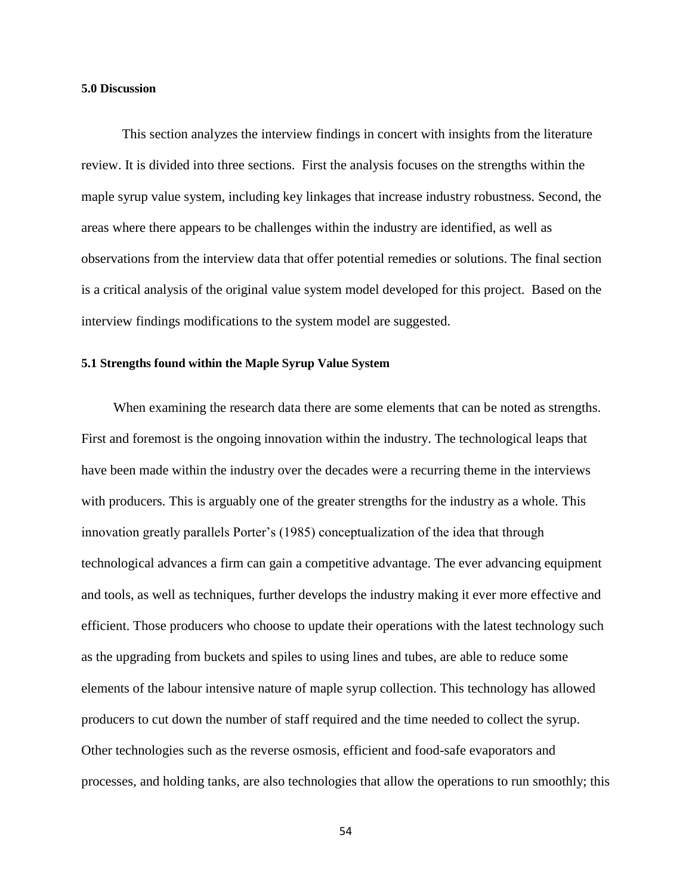## 5.0 Discussion

This section analyzes the interview findings in concert with insights from the literature review. It is divided into three sections. First the analysis focuses on the strengths within the maple syrup value system, including key linkages that increase industry robustness. Second, the areas where there appears to be challenges within the industry are identified, as well as observations from the interview data that offer potential remedies or solutions. The final section is a critical analysis of the original value system model developed for this project. Based on the interview findings modifications to the system model are suggested.

### 5.1 Strengths found within the Maple Syrup Value System

When examining the research data there are some elements that can be noted as strengths. First and foremost is the ongoing innovation within the industry. The technological leaps that have been made within the industry over the decades were a recurring theme in the interviews with producers. This is arguably one of the greater strengths for the industry as a whole. This innovation greatly parallels Porter's (1985) conceptualization of the idea that through technological advances a firm can gain a competitive advantage. The ever advancing equipment and tools, as well as techniques, further develops the industry making it ever more effective and efficient. Those producers who choose to update their operations with the latest technology such as the upgrading from buckets and spiles to using lines and tubes, are able to reduce some elements of the labour intensive nature of maple syrup collection. This technology has allowed producers to cut down the number of staff required and the time needed to collect the syrup. Other technologies such as the reverse osmosis, efficient and food-safe evaporators and processes, and holding tanks, are also technologies that allow the operations to run smoothly; this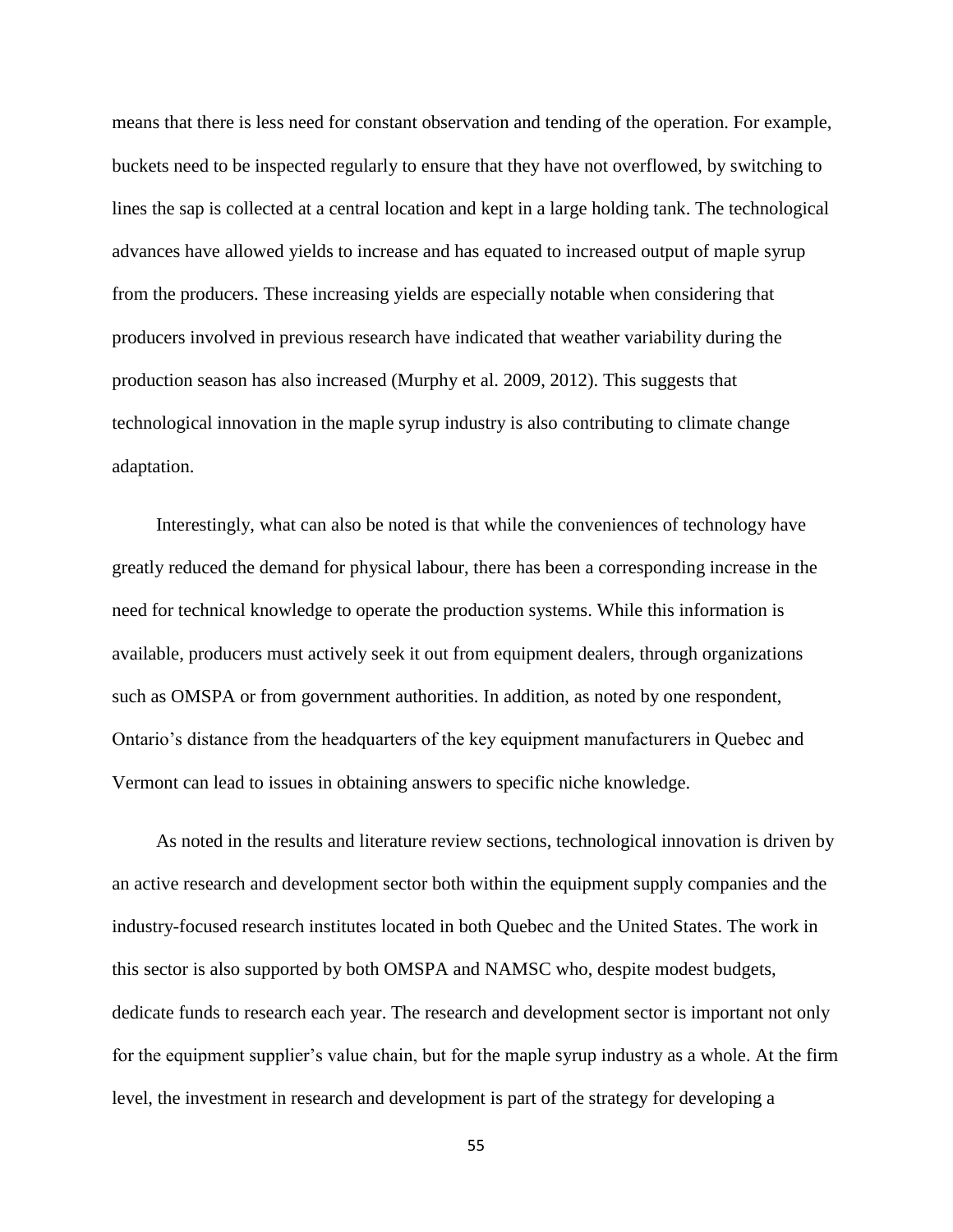means that there is less need for constant observation and tending of the operation. For example, buckets need to be inspected regularly to ensure that they have not overflowed, by switching to lines the sap is collected at a central location and kept in a large holding tank. The technological advances have allowed yields to increase and has equated to increased output of maple syrup from the producers. These increasing yields are especially notable when considering that producers involved in previous research have indicated that weather variability during the production season has also increased (Murphy et al. 2009, 2012). This suggests that technological innovation in the maple syrup industry is also contributing to climate change adaptation.

Interestingly, what can also be noted is that while the conveniences of technology have greatly reduced the demand for physical labour, there has been a corresponding increase in the need for technical knowledge to operate the production systems. While this information is available, producers must actively seek it out from equipment dealers, through organizations such as OMSPA or from government authorities. In addition, as noted by one respondent, Ontario's distance from the headquarters of the key equipment manufacturers in Quebec and Vermont can lead to issues in obtaining answers to specific niche knowledge.

As noted in the results and literature review sections, technological innovation is driven by an active research and development sector both within the equipment supply companies and the industry-focused research institutes located in both Quebec and the United States. The work in this sector is also supported by both OMSPA and NAMSC who, despite modest budgets, dedicate funds to research each year. The research and development sector is important not only for the equipment supplier's value chain, but for the maple syrup industry as a whole. At the firm level, the investment in research and development is part of the strategy for developing a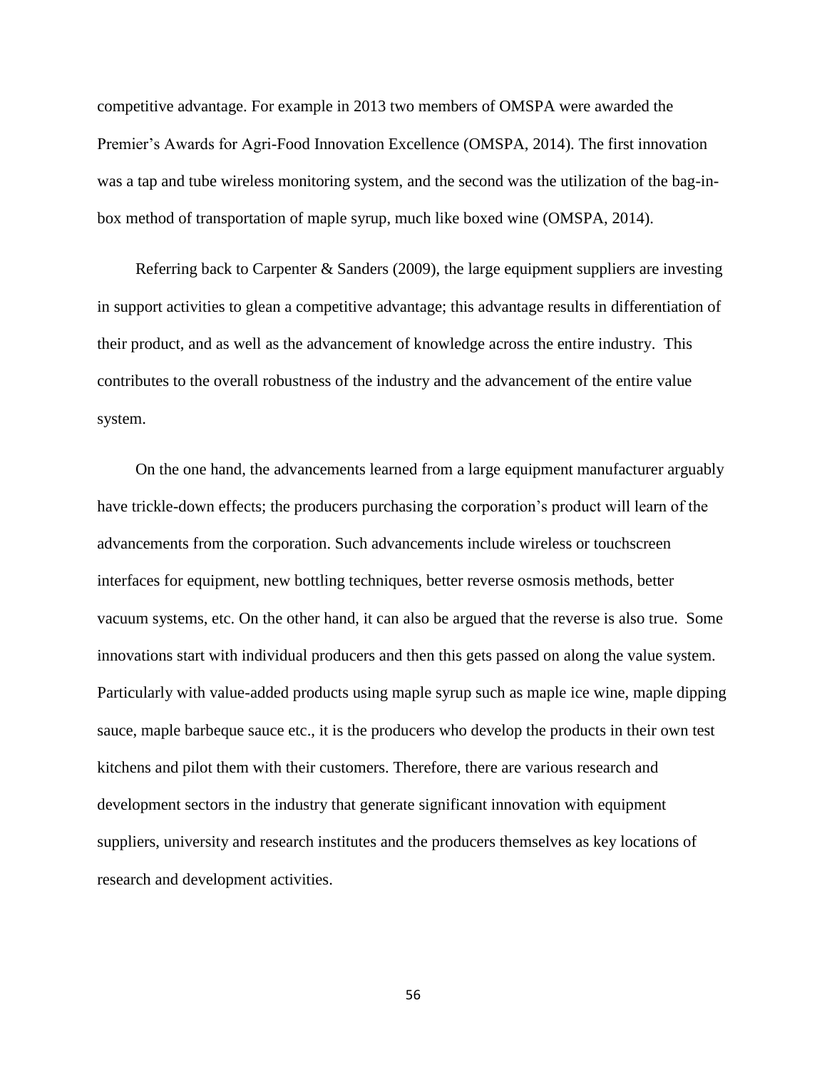competitive advantage. For example in 2013 two members of OMSPA were awarded the Premier's Awards for Agri-Food Innovation Excellence (OMSPA, 2014). The first innovation was a tap and tube wireless monitoring system, and the second was the utilization of the bag-in-box method of transportation of maple syrup, much like boxed wine (OMSPA, 2014).

Referring back to Carpenter & Sanders (2009), the large equipment suppliers are investing in support activities to glean a competitive advantage; this advantage results in differentiation of their product, and as well as the advancement of knowledge across the entire industry. This contributes to the overall robustness of the industry and the advancement of the entire value system.

On the one hand, the advancements learned from a large equipment manufacturer arguably have trickle-down effects; the producers purchasing the corporation's product will learn of the advancements from the corporation. Such advancements include wireless or touchscreen interfaces for equipment, new bottling techniques, better reverse osmosis methods, better vacuum systems, etc. On the other hand, it can also be argued that the reverse is also true. Some innovations start with individual producers and then this gets passed on along the value system. Particularly with value-added products using maple syrup such as maple ice wine, maple dipping sauce, maple barbeque sauce etc., it is the producers who develop the products in their own test kitchens and pilot them with their customers. Therefore, there are various research and development sectors in the industry that generate significant innovation with equipment suppliers, university and research institutes and the producers themselves as key locations of research and development activities.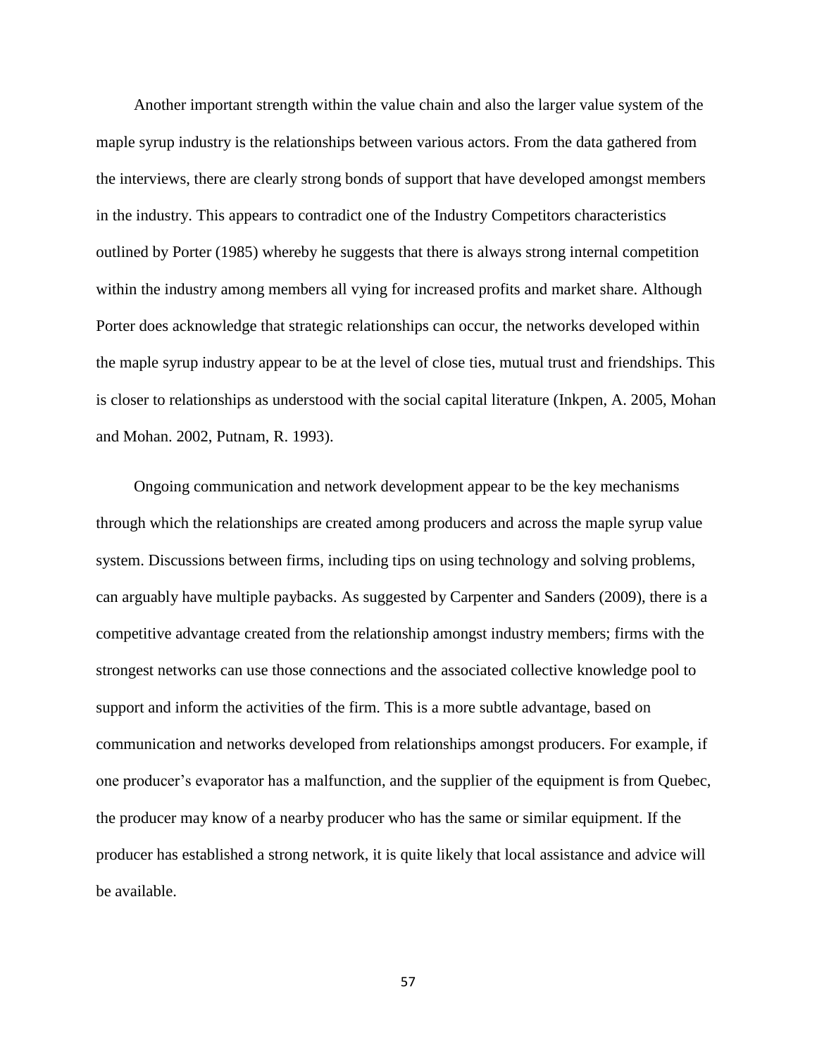Another important strength within the value chain and also the larger value system of the maple syrup industry is the relationships between various actors. From the data gathered from the interviews, there are clearly strong bonds of support that have developed amongst members in the industry. This appears to contradict one of the Industry Competitors characteristics outlined by Porter (1985) whereby he suggests that there is always strong internal competition within the industry among members all vying for increased profits and market share. Although Porter does acknowledge that strategic relationships can occur, the networks developed within the maple syrup industry appear to be at the level of close ties, mutual trust and friendships. This is closer to relationships as understood with the social capital literature (Inkpen, A. 2005, Mohan and Mohan. 2002, Putnam, R. 1993).

Ongoing communication and network development appear to be the key mechanisms through which the relationships are created among producers and across the maple syrup value system. Discussions between firms, including tips on using technology and solving problems, can arguably have multiple paybacks. As suggested by Carpenter and Sanders (2009), there is a competitive advantage created from the relationship amongst industry members; firms with the strongest networks can use those connections and the associated collective knowledge pool to support and inform the activities of the firm. This is a more subtle advantage, based on communication and networks developed from relationships amongst producers. For example, if one producer's evaporator has a malfunction, and the supplier of the equipment is from Quebec, the producer may know of a nearby producer who has the same or similar equipment. If the producer has established a strong network, it is quite likely that local assistance and advice will be available.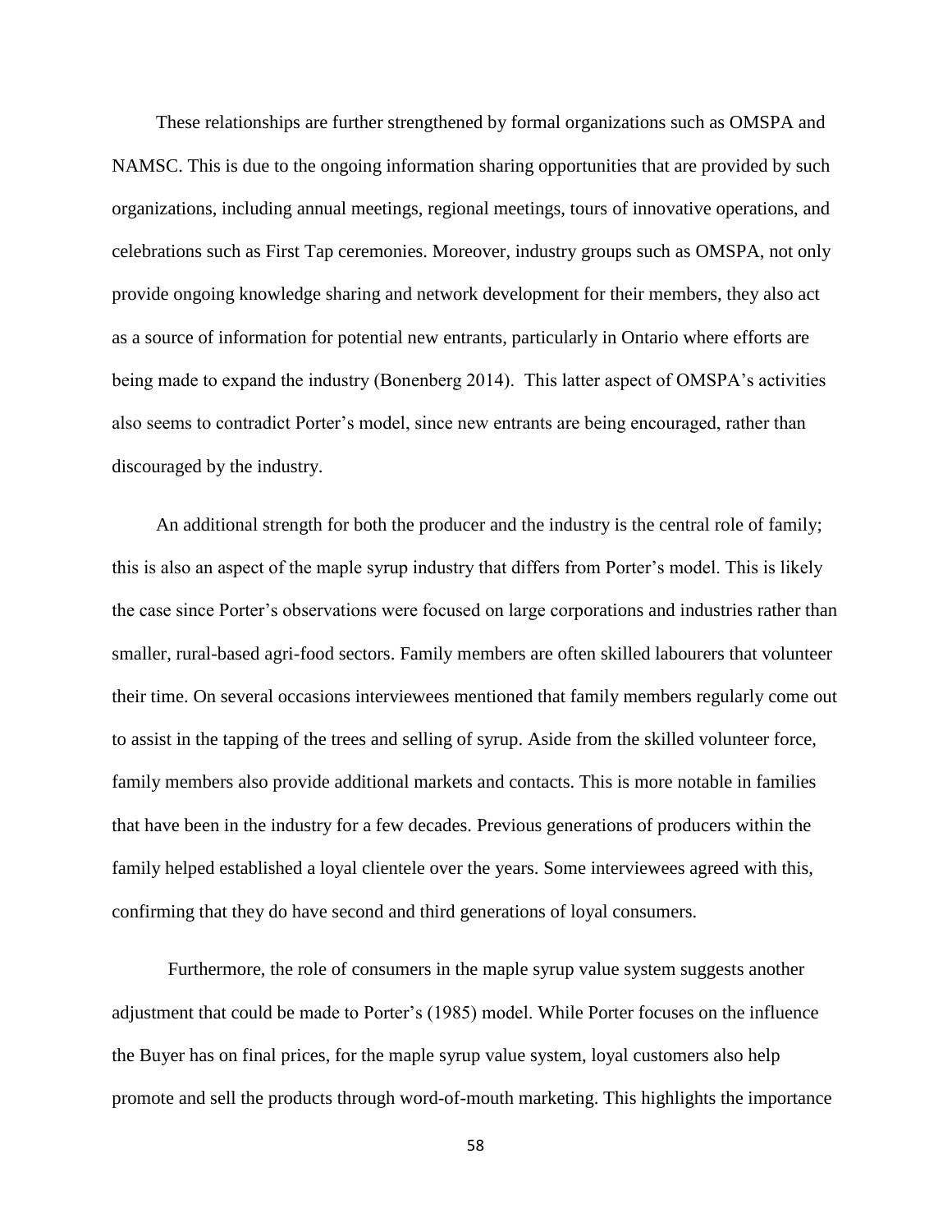These relationships are further strengthened by formal organizations such as OMSPA and NAMSC. This is due to the ongoing information sharing opportunities that are provided by such organizations, including annual meetings, regional meetings, tours of innovative operations, and celebrations such as First Tap ceremonies. Moreover, industry groups such as OMSPA, not only provide ongoing knowledge sharing and network development for their members, they also act as a source of information for potential new entrants, particularly in Ontario where efforts are being made to expand the industry (Bonenberg 2014). This latter aspect of OMSPA's activities also seems to contradict Porter's model, since new entrants are being encouraged, rather than discouraged by the industry.

An additional strength for both the producer and the industry is the central role of family; this is also an aspect of the maple syrup industry that differs from Porter's model. This is likely the case since Porter's observations were focused on large corporations and industries rather than smaller, rural-based agri-food sectors. Family members are often skilled labourers that volunteer their time. On several occasions interviewees mentioned that family members regularly come out to assist in the tapping of the trees and selling of syrup. Aside from the skilled volunteer force, family members also provide additional markets and contacts. This is more notable in families that have been in the industry for a few decades. Previous generations of producers within the family helped established a loyal clientele over the years. Some interviewees agreed with this, confirming that they do have second and third generations of loyal consumers.

Furthermore, the role of consumers in the maple syrup value system suggests another adjustment that could be made to Porter's (1985) model. While Porter focuses on the influence the Buyer has on final prices, for the maple syrup value system, loyal customers also help promote and sell the products through word-of-mouth marketing. This highlights the importance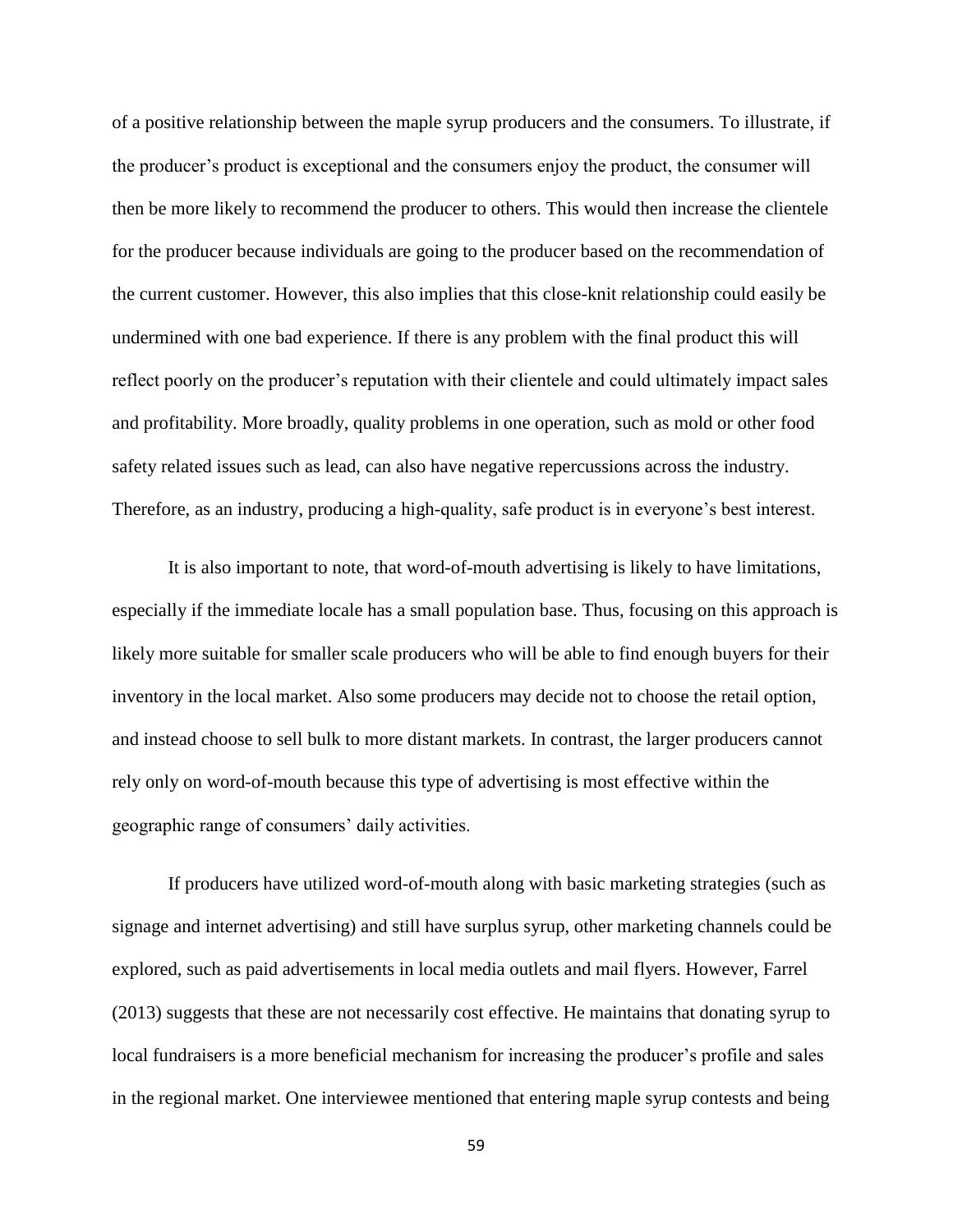of a positive relationship between the maple syrup producers and the consumers. To illustrate, if the producer's product is exceptional and the consumers enjoy the product, the consumer will then be more likely to recommend the producer to others. This would then increase the clientele for the producer because individuals are going to the producer based on the recommendation of the current customer. However, this also implies that this close-knit relationship could easily be undermined with one bad experience. If there is any problem with the final product this will reflect poorly on the producer's reputation with their clientele and could ultimately impact sales and profitability. More broadly, quality problems in one operation, such as mold or other food safety related issues such as lead, can also have negative repercussions across the industry. Therefore, as an industry, producing a high-quality, safe product is in everyone's best interest.

It is also important to note, that word-of-mouth advertising is likely to have limitations, especially if the immediate locale has a small population base. Thus, focusing on this approach is likely more suitable for smaller scale producers who will be able to find enough buyers for their inventory in the local market. Also some producers may decide not to choose the retail option, and instead choose to sell bulk to more distant markets. In contrast, the larger producers cannot rely only on word-of-mouth because this type of advertising is most effective within the geographic range of consumers' daily activities.

If producers have utilized word-of-mouth along with basic marketing strategies (such as signage and internet advertising) and still have surplus syrup, other marketing channels could be explored, such as paid advertisements in local media outlets and mail flyers. However, Farrel (2013) suggests that these are not necessarily cost effective. He maintains that donating syrup to local fundraisers is a more beneficial mechanism for increasing the producer's profile and sales in the regional market. One interviewee mentioned that entering maple syrup contests and being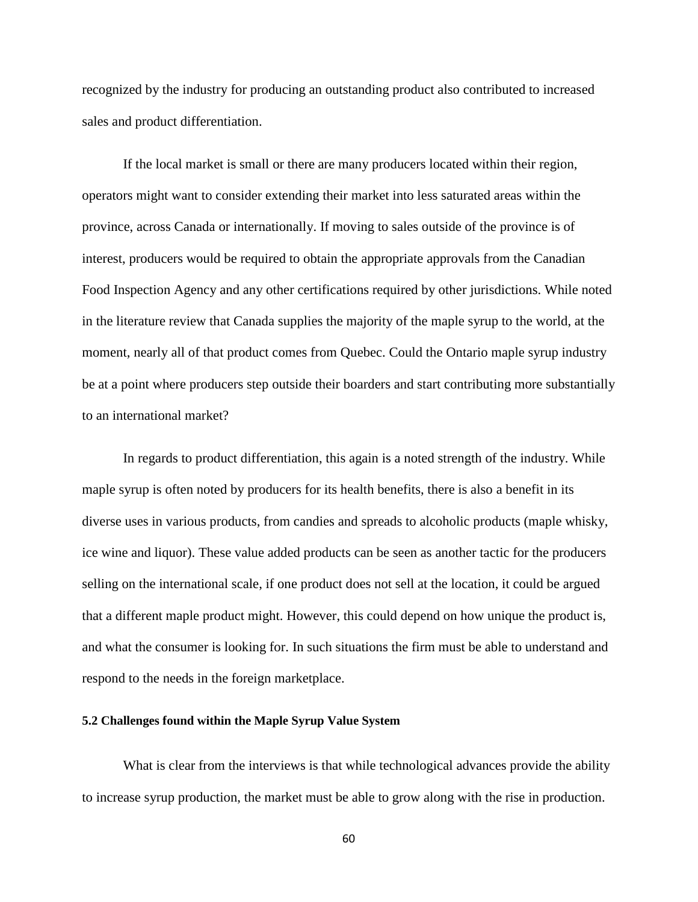recognized by the industry for producing an outstanding product also contributed to increased sales and product differentiation.

If the local market is small or there are many producers located within their region, operators might want to consider extending their market into less saturated areas within the province, across Canada or internationally. If moving to sales outside of the province is of interest, producers would be required to obtain the appropriate approvals from the Canadian Food Inspection Agency and any other certifications required by other jurisdictions. While noted in the literature review that Canada supplies the majority of the maple syrup to the world, at the moment, nearly all of that product comes from Quebec. Could the Ontario maple syrup industry be at a point where producers step outside their boarders and start contributing more substantially to an international market?

In regards to product differentiation, this again is a noted strength of the industry. While maple syrup is often noted by producers for its health benefits, there is also a benefit in its diverse uses in various products, from candies and spreads to alcoholic products (maple whisky, ice wine and liquor). These value added products can be seen as another tactic for the producers selling on the international scale, if one product does not sell at the location, it could be argued that a different maple product might. However, this could depend on how unique the product is, and what the consumer is looking for. In such situations the firm must be able to understand and respond to the needs in the foreign marketplace.

### 5.2 Challenges found within the Maple Syrup Value System

What is clear from the interviews is that while technological advances provide the ability to increase syrup production, the market must be able to grow along with the rise in production.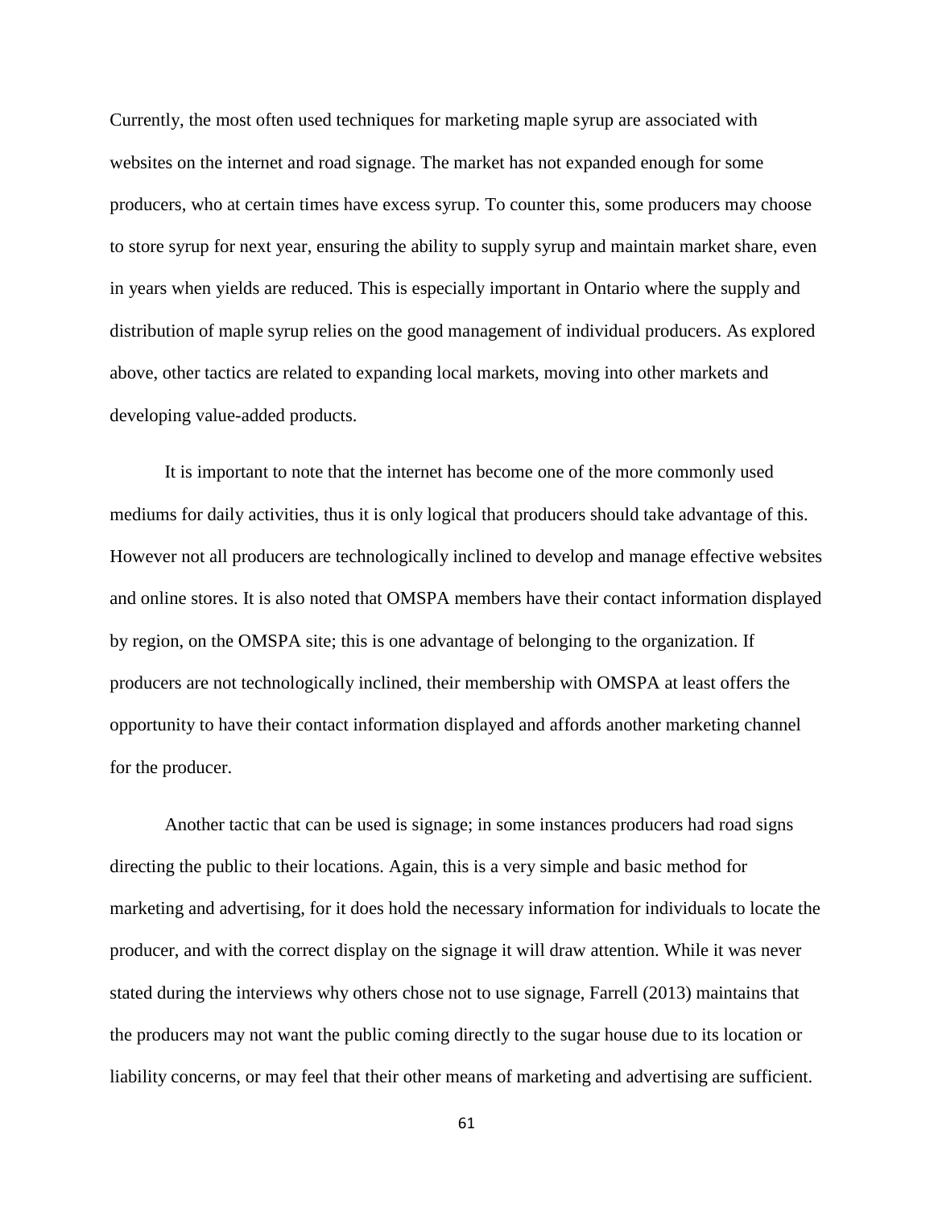Currently, the most often used techniques for marketing maple syrup are associated with websites on the internet and road signage. The market has not expanded enough for some producers, who at certain times have excess syrup. To counter this, some producers may choose to store syrup for next year, ensuring the ability to supply syrup and maintain market share, even in years when yields are reduced. This is especially important in Ontario where the supply and distribution of maple syrup relies on the good management of individual producers. As explored above, other tactics are related to expanding local markets, moving into other markets and developing value-added products.

It is important to note that the internet has become one of the more commonly used mediums for daily activities, thus it is only logical that producers should take advantage of this. However not all producers are technologically inclined to develop and manage effective websites and online stores. It is also noted that OMSPA members have their contact information displayed by region, on the OMSPA site; this is one advantage of belonging to the organization. If producers are not technologically inclined, their membership with OMSPA at least offers the opportunity to have their contact information displayed and affords another marketing channel for the producer.

Another tactic that can be used is signage; in some instances producers had road signs directing the public to their locations. Again, this is a very simple and basic method for marketing and advertising, for it does hold the necessary information for individuals to locate the producer, and with the correct display on the signage it will draw attention. While it was never stated during the interviews why others chose not to use signage, Farrell (2013) maintains that the producers may not want the public coming directly to the sugar house due to its location or liability concerns, or may feel that their other means of marketing and advertising are sufficient.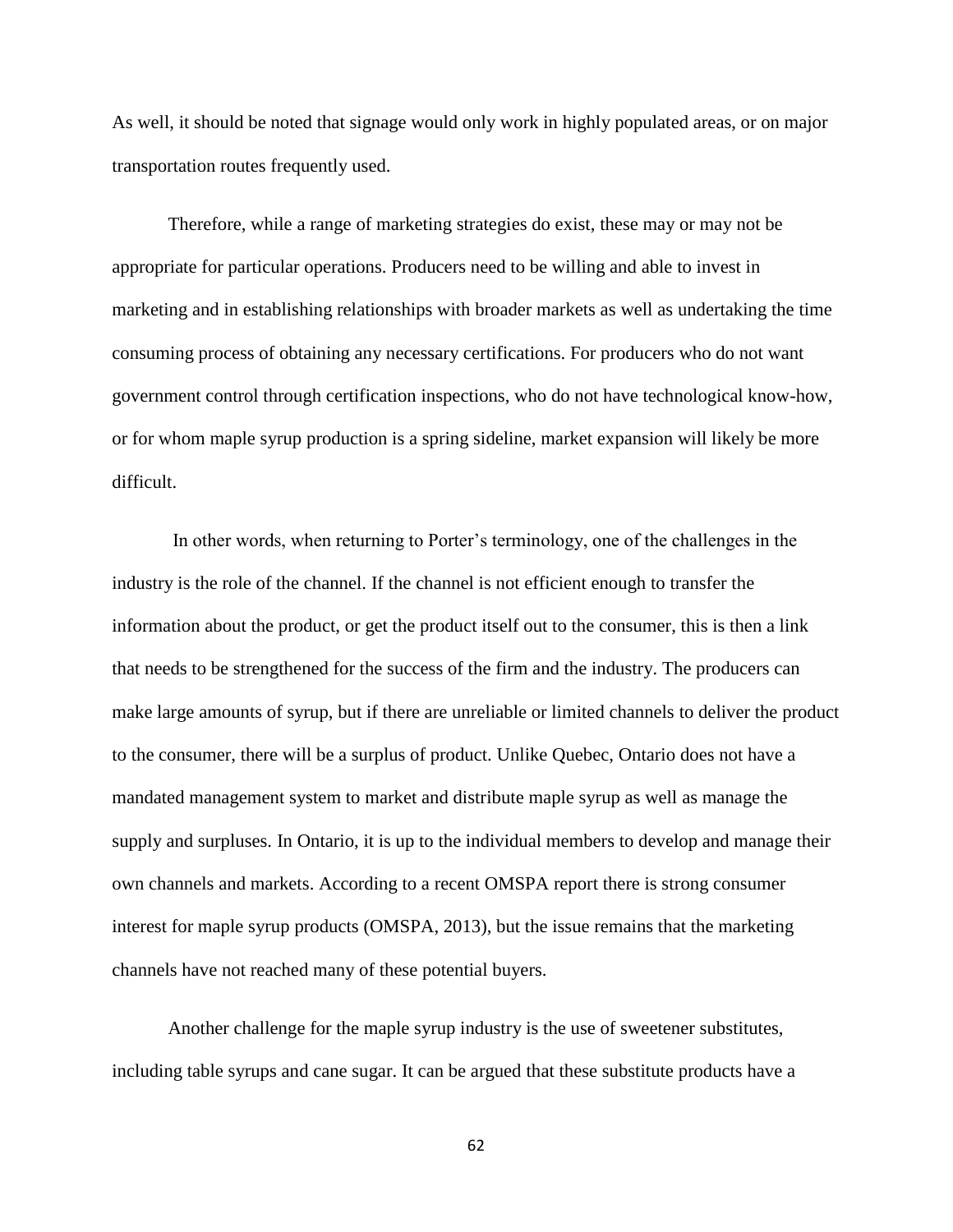As well, it should be noted that signage would only work in highly populated areas, or on major transportation routes frequently used.

Therefore, while a range of marketing strategies do exist, these may or may not be appropriate for particular operations. Producers need to be willing and able to invest in marketing and in establishing relationships with broader markets as well as undertaking the time consuming process of obtaining any necessary certifications. For producers who do not want government control through certification inspections, who do not have technological know-how, or for whom maple syrup production is a spring sideline, market expansion will likely be more difficult.

In other words, when returning to Porter's terminology, one of the challenges in the industry is the role of the channel. If the channel is not efficient enough to transfer the information about the product, or get the product itself out to the consumer, this is then a link that needs to be strengthened for the success of the firm and the industry. The producers can make large amounts of syrup, but if there are unreliable or limited channels to deliver the product to the consumer, there will be a surplus of product. Unlike Quebec, Ontario does not have a mandated management system to market and distribute maple syrup as well as manage the supply and surpluses. In Ontario, it is up to the individual members to develop and manage their own channels and markets. According to a recent OMSPA report there is strong consumer interest for maple syrup products (OMSPA, 2013), but the issue remains that the marketing channels have not reached many of these potential buyers.

Another challenge for the maple syrup industry is the use of sweetener substitutes, including table syrups and cane sugar. It can be argued that these substitute products have a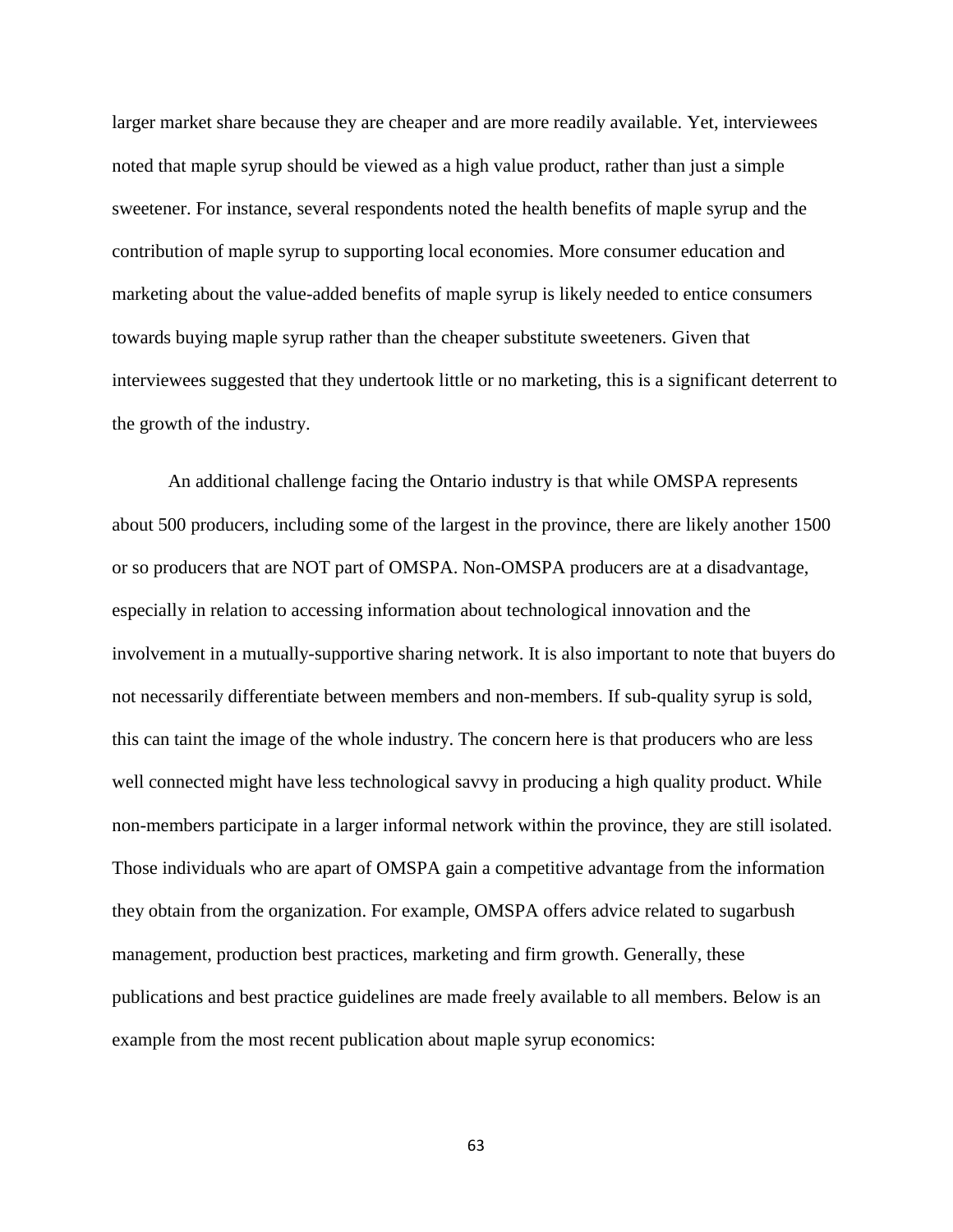larger market share because they are cheaper and are more readily available. Yet, interviewees noted that maple syrup should be viewed as a high value product, rather than just a simple sweetener. For instance, several respondents noted the health benefits of maple syrup and the contribution of maple syrup to supporting local economies. More consumer education and marketing about the value-added benefits of maple syrup is likely needed to entice consumers towards buying maple syrup rather than the cheaper substitute sweeteners. Given that interviewees suggested that they undertook little or no marketing, this is a significant deterrent to the growth of the industry.

An additional challenge facing the Ontario industry is that while OMSPA represents about 500 producers, including some of the largest in the province, there are likely another 1500 or so producers that are NOT part of OMSPA. Non-OMSPA producers are at a disadvantage, especially in relation to accessing information about technological innovation and the involvement in a mutually-supportive sharing network. It is also important to note that buyers do not necessarily differentiate between members and non-members. If sub-quality syrup is sold, this can taint the image of the whole industry. The concern here is that producers who are less well connected might have less technological savvy in producing a high quality product. While non-members participate in a larger informal network within the province, they are still isolated. Those individuals who are apart of OMSPA gain a competitive advantage from the information they obtain from the organization. For example, OMSPA offers advice related to sugarbush management, production best practices, marketing and firm growth. Generally, these publications and best practice guidelines are made freely available to all members. Below is an example from the most recent publication about maple syrup economics: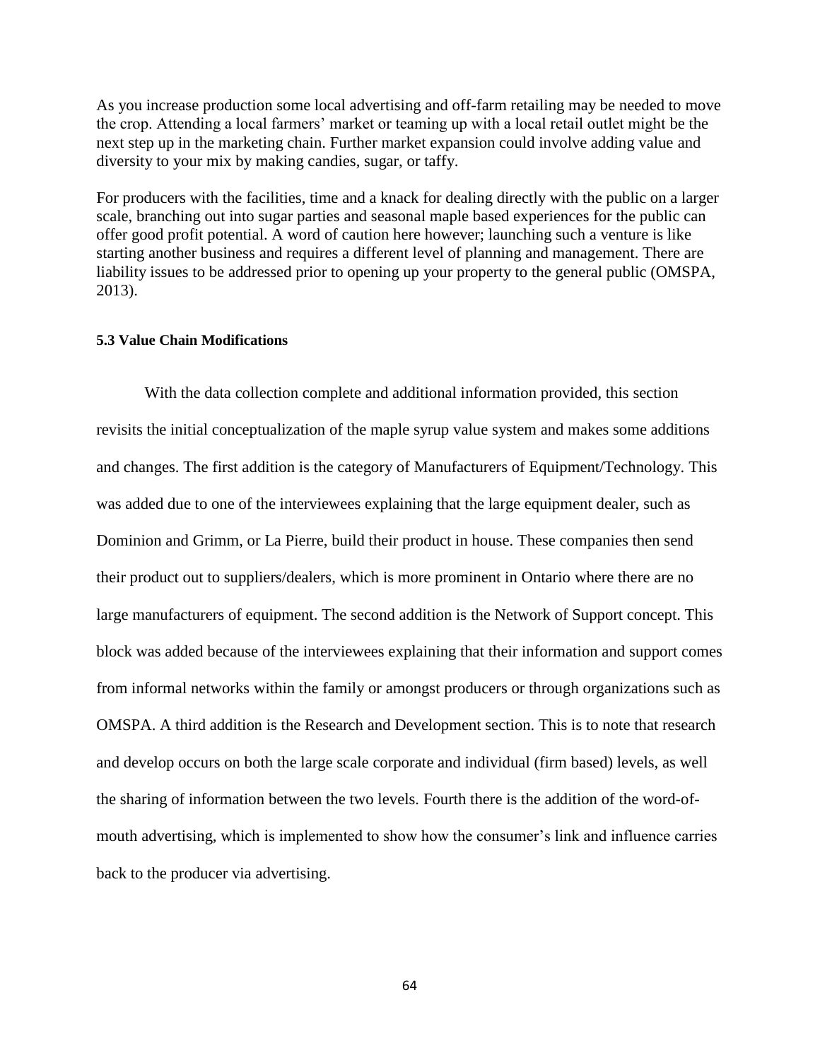As you increase production some local advertising and off-farm retailing may be needed to move the crop. Attending a local farmers' market or teaming up with a local retail outlet might be the next step up in the marketing chain. Further market expansion could involve adding value and diversity to your mix by making candies, sugar, or taffy.

For producers with the facilities, time and a knack for dealing directly with the public on a larger scale, branching out into sugar parties and seasonal maple based experiences for the public can offer good profit potential. A word of caution here however; launching such a venture is like starting another business and requires a different level of planning and management. There are liability issues to be addressed prior to opening up your property to the general public (OMSPA, 2013).

### 5.3 Value Chain Modifications

With the data collection complete and additional information provided, this section revisits the initial conceptualization of the maple syrup value system and makes some additions and changes. The first addition is the category of Manufacturers of Equipment/Technology. This was added due to one of the interviewees explaining that the large equipment dealer, such as Dominion and Grimm, or La Pierre, build their product in house. These companies then send their product out to suppliers/dealers, which is more prominent in Ontario where there are no large manufacturers of equipment. The second addition is the Network of Support concept. This block was added because of the interviewees explaining that their information and support comes from informal networks within the family or amongst producers or through organizations such as OMSPA. A third addition is the Research and Development section. This is to note that research and develop occurs on both the large scale corporate and individual (firm based) levels, as well the sharing of information between the two levels. Fourth there is the addition of the word-of-mouth advertising, which is implemented to show how the consumer's link and influence carries back to the producer via advertising.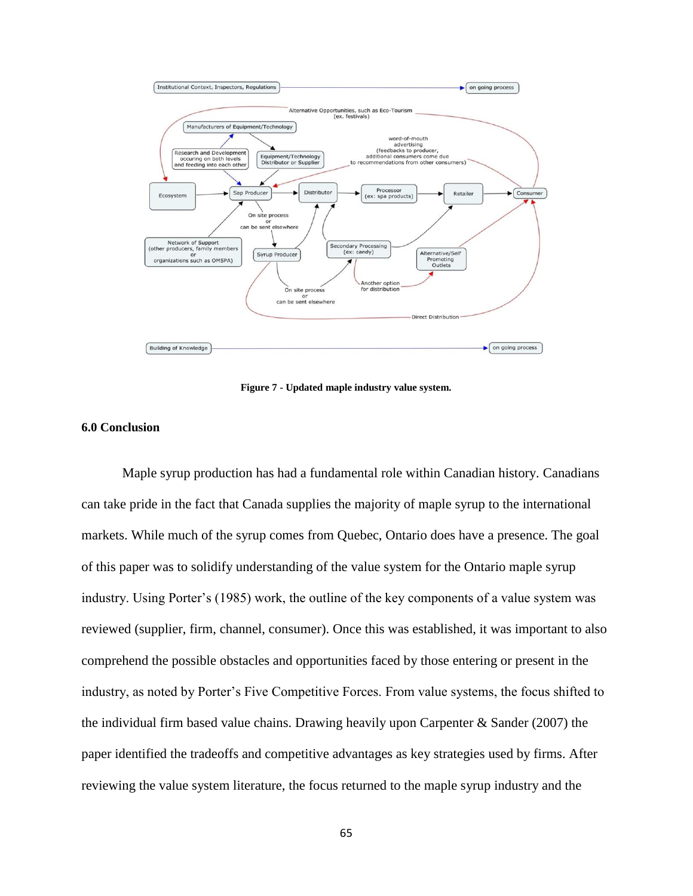**Figure 7 - Updated maple industry value system.**

## 6.0 Conclusion

Maple syrup production has had a fundamental role within Canadian history. Canadians can take pride in the fact that Canada supplies the majority of maple syrup to the international markets. While much of the syrup comes from Quebec, Ontario does have a presence. The goal of this paper was to solidify understanding of the value system for the Ontario maple syrup industry. Using Porter's (1985) work, the outline of the key components of a value system was reviewed (supplier, firm, channel, consumer). Once this was established, it was important to also comprehend the possible obstacles and opportunities faced by those entering or present in the industry, as noted by Porter's Five Competitive Forces. From value systems, the focus shifted to the individual firm based value chains. Drawing heavily upon Carpenter & Sander (2007) the paper identified the tradeoffs and competitive advantages as key strategies used by firms. After reviewing the value system literature, the focus returned to the maple syrup industry and the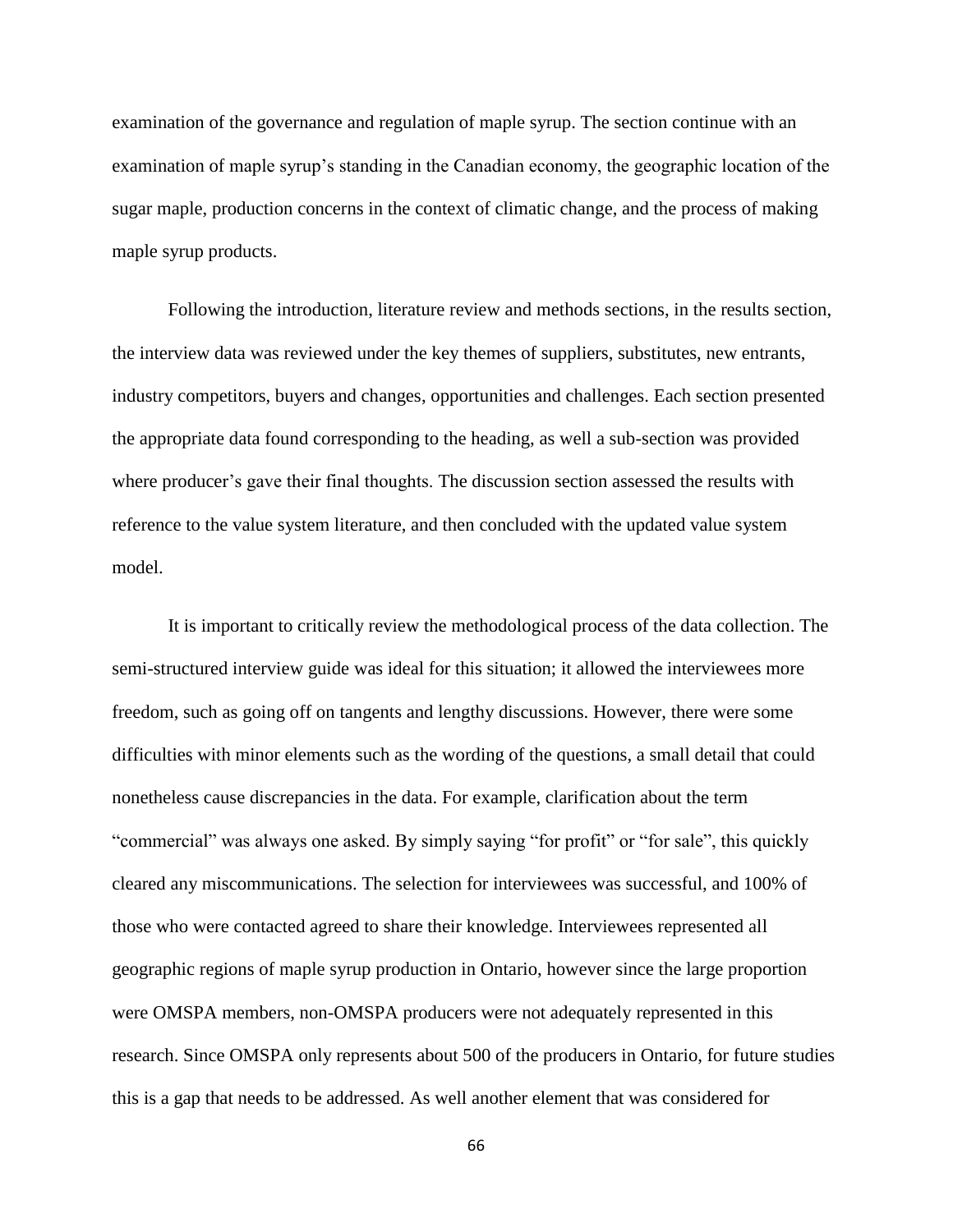examination of the governance and regulation of maple syrup. The section continue with an examination of maple syrup's standing in the Canadian economy, the geographic location of the sugar maple, production concerns in the context of climatic change, and the process of making maple syrup products.

Following the introduction, literature review and methods sections, in the results section, the interview data was reviewed under the key themes of suppliers, substitutes, new entrants, industry competitors, buyers and changes, opportunities and challenges. Each section presented the appropriate data found corresponding to the heading, as well a sub-section was provided where producer's gave their final thoughts. The discussion section assessed the results with reference to the value system literature, and then concluded with the updated value system model.

It is important to critically review the methodological process of the data collection. The semi-structured interview guide was ideal for this situation; it allowed the interviewees more freedom, such as going off on tangents and lengthy discussions. However, there were some difficulties with minor elements such as the wording of the questions, a small detail that could nonetheless cause discrepancies in the data. For example, clarification about the term "commercial" was always one asked. By simply saying "for profit" or "for sale", this quickly cleared any miscommunications. The selection for interviewees was successful, and 100% of those who were contacted agreed to share their knowledge. Interviewees represented all geographic regions of maple syrup production in Ontario, however since the large proportion were OMSPA members, non-OMSPA producers were not adequately represented in this research. Since OMSPA only represents about 500 of the producers in Ontario, for future studies this is a gap that needs to be addressed. As well another element that was considered for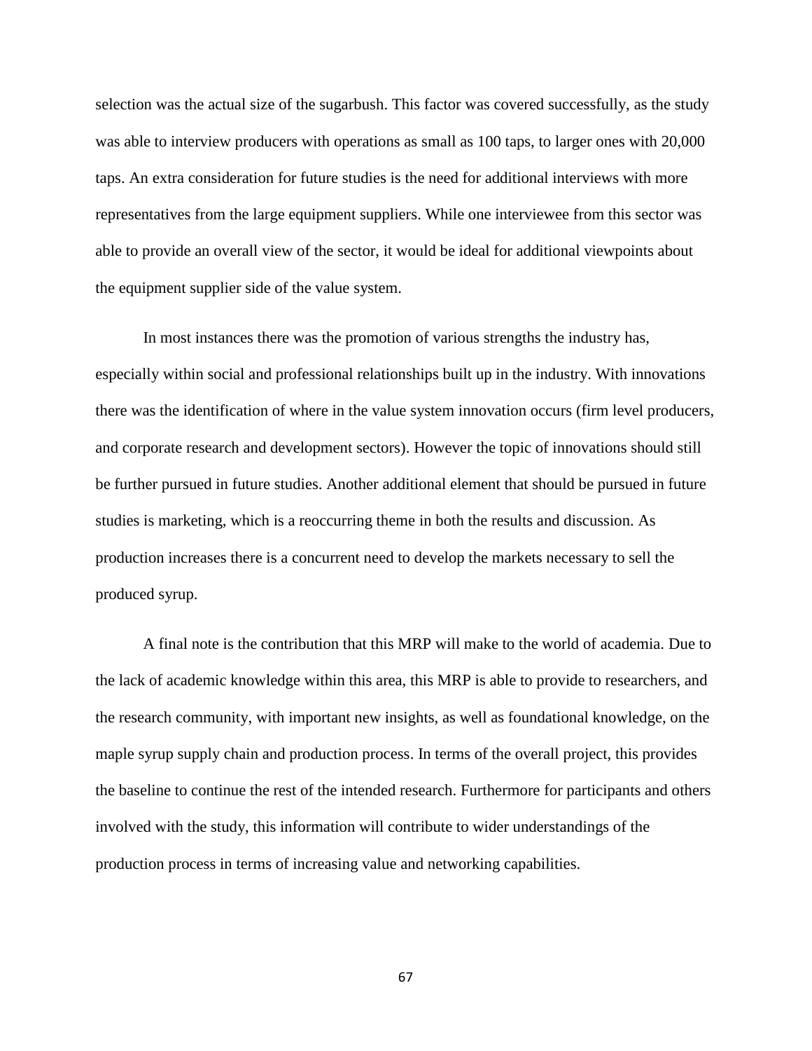selection was the actual size of the sugarbush. This factor was covered successfully, as the study was able to interview producers with operations as small as 100 taps, to larger ones with 20,000 taps. An extra consideration for future studies is the need for additional interviews with more representatives from the large equipment suppliers. While one interviewee from this sector was able to provide an overall view of the sector, it would be ideal for additional viewpoints about the equipment supplier side of the value system.

In most instances there was the promotion of various strengths the industry has, especially within social and professional relationships built up in the industry. With innovations there was the identification of where in the value system innovation occurs (firm level producers, and corporate research and development sectors). However the topic of innovations should still be further pursued in future studies. Another additional element that should be pursued in future studies is marketing, which is a reoccurring theme in both the results and discussion. As production increases there is a concurrent need to develop the markets necessary to sell the produced syrup.

A final note is the contribution that this MRP will make to the world of academia. Due to the lack of academic knowledge within this area, this MRP is able to provide to researchers, and the research community, with important new insights, as well as foundational knowledge, on the maple syrup supply chain and production process. In terms of the overall project, this provides the baseline to continue the rest of the intended research. Furthermore for participants and others involved with the study, this information will contribute to wider understandings of the production process in terms of increasing value and networking capabilities.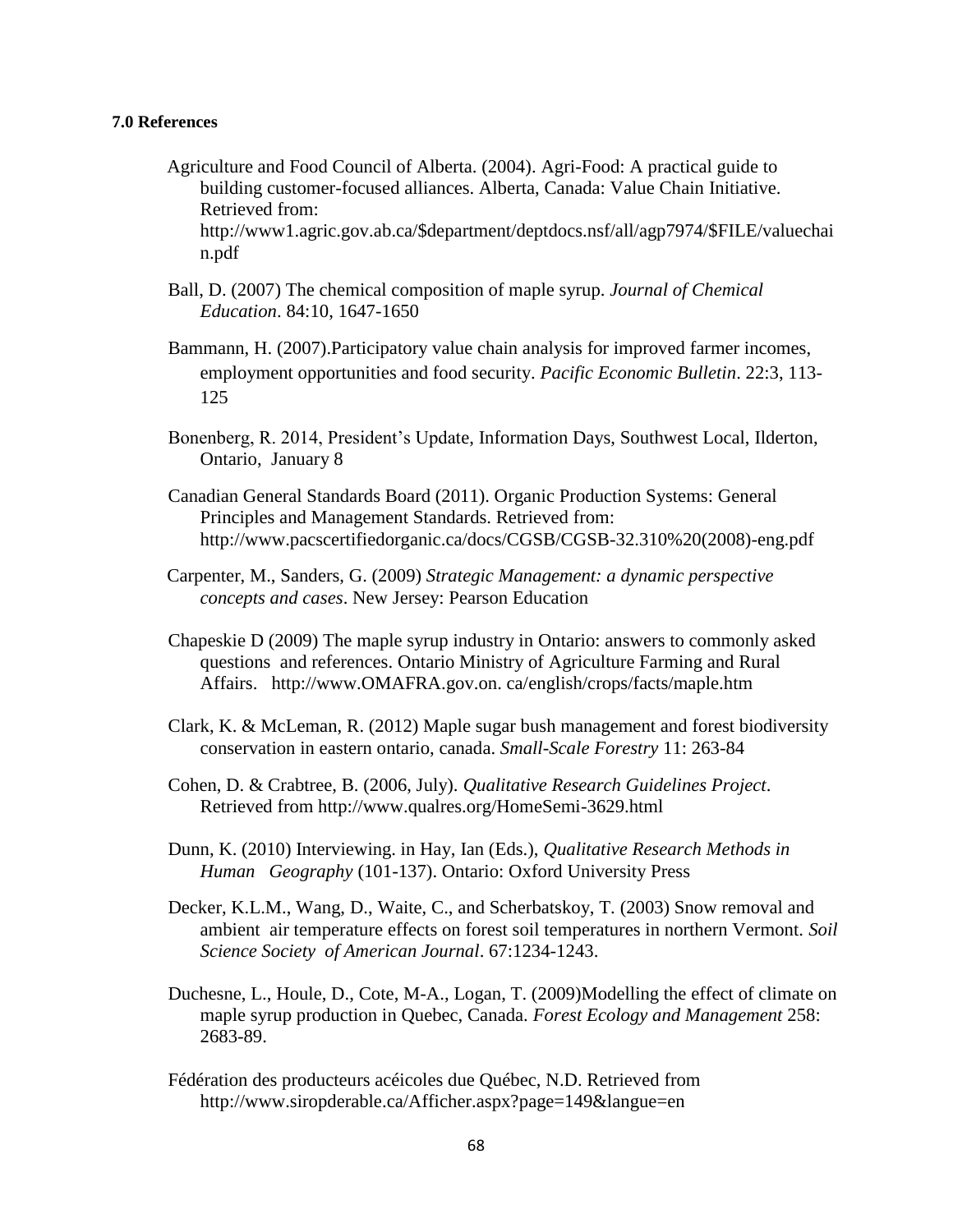**7.0 References**

Agriculture and Food Council of Alberta. (2004). Agri-Food: A practical guide to building customer-focused alliances. Alberta, Canada: Value Chain Initiative. Retrieved from: http://www1.agric.gov.ab.ca/$department/deptdocs.nsf/all/agp7974/$FILE/valuechain.pdf

Ball, D. (2007) The chemical composition of maple syrup. *Journal of Chemical Education*. 84:10, 1647-1650

Bammann, H. (2007).Participatory value chain analysis for improved farmer incomes, employment opportunities and food security. *Pacific Economic Bulletin*. 22:3, 113-125

Bonenberg, R. 2014, President's Update, Information Days, Southwest Local, Ilderton, Ontario, January 8

Canadian General Standards Board (2011). Organic Production Systems: General Principles and Management Standards. Retrieved from: http://www.pacscertifiedorganic.ca/docs/CGSB/CGSB-32.310%20(2008)-eng.pdf

Carpenter, M., Sanders, G. (2009) *Strategic Management: a dynamic perspective concepts and cases*. New Jersey: Pearson Education

Chapeskie D (2009) The maple syrup industry in Ontario: answers to commonly asked questions and references. Ontario Ministry of Agriculture Farming and Rural Affairs. http://www.OMAFRA.gov.on. ca/english/crops/facts/maple.htm

Clark, K. & McLeman, R. (2012) Maple sugar bush management and forest biodiversity conservation in eastern ontario, canada. *Small-Scale Forestry* 11: 263-84

Cohen, D. & Crabtree, B. (2006, July). *Qualitative Research Guidelines Project*. Retrieved from http://www.qualres.org/HomeSemi-3629.html

Dunn, K. (2010) Interviewing. in Hay, Ian (Eds.), *Qualitative Research Methods in Human Geography* (101-137). Ontario: Oxford University Press

Decker, K.L.M., Wang, D., Waite, C., and Scherbatskoy, T. (2003) Snow removal and ambient air temperature effects on forest soil temperatures in northern Vermont. *Soil Science Society of American Journal*. 67:1234-1243.

Duchesne, L., Houle, D., Cote, M-A., Logan, T. (2009)Modelling the effect of climate on maple syrup production in Quebec, Canada. *Forest Ecology and Management* 258: 2683-89.

Fédération des producteurs acéicoles due Québec, N.D. Retrieved from http://www.siropderable.ca/Afficher.aspx?page=149&langue=en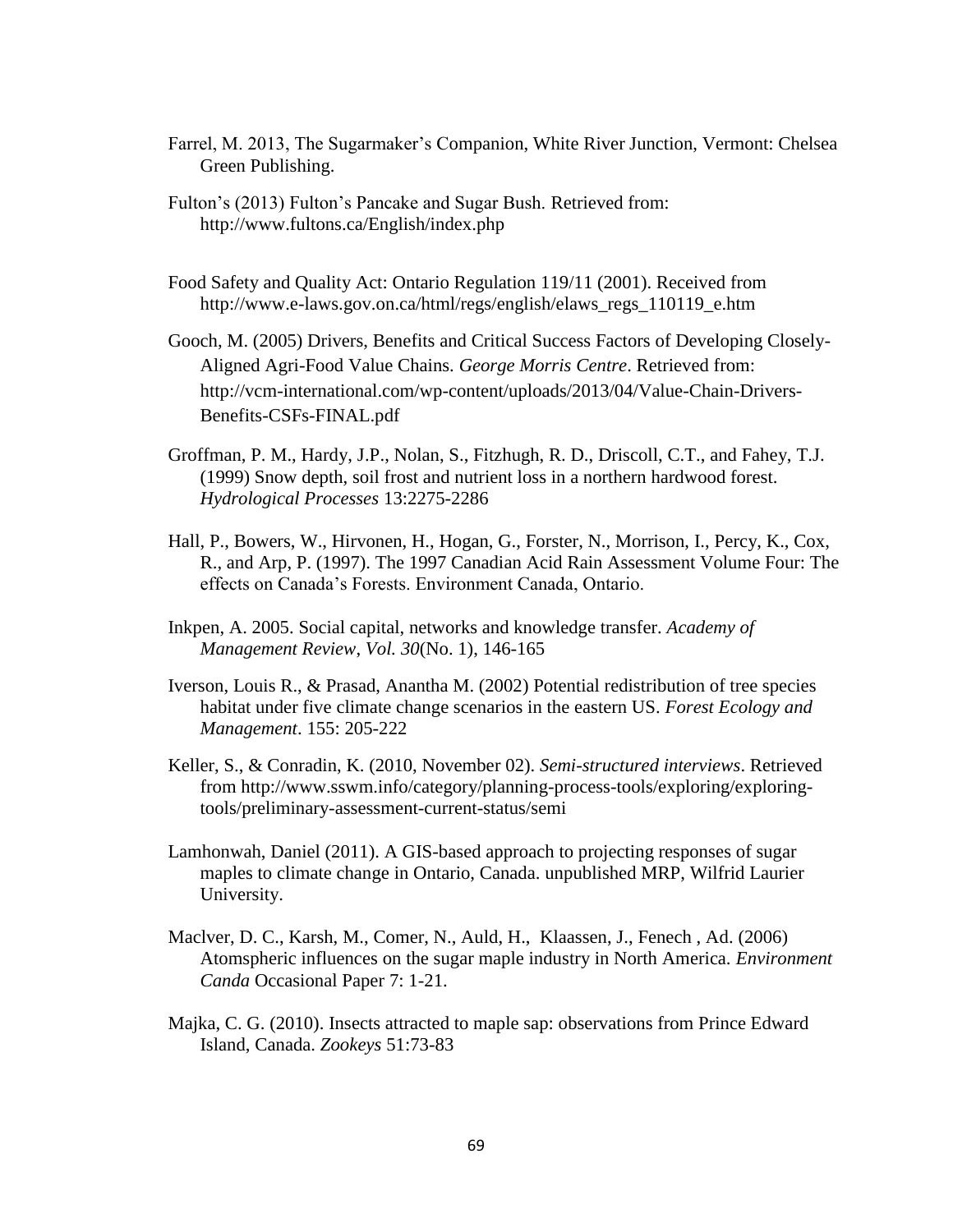Farrel, M. 2013, The Sugarmaker's Companion, White River Junction, Vermont: Chelsea Green Publishing.

Fulton's (2013) Fulton's Pancake and Sugar Bush. Retrieved from: http://www.fultons.ca/English/index.php

Food Safety and Quality Act: Ontario Regulation 119/11 (2001). Received from http://www.e-laws.gov.on.ca/html/regs/english/elaws_regs_110119_e.htm

Gooch, M. (2005) Drivers, Benefits and Critical Success Factors of Developing Closely-Aligned Agri-Food Value Chains. *George Morris Centre*. Retrieved from: http://vcm-international.com/wp-content/uploads/2013/04/Value-Chain-Drivers-Benefits-CSFs-FINAL.pdf

Groffman, P. M., Hardy, J.P., Nolan, S., Fitzhugh, R. D., Driscoll, C.T., and Fahey, T.J. (1999) Snow depth, soil frost and nutrient loss in a northern hardwood forest. *Hydrological Processes* 13:2275-2286

Hall, P., Bowers, W., Hirvonen, H., Hogan, G., Forster, N., Morrison, I., Percy, K., Cox, R., and Arp, P. (1997). The 1997 Canadian Acid Rain Assessment Volume Four: The effects on Canada's Forests. Environment Canada, Ontario.

Inkpen, A. 2005. Social capital, networks and knowledge transfer. *Academy of Management Review, Vol. 30*(No. 1), 146-165

Iverson, Louis R., & Prasad, Anantha M. (2002) Potential redistribution of tree species habitat under five climate change scenarios in the eastern US. *Forest Ecology and Management*. 155: 205-222

Keller, S., & Conradin, K. (2010, November 02). *Semi-structured interviews*. Retrieved from http://www.sswm.info/category/planning-process-tools/exploring/exploring-tools/preliminary-assessment-current-status/semi

Lamhonwah, Daniel (2011). A GIS-based approach to projecting responses of sugar maples to climate change in Ontario, Canada. unpublished MRP, Wilfrid Laurier University.

Maclver, D. C., Karsh, M., Comer, N., Auld, H., Klaassen, J., Fenech , Ad. (2006) Atomspheric influences on the sugar maple industry in North America. *Environment Canda* Occasional Paper 7: 1-21.

Majka, C. G. (2010). Insects attracted to maple sap: observations from Prince Edward Island, Canada. *Zookeys* 51:73-83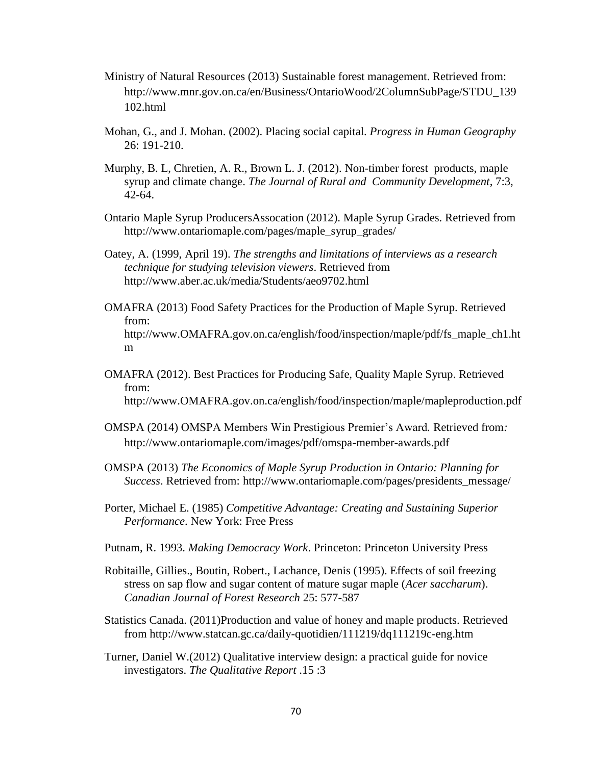Ministry of Natural Resources (2013) Sustainable forest management. Retrieved from: http://www.mnr.gov.on.ca/en/Business/OntarioWood/2ColumnSubPage/STDU_139102.html

Mohan, G., and J. Mohan. (2002). Placing social capital. *Progress in Human Geography* 26: 191-210.

Murphy, B. L, Chretien, A. R., Brown L. J. (2012). Non-timber forest products, maple syrup and climate change. *The Journal of Rural and Community Development*, 7:3, 42-64.

Ontario Maple Syrup ProducersAssocation (2012). Maple Syrup Grades. Retrieved from http://www.ontariomaple.com/pages/maple_syrup_grades/

Oatey, A. (1999, April 19). *The strengths and limitations of interviews as a research technique for studying television viewers*. Retrieved from http://www.aber.ac.uk/media/Students/aeo9702.html

OMAFRA (2013) Food Safety Practices for the Production of Maple Syrup. Retrieved from: http://www.OMAFRA.gov.on.ca/english/food/inspection/maple/pdf/fs_maple_ch1.htm

OMAFRA (2012). Best Practices for Producing Safe, Quality Maple Syrup. Retrieved from: http://www.OMAFRA.gov.on.ca/english/food/inspection/maple/mapleproduction.pdf

OMSPA (2014) OMSPA Members Win Prestigious Premier's Award. Retrieved from: http://www.ontariomaple.com/images/pdf/omspa-member-awards.pdf

OMSPA (2013) *The Economics of Maple Syrup Production in Ontario: Planning for Success*. Retrieved from: http://www.ontariomaple.com/pages/presidents_message/

Porter, Michael E. (1985) *Competitive Advantage: Creating and Sustaining Superior Performance*. New York: Free Press

Putnam, R. 1993. *Making Democracy Work*. Princeton: Princeton University Press

Robitaille, Gillies., Boutin, Robert., Lachance, Denis (1995). Effects of soil freezing stress on sap flow and sugar content of mature sugar maple (*Acer saccharum*). *Canadian Journal of Forest Research* 25: 577-587

Statistics Canada. (2011)Production and value of honey and maple products. Retrieved from http://www.statcan.gc.ca/daily-quotidien/111219/dq111219c-eng.htm

Turner, Daniel W.(2012) Qualitative interview design: a practical guide for novice investigators. *The Qualitative Report* .15 :3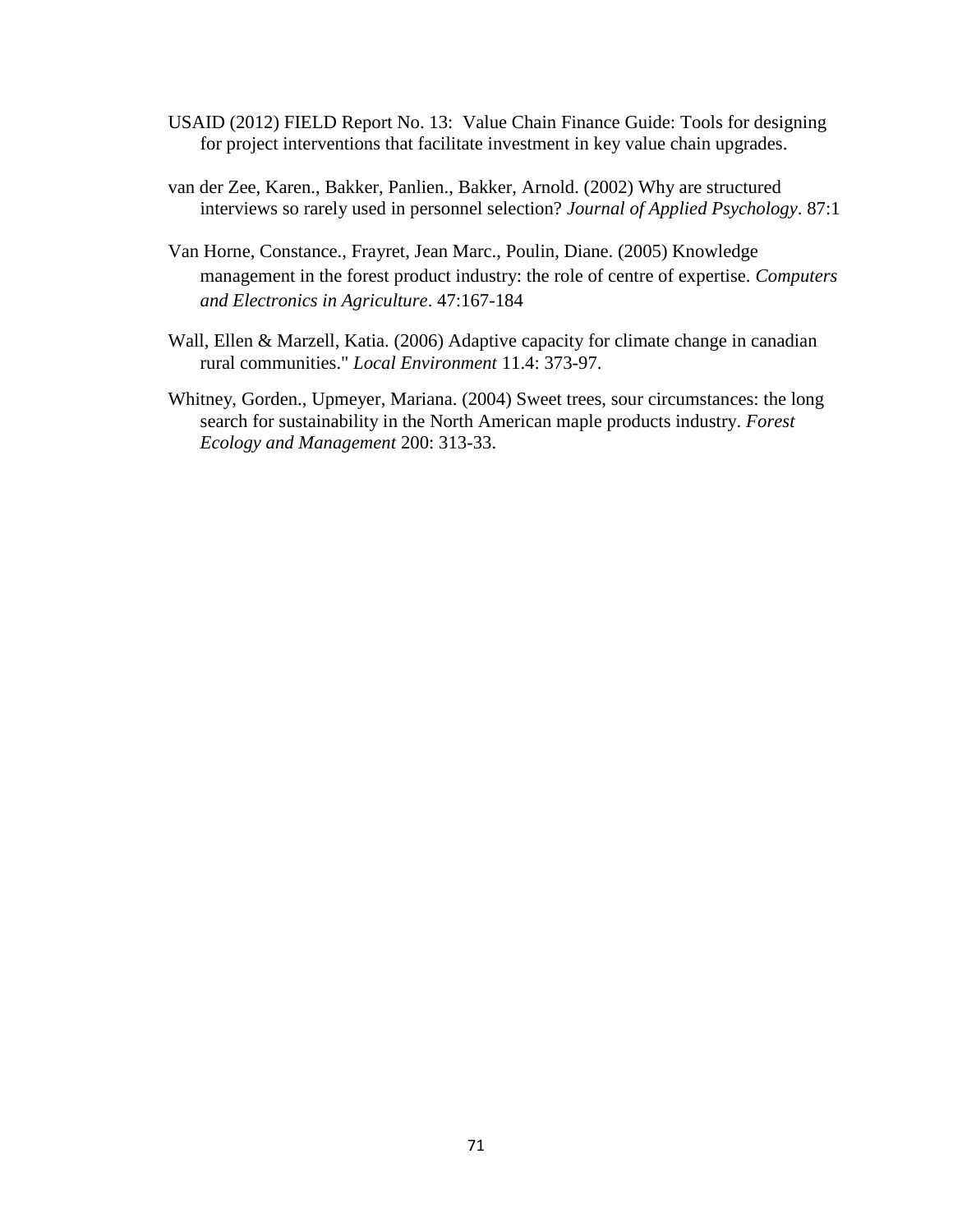USAID (2012) FIELD Report No. 13: Value Chain Finance Guide: Tools for designing for project interventions that facilitate investment in key value chain upgrades.

van der Zee, Karen., Bakker, Panlien., Bakker, Arnold. (2002) Why are structured interviews so rarely used in personnel selection? *Journal of Applied Psychology*. 87:1

Van Horne, Constance., Frayret, Jean Marc., Poulin, Diane. (2005) Knowledge management in the forest product industry: the role of centre of expertise. *Computers and Electronics in Agriculture*. 47:167-184

Wall, Ellen & Marzell, Katia. (2006) Adaptive capacity for climate change in canadian rural communities." *Local Environment* 11.4: 373-97.

Whitney, Gorden., Upmeyer, Mariana. (2004) Sweet trees, sour circumstances: the long search for sustainability in the North American maple products industry. *Forest Ecology and Management* 200: 313-33.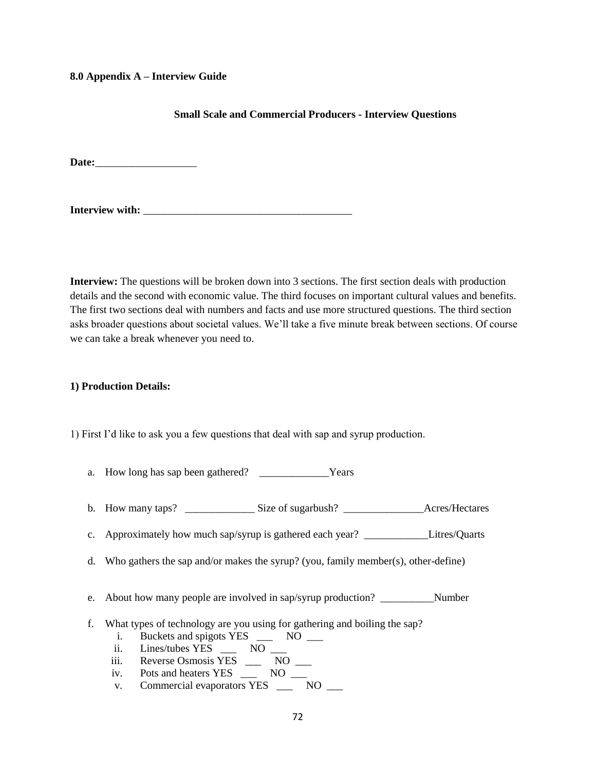## 8.0 Appendix A – Interview Guide

**Small Scale and Commercial Producers - Interview Questions**

**Date:**___________________

**Interview with:** _______________________________________

**Interview:** The questions will be broken down into 3 sections. The first section deals with production details and the second with economic value. The third focuses on important cultural values and benefits. The first two sections deal with numbers and facts and use more structured questions. The third section asks broader questions about societal values. We'll take a five minute break between sections. Of course we can take a break whenever you need to.

### 1) Production Details:

1) First I'd like to ask you a few questions that deal with sap and syrup production.

a. How long has sap been gathered? _____________Years

b. How many taps? _____________ Size of sugarbush? _______________Acres/Hectares

c. Approximately how much sap/syrup is gathered each year? ____________Litres/Quarts

d. Who gathers the sap and/or makes the syrup? (you, family member(s), other-define)

e. About how many people are involved in sap/syrup production? __________Number

f. What types of technology are you using for gathering and boiling the sap?

   i. Buckets and spigots YES ___ NO ___
   ii. Lines/tubes YES ___ NO ___
   iii. Reverse Osmosis YES ___ NO ___
   iv. Pots and heaters YES ___ NO ___
   v. Commercial evaporators YES ___ NO ___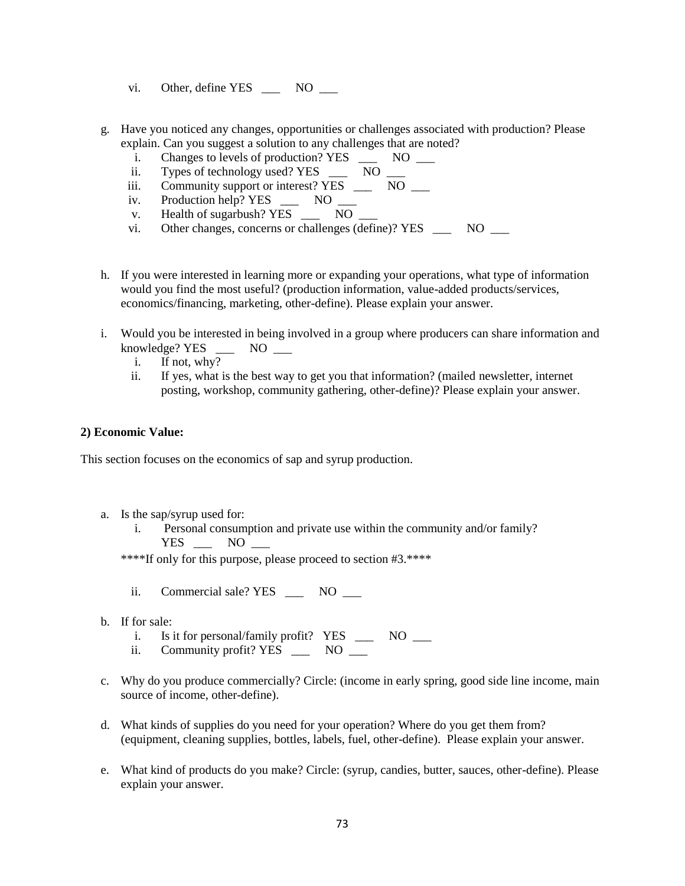vi. Other, define YES ___ NO ___

g. Have you noticed any changes, opportunities or challenges associated with production? Please explain. Can you suggest a solution to any challenges that are noted?
   i. Changes to levels of production? YES ___ NO ___
   ii. Types of technology used? YES ___ NO ___
   iii. Community support or interest? YES ___ NO ___
   iv. Production help? YES ___ NO ___
   v. Health of sugarbush? YES ___ NO ___
   vi. Other changes, concerns or challenges (define)? YES ___ NO ___

h. If you were interested in learning more or expanding your operations, what type of information would you find the most useful? (production information, value-added products/services, economics/financing, marketing, other-define). Please explain your answer.

i. Would you be interested in being involved in a group where producers can share information and knowledge? YES ___ NO ___
   i. If not, why?
   ii. If yes, what is the best way to get you that information? (mailed newsletter, internet posting, workshop, community gathering, other-define)? Please explain your answer.

**2) Economic Value:**

This section focuses on the economics of sap and syrup production.

a. Is the sap/syrup used for:
   i. Personal consumption and private use within the community and/or family? YES ___ NO ___

   ****If only for this purpose, please proceed to section #3.****

   ii. Commercial sale? YES ___ NO ___

b. If for sale:
   i. Is it for personal/family profit? YES ___ NO ___
   ii. Community profit? YES ___ NO ___

c. Why do you produce commercially? Circle: (income in early spring, good side line income, main source of income, other-define).

d. What kinds of supplies do you need for your operation? Where do you get them from? (equipment, cleaning supplies, bottles, labels, fuel, other-define). Please explain your answer.

e. What kind of products do you make? Circle: (syrup, candies, butter, sauces, other-define). Please explain your answer.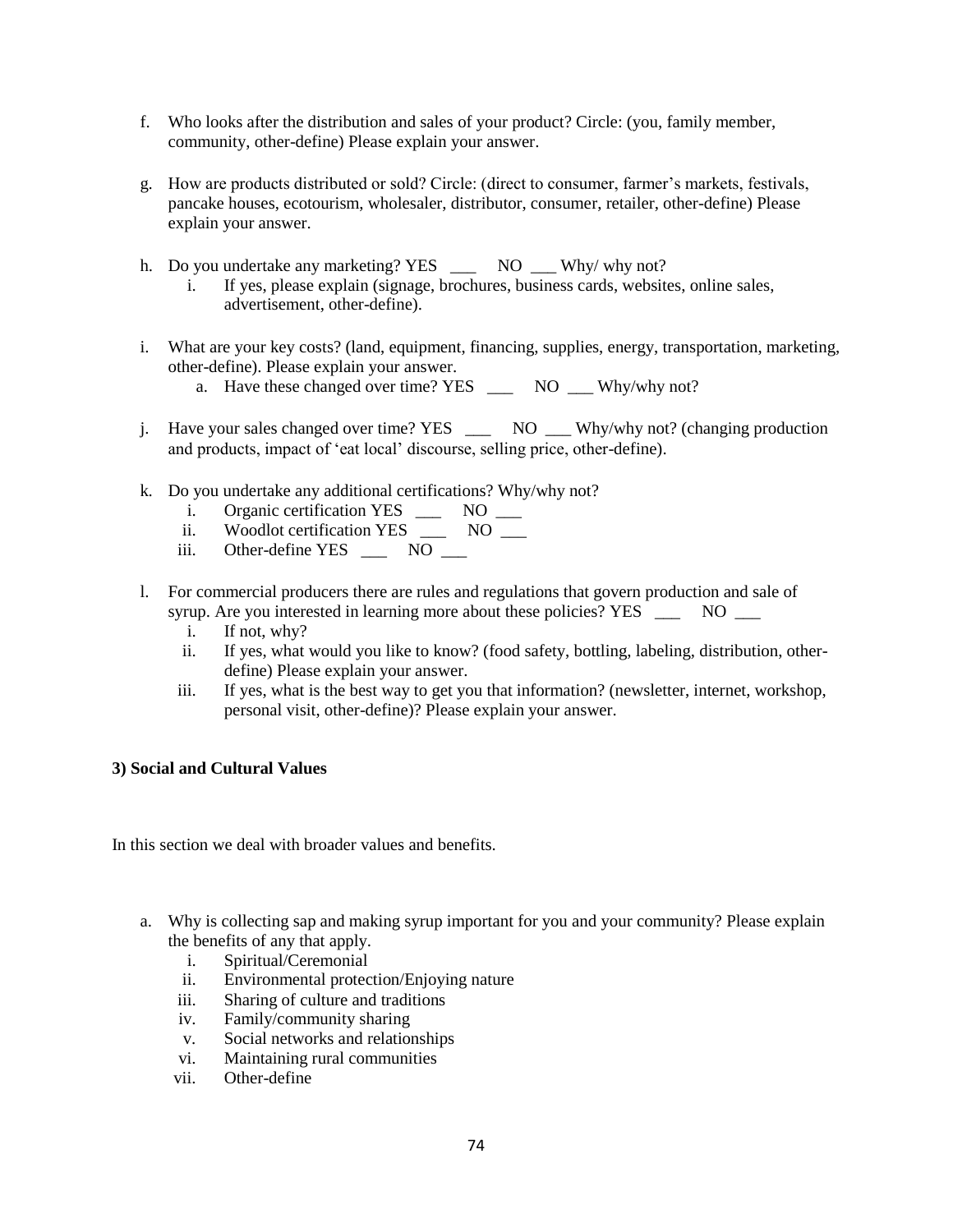f. Who looks after the distribution and sales of your product? Circle: (you, family member, community, other-define) Please explain your answer.

g. How are products distributed or sold? Circle: (direct to consumer, farmer's markets, festivals, pancake houses, ecotourism, wholesaler, distributor, consumer, retailer, other-define) Please explain your answer.

h. Do you undertake any marketing? YES ___ NO ___ Why/ why not?
   i. If yes, please explain (signage, brochures, business cards, websites, online sales, advertisement, other-define).

i. What are your key costs? (land, equipment, financing, supplies, energy, transportation, marketing, other-define). Please explain your answer.
   a. Have these changed over time? YES ___ NO ___ Why/why not?

j. Have your sales changed over time? YES ___ NO ___ Why/why not? (changing production and products, impact of 'eat local' discourse, selling price, other-define).

k. Do you undertake any additional certifications? Why/why not?
   i. Organic certification YES ___ NO ___
   ii. Woodlot certification YES ___ NO ___
   iii. Other-define YES ___ NO ___

l. For commercial producers there are rules and regulations that govern production and sale of syrup. Are you interested in learning more about these policies? YES ___ NO ___
   i. If not, why?
   ii. If yes, what would you like to know? (food safety, bottling, labeling, distribution, other-define) Please explain your answer.
   iii. If yes, what is the best way to get you that information? (newsletter, internet, workshop, personal visit, other-define)? Please explain your answer.

**3) Social and Cultural Values**

In this section we deal with broader values and benefits.

a. Why is collecting sap and making syrup important for you and your community? Please explain the benefits of any that apply.
   i. Spiritual/Ceremonial
   ii. Environmental protection/Enjoying nature
   iii. Sharing of culture and traditions
   iv. Family/community sharing
   v. Social networks and relationships
   vi. Maintaining rural communities
   vii. Other-define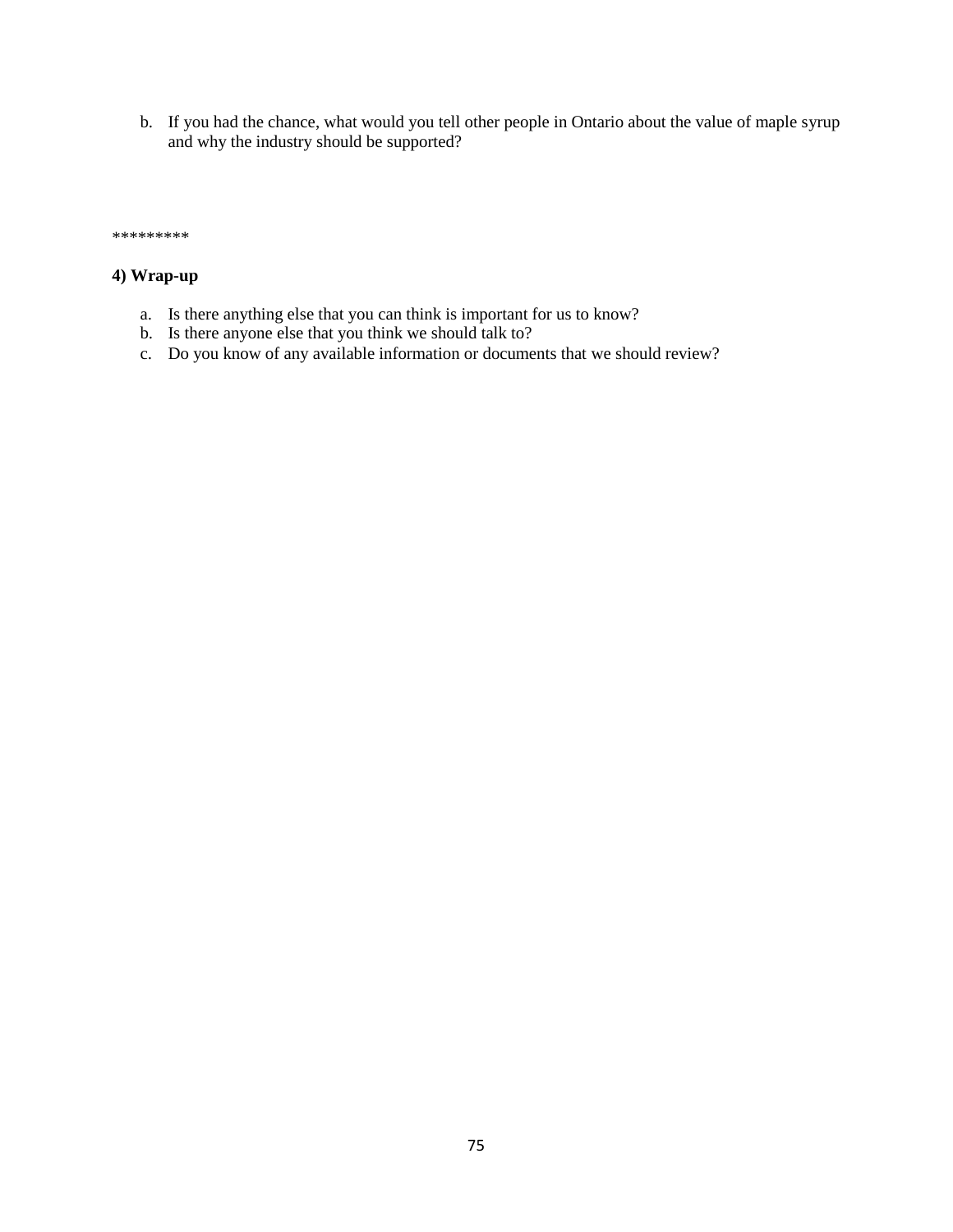b. If you had the chance, what would you tell other people in Ontario about the value of maple syrup and why the industry should be supported?

*********

**4) Wrap-up**

a. Is there anything else that you can think is important for us to know?
b. Is there anyone else that you think we should talk to?
c. Do you know of any available information or documents that we should review?